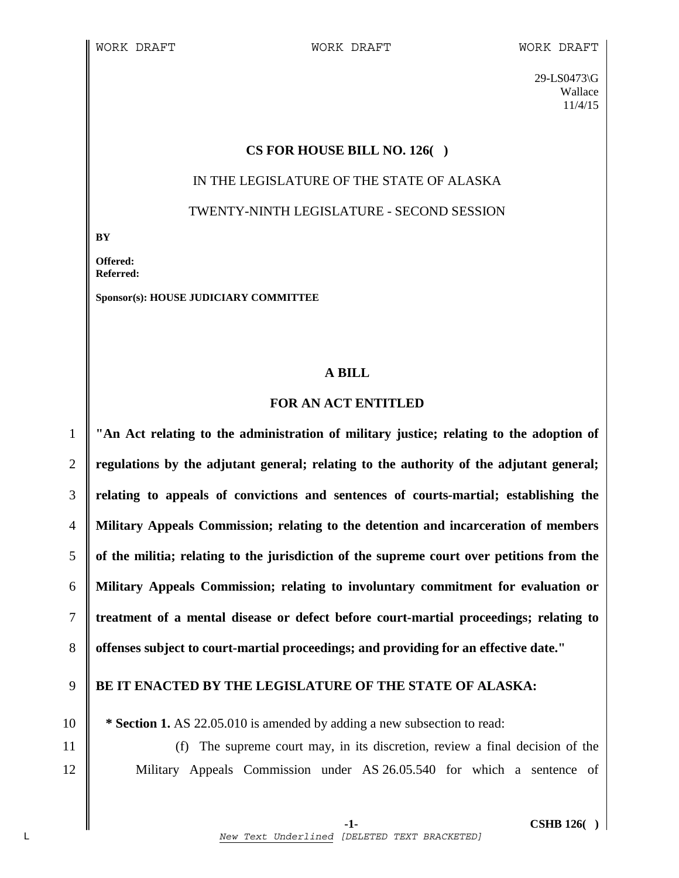WORK DRAFT WORK DRAFT WORK DRAFT

29-LS0473\G
Wallace
11/4/15

**CS FOR HOUSE BILL NO. 126( )**

IN THE LEGISLATURE OF THE STATE OF ALASKA

TWENTY-NINTH LEGISLATURE - SECOND SESSION

**BY**

**Offered:**
**Referred:**

**Sponsor(s): HOUSE JUDICIARY COMMITTEE**

**A BILL**

**FOR AN ACT ENTITLED**

**"An Act relating to the administration of military justice; relating to the adoption of regulations by the adjutant general; relating to the authority of the adjutant general; relating to appeals of convictions and sentences of courts-martial; establishing the Military Appeals Commission; relating to the detention and incarceration of members of the militia; relating to the jurisdiction of the supreme court over petitions from the Military Appeals Commission; relating to involuntary commitment for evaluation or treatment of a mental disease or defect before court-martial proceedings; relating to offenses subject to court-martial proceedings; and providing for an effective date."**

**BE IT ENACTED BY THE LEGISLATURE OF THE STATE OF ALASKA:**

**\* Section 1.** AS 22.05.010 is amended by adding a new subsection to read:

(f) The supreme court may, in its discretion, review a final decision of the Military Appeals Commission under AS 26.05.540 for which a sentence of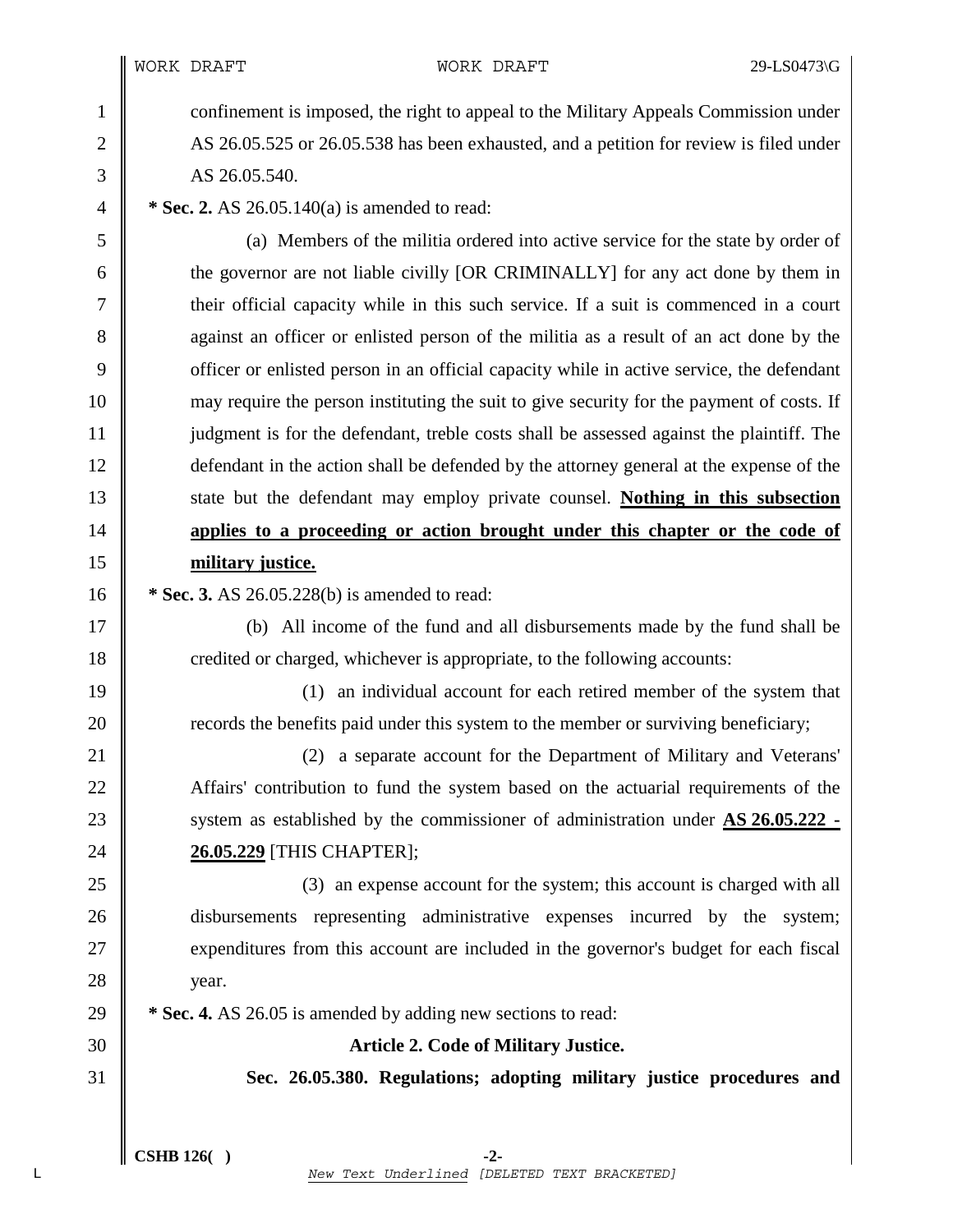confinement is imposed, the right to appeal to the Military Appeals Commission under AS 26.05.525 or 26.05.538 has been exhausted, and a petition for review is filed under AS 26.05.540.

**\* Sec. 2.** AS 26.05.140(a) is amended to read:

(a) Members of the militia ordered into active service for the state by order of the governor are not liable civilly [OR CRIMINALLY] for any act done by them in their official capacity while in this such service. If a suit is commenced in a court against an officer or enlisted person of the militia as a result of an act done by the officer or enlisted person in an official capacity while in active service, the defendant may require the person instituting the suit to give security for the payment of costs. If judgment is for the defendant, treble costs shall be assessed against the plaintiff. The defendant in the action shall be defended by the attorney general at the expense of the state but the defendant may employ private counsel. **Nothing in this subsection applies to a proceeding or action brought under this chapter or the code of military justice.**

**\* Sec. 3.** AS 26.05.228(b) is amended to read:

(b) All income of the fund and all disbursements made by the fund shall be credited or charged, whichever is appropriate, to the following accounts:

(1) an individual account for each retired member of the system that records the benefits paid under this system to the member or surviving beneficiary;

(2) a separate account for the Department of Military and Veterans' Affairs' contribution to fund the system based on the actuarial requirements of the system as established by the commissioner of administration under **AS 26.05.222 - 26.05.229** [THIS CHAPTER];

(3) an expense account for the system; this account is charged with all disbursements representing administrative expenses incurred by the system; expenditures from this account are included in the governor's budget for each fiscal year.

**\* Sec. 4.** AS 26.05 is amended by adding new sections to read:

**Article 2. Code of Military Justice.**

**Sec. 26.05.380. Regulations; adopting military justice procedures and**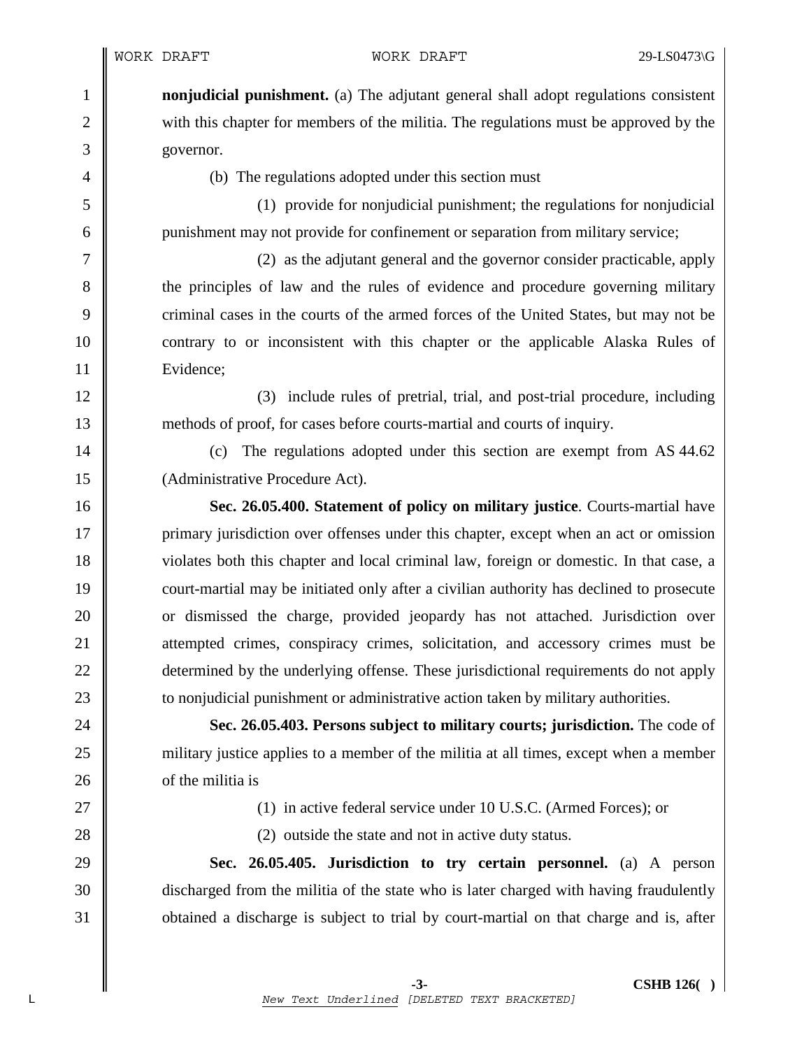**nonjudicial punishment.** (a) The adjutant general shall adopt regulations consistent with this chapter for members of the militia. The regulations must be approved by the governor.

(b) The regulations adopted under this section must

(1) provide for nonjudicial punishment; the regulations for nonjudicial punishment may not provide for confinement or separation from military service;

(2) as the adjutant general and the governor consider practicable, apply the principles of law and the rules of evidence and procedure governing military criminal cases in the courts of the armed forces of the United States, but may not be contrary to or inconsistent with this chapter or the applicable Alaska Rules of Evidence;

(3) include rules of pretrial, trial, and post-trial procedure, including methods of proof, for cases before courts-martial and courts of inquiry.

(c) The regulations adopted under this section are exempt from AS 44.62 (Administrative Procedure Act).

**Sec. 26.05.400. Statement of policy on military justice**. Courts-martial have primary jurisdiction over offenses under this chapter, except when an act or omission violates both this chapter and local criminal law, foreign or domestic. In that case, a court-martial may be initiated only after a civilian authority has declined to prosecute or dismissed the charge, provided jeopardy has not attached. Jurisdiction over attempted crimes, conspiracy crimes, solicitation, and accessory crimes must be determined by the underlying offense. These jurisdictional requirements do not apply to nonjudicial punishment or administrative action taken by military authorities.

**Sec. 26.05.403. Persons subject to military courts; jurisdiction.** The code of military justice applies to a member of the militia at all times, except when a member of the militia is

(1) in active federal service under 10 U.S.C. (Armed Forces); or

(2) outside the state and not in active duty status.

**Sec. 26.05.405. Jurisdiction to try certain personnel.** (a) A person discharged from the militia of the state who is later charged with having fraudulently obtained a discharge is subject to trial by court-martial on that charge and is, after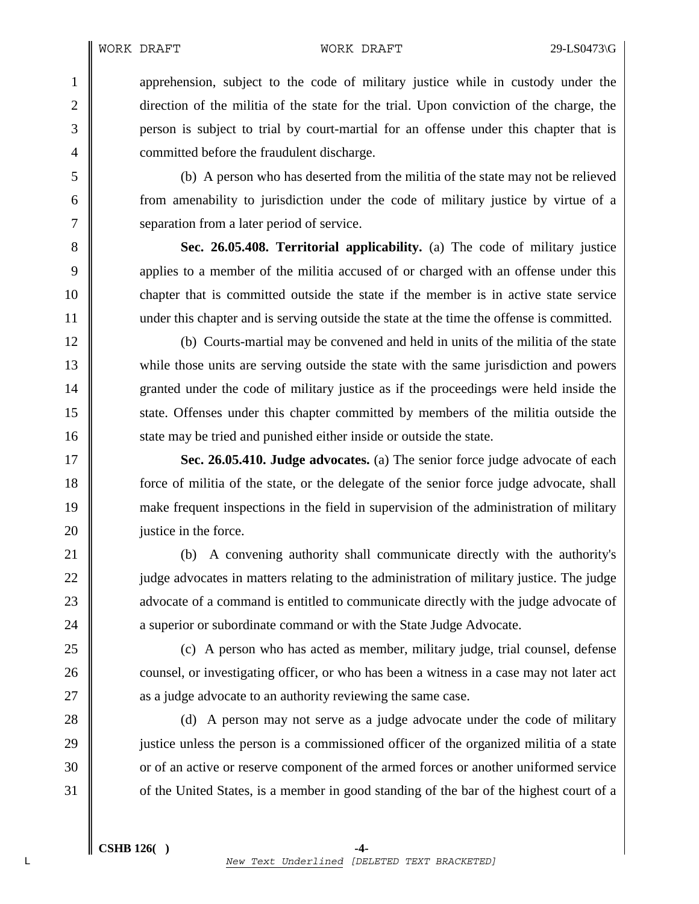apprehension, subject to the code of military justice while in custody under the direction of the militia of the state for the trial. Upon conviction of the charge, the person is subject to trial by court-martial for an offense under this chapter that is committed before the fraudulent discharge.

(b) A person who has deserted from the militia of the state may not be relieved from amenability to jurisdiction under the code of military justice by virtue of a separation from a later period of service.

**Sec. 26.05.408. Territorial applicability.** (a) The code of military justice applies to a member of the militia accused of or charged with an offense under this chapter that is committed outside the state if the member is in active state service under this chapter and is serving outside the state at the time the offense is committed.

(b) Courts-martial may be convened and held in units of the militia of the state while those units are serving outside the state with the same jurisdiction and powers granted under the code of military justice as if the proceedings were held inside the state. Offenses under this chapter committed by members of the militia outside the state may be tried and punished either inside or outside the state.

**Sec. 26.05.410. Judge advocates.** (a) The senior force judge advocate of each force of militia of the state, or the delegate of the senior force judge advocate, shall make frequent inspections in the field in supervision of the administration of military justice in the force.

(b) A convening authority shall communicate directly with the authority's judge advocates in matters relating to the administration of military justice. The judge advocate of a command is entitled to communicate directly with the judge advocate of a superior or subordinate command or with the State Judge Advocate.

(c) A person who has acted as member, military judge, trial counsel, defense counsel, or investigating officer, or who has been a witness in a case may not later act as a judge advocate to an authority reviewing the same case.

(d) A person may not serve as a judge advocate under the code of military justice unless the person is a commissioned officer of the organized militia of a state or of an active or reserve component of the armed forces or another uniformed service of the United States, is a member in good standing of the bar of the highest court of a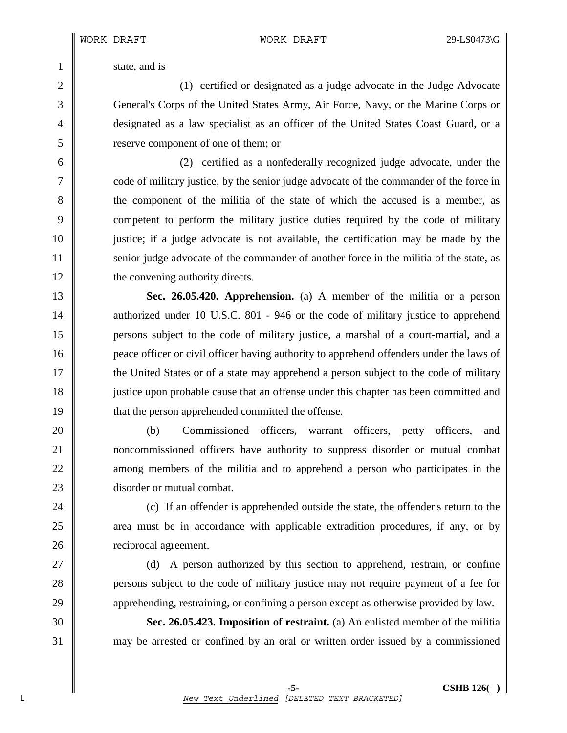state, and is

(1) certified or designated as a judge advocate in the Judge Advocate General's Corps of the United States Army, Air Force, Navy, or the Marine Corps or designated as a law specialist as an officer of the United States Coast Guard, or a reserve component of one of them; or

(2) certified as a nonfederally recognized judge advocate, under the code of military justice, by the senior judge advocate of the commander of the force in the component of the militia of the state of which the accused is a member, as competent to perform the military justice duties required by the code of military justice; if a judge advocate is not available, the certification may be made by the senior judge advocate of the commander of another force in the militia of the state, as the convening authority directs.

**Sec. 26.05.420. Apprehension.** (a) A member of the militia or a person authorized under 10 U.S.C. 801 - 946 or the code of military justice to apprehend persons subject to the code of military justice, a marshal of a court-martial, and a peace officer or civil officer having authority to apprehend offenders under the laws of the United States or of a state may apprehend a person subject to the code of military justice upon probable cause that an offense under this chapter has been committed and that the person apprehended committed the offense.

(b) Commissioned officers, warrant officers, petty officers, and noncommissioned officers have authority to suppress disorder or mutual combat among members of the militia and to apprehend a person who participates in the disorder or mutual combat.

(c) If an offender is apprehended outside the state, the offender's return to the area must be in accordance with applicable extradition procedures, if any, or by reciprocal agreement.

(d) A person authorized by this section to apprehend, restrain, or confine persons subject to the code of military justice may not require payment of a fee for apprehending, restraining, or confining a person except as otherwise provided by law.

**Sec. 26.05.423. Imposition of restraint.** (a) An enlisted member of the militia may be arrested or confined by an oral or written order issued by a commissioned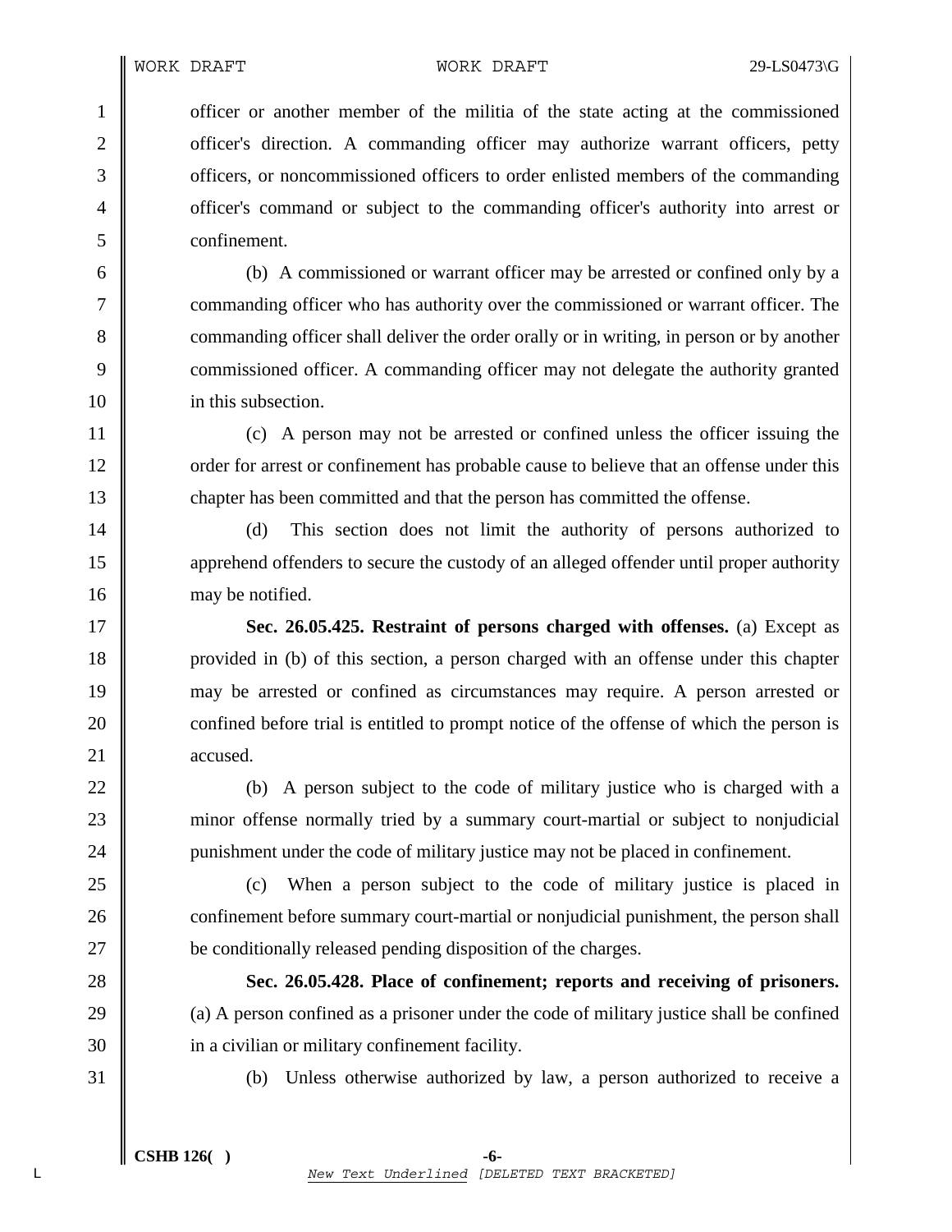officer or another member of the militia of the state acting at the commissioned officer's direction. A commanding officer may authorize warrant officers, petty officers, or noncommissioned officers to order enlisted members of the commanding officer's command or subject to the commanding officer's authority into arrest or confinement.

(b) A commissioned or warrant officer may be arrested or confined only by a commanding officer who has authority over the commissioned or warrant officer. The commanding officer shall deliver the order orally or in writing, in person or by another commissioned officer. A commanding officer may not delegate the authority granted in this subsection.

(c) A person may not be arrested or confined unless the officer issuing the order for arrest or confinement has probable cause to believe that an offense under this chapter has been committed and that the person has committed the offense.

(d) This section does not limit the authority of persons authorized to apprehend offenders to secure the custody of an alleged offender until proper authority may be notified.

**Sec. 26.05.425. Restraint of persons charged with offenses.** (a) Except as provided in (b) of this section, a person charged with an offense under this chapter may be arrested or confined as circumstances may require. A person arrested or confined before trial is entitled to prompt notice of the offense of which the person is accused.

(b) A person subject to the code of military justice who is charged with a minor offense normally tried by a summary court-martial or subject to nonjudicial punishment under the code of military justice may not be placed in confinement.

(c) When a person subject to the code of military justice is placed in confinement before summary court-martial or nonjudicial punishment, the person shall be conditionally released pending disposition of the charges.

**Sec. 26.05.428. Place of confinement; reports and receiving of prisoners.** (a) A person confined as a prisoner under the code of military justice shall be confined in a civilian or military confinement facility.

(b) Unless otherwise authorized by law, a person authorized to receive a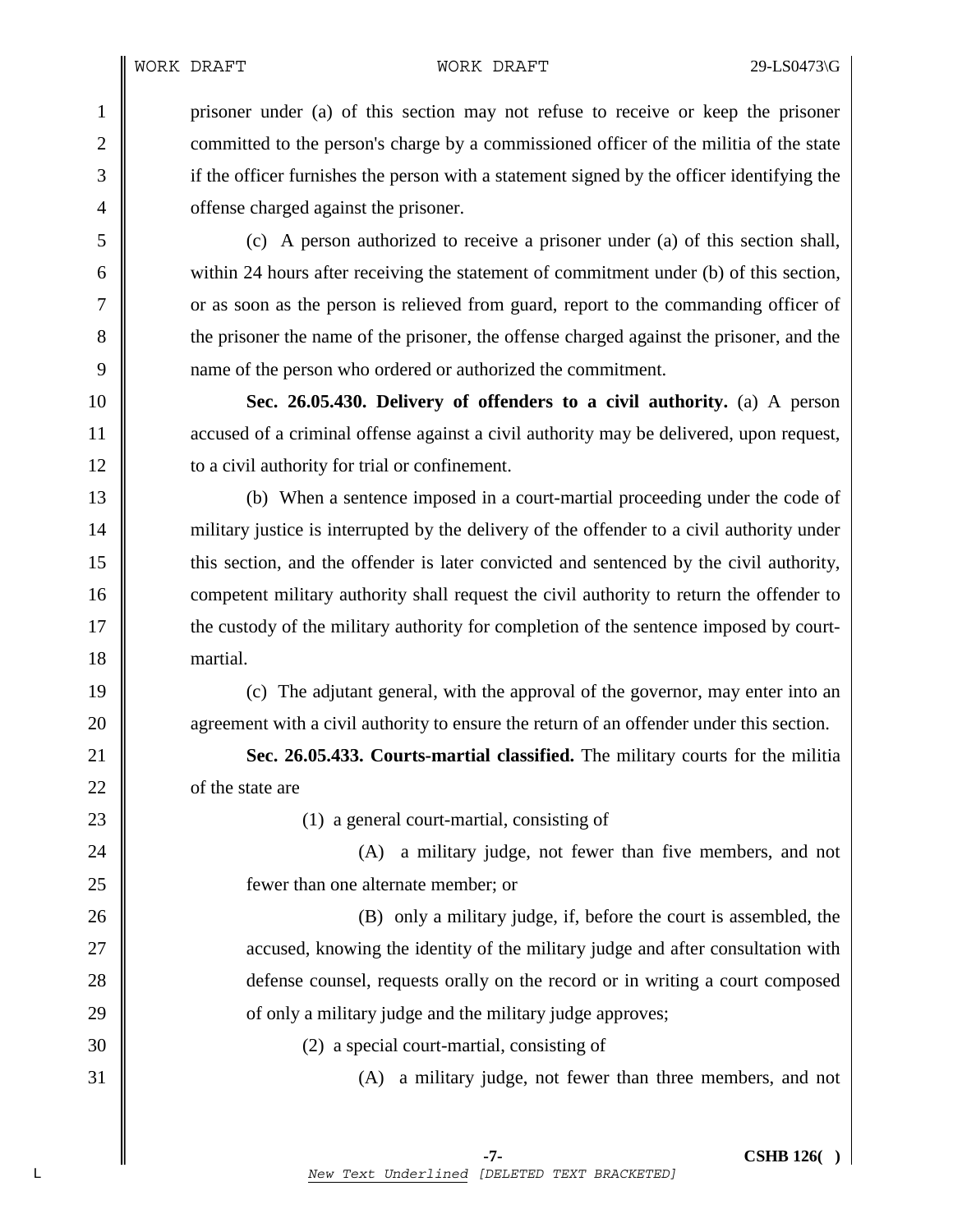prisoner under (a) of this section may not refuse to receive or keep the prisoner committed to the person's charge by a commissioned officer of the militia of the state if the officer furnishes the person with a statement signed by the officer identifying the offense charged against the prisoner.

(c) A person authorized to receive a prisoner under (a) of this section shall, within 24 hours after receiving the statement of commitment under (b) of this section, or as soon as the person is relieved from guard, report to the commanding officer of the prisoner the name of the prisoner, the offense charged against the prisoner, and the name of the person who ordered or authorized the commitment.

**Sec. 26.05.430. Delivery of offenders to a civil authority.** (a) A person accused of a criminal offense against a civil authority may be delivered, upon request, to a civil authority for trial or confinement.

(b) When a sentence imposed in a court-martial proceeding under the code of military justice is interrupted by the delivery of the offender to a civil authority under this section, and the offender is later convicted and sentenced by the civil authority, competent military authority shall request the civil authority to return the offender to the custody of the military authority for completion of the sentence imposed by court-martial.

(c) The adjutant general, with the approval of the governor, may enter into an agreement with a civil authority to ensure the return of an offender under this section.

**Sec. 26.05.433. Courts-martial classified.** The military courts for the militia of the state are

(1) a general court-martial, consisting of

(A) a military judge, not fewer than five members, and not fewer than one alternate member; or

(B) only a military judge, if, before the court is assembled, the accused, knowing the identity of the military judge and after consultation with defense counsel, requests orally on the record or in writing a court composed of only a military judge and the military judge approves;

(2) a special court-martial, consisting of

(A) a military judge, not fewer than three members, and not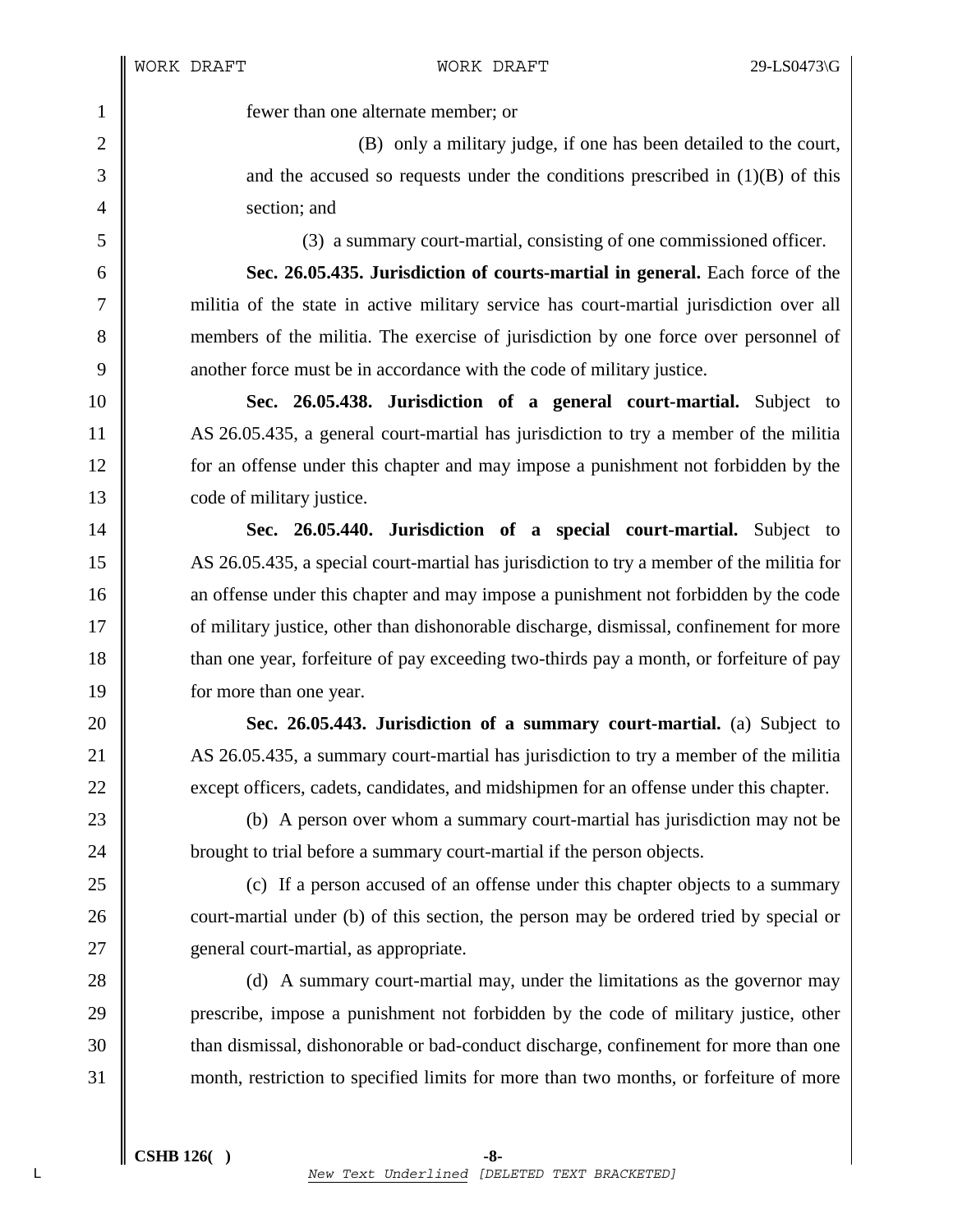fewer than one alternate member; or

(B) only a military judge, if one has been detailed to the court, and the accused so requests under the conditions prescribed in (1)(B) of this section; and

(3) a summary court-martial, consisting of one commissioned officer.

**Sec. 26.05.435. Jurisdiction of courts-martial in general.** Each force of the militia of the state in active military service has court-martial jurisdiction over all members of the militia. The exercise of jurisdiction by one force over personnel of another force must be in accordance with the code of military justice.

**Sec. 26.05.438. Jurisdiction of a general court-martial.** Subject to AS 26.05.435, a general court-martial has jurisdiction to try a member of the militia for an offense under this chapter and may impose a punishment not forbidden by the code of military justice.

**Sec. 26.05.440. Jurisdiction of a special court-martial.** Subject to AS 26.05.435, a special court-martial has jurisdiction to try a member of the militia for an offense under this chapter and may impose a punishment not forbidden by the code of military justice, other than dishonorable discharge, dismissal, confinement for more than one year, forfeiture of pay exceeding two-thirds pay a month, or forfeiture of pay for more than one year.

**Sec. 26.05.443. Jurisdiction of a summary court-martial.** (a) Subject to AS 26.05.435, a summary court-martial has jurisdiction to try a member of the militia except officers, cadets, candidates, and midshipmen for an offense under this chapter.

(b) A person over whom a summary court-martial has jurisdiction may not be brought to trial before a summary court-martial if the person objects.

(c) If a person accused of an offense under this chapter objects to a summary court-martial under (b) of this section, the person may be ordered tried by special or general court-martial, as appropriate.

(d) A summary court-martial may, under the limitations as the governor may prescribe, impose a punishment not forbidden by the code of military justice, other than dismissal, dishonorable or bad-conduct discharge, confinement for more than one month, restriction to specified limits for more than two months, or forfeiture of more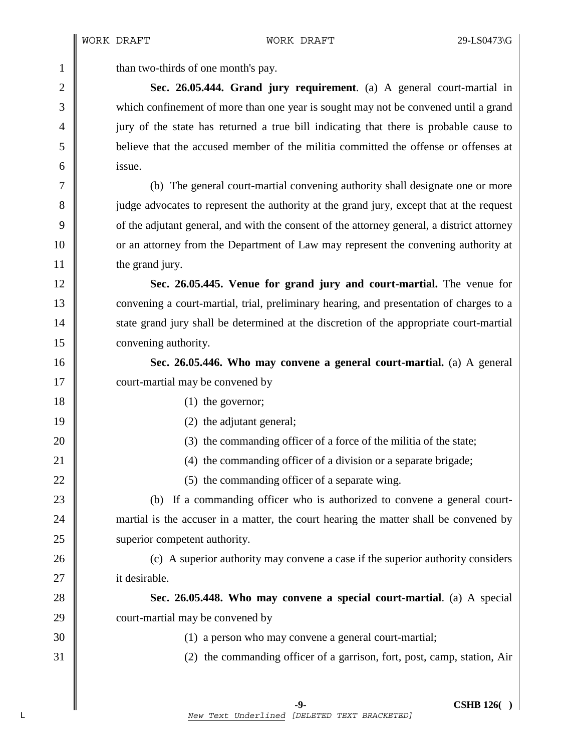than two-thirds of one month's pay.

**Sec. 26.05.444. Grand jury requirement**. (a) A general court-martial in which confinement of more than one year is sought may not be convened until a grand jury of the state has returned a true bill indicating that there is probable cause to believe that the accused member of the militia committed the offense or offenses at issue.

(b) The general court-martial convening authority shall designate one or more judge advocates to represent the authority at the grand jury, except that at the request of the adjutant general, and with the consent of the attorney general, a district attorney or an attorney from the Department of Law may represent the convening authority at the grand jury.

**Sec. 26.05.445. Venue for grand jury and court-martial.** The venue for convening a court-martial, trial, preliminary hearing, and presentation of charges to a state grand jury shall be determined at the discretion of the appropriate court-martial convening authority.

**Sec. 26.05.446. Who may convene a general court-martial.** (a) A general court-martial may be convened by

(1) the governor;

(2) the adjutant general;

(3) the commanding officer of a force of the militia of the state;

(4) the commanding officer of a division or a separate brigade;

(5) the commanding officer of a separate wing.

(b) If a commanding officer who is authorized to convene a general court-martial is the accuser in a matter, the court hearing the matter shall be convened by superior competent authority.

(c) A superior authority may convene a case if the superior authority considers it desirable.

**Sec. 26.05.448. Who may convene a special court-martial**. (a) A special court-martial may be convened by

(1) a person who may convene a general court-martial;

(2) the commanding officer of a garrison, fort, post, camp, station, Air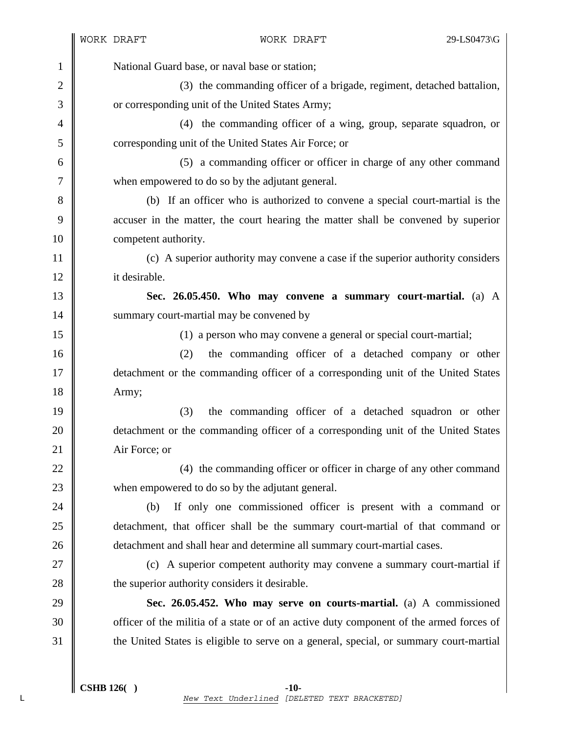National Guard base, or naval base or station;

(3) the commanding officer of a brigade, regiment, detached battalion, or corresponding unit of the United States Army;

(4) the commanding officer of a wing, group, separate squadron, or corresponding unit of the United States Air Force; or

(5) a commanding officer or officer in charge of any other command when empowered to do so by the adjutant general.

(b) If an officer who is authorized to convene a special court-martial is the accuser in the matter, the court hearing the matter shall be convened by superior competent authority.

(c) A superior authority may convene a case if the superior authority considers it desirable.

**Sec. 26.05.450. Who may convene a summary court-martial.** (a) A summary court-martial may be convened by

(1) a person who may convene a general or special court-martial;

(2) the commanding officer of a detached company or other detachment or the commanding officer of a corresponding unit of the United States Army;

(3) the commanding officer of a detached squadron or other detachment or the commanding officer of a corresponding unit of the United States Air Force; or

(4) the commanding officer or officer in charge of any other command when empowered to do so by the adjutant general.

(b) If only one commissioned officer is present with a command or detachment, that officer shall be the summary court-martial of that command or detachment and shall hear and determine all summary court-martial cases.

(c) A superior competent authority may convene a summary court-martial if the superior authority considers it desirable.

**Sec. 26.05.452. Who may serve on courts-martial.** (a) A commissioned officer of the militia of a state or of an active duty component of the armed forces of the United States is eligible to serve on a general, special, or summary court-martial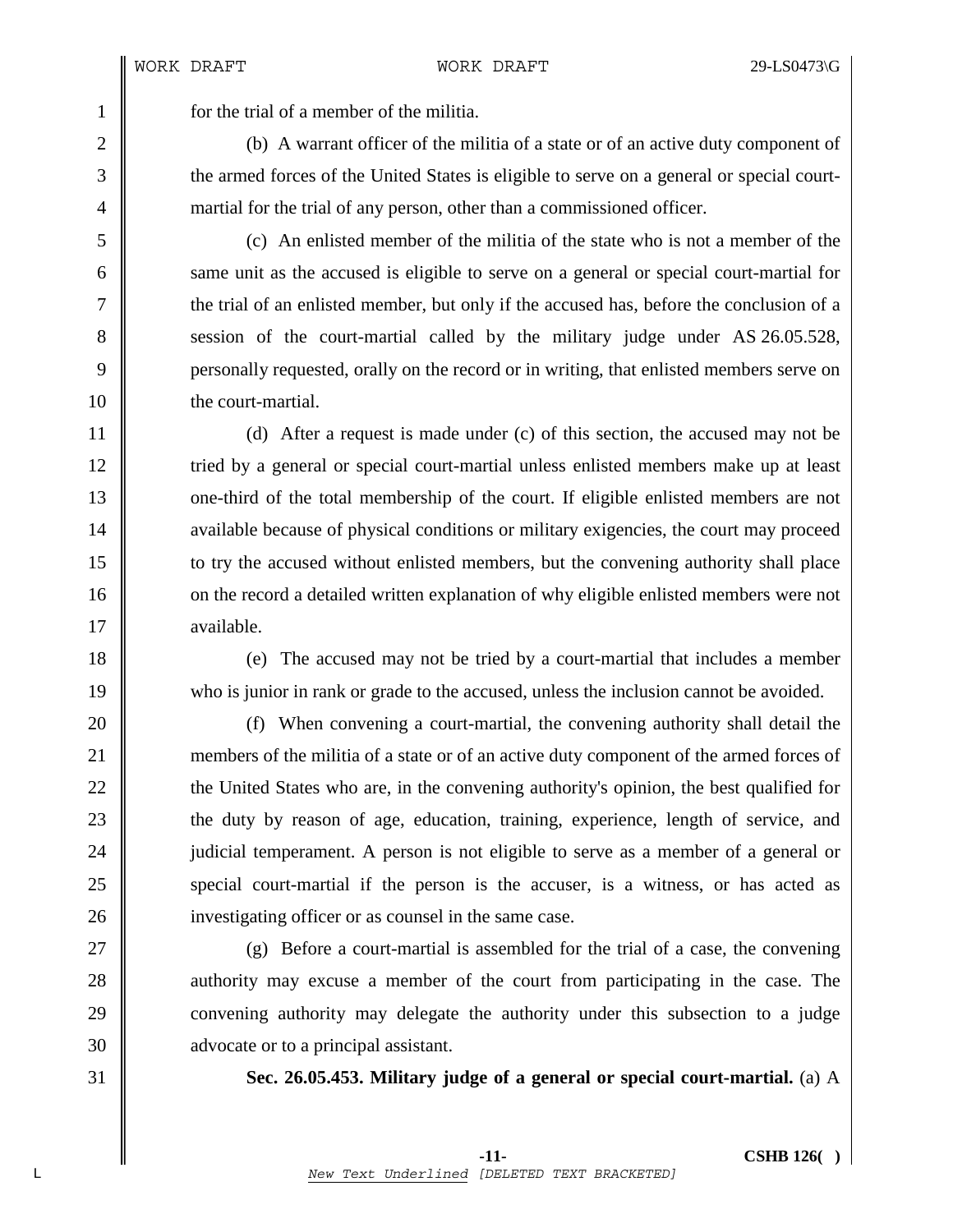for the trial of a member of the militia.

(b) A warrant officer of the militia of a state or of an active duty component of the armed forces of the United States is eligible to serve on a general or special court-martial for the trial of any person, other than a commissioned officer.

(c) An enlisted member of the militia of the state who is not a member of the same unit as the accused is eligible to serve on a general or special court-martial for the trial of an enlisted member, but only if the accused has, before the conclusion of a session of the court-martial called by the military judge under AS 26.05.528, personally requested, orally on the record or in writing, that enlisted members serve on the court-martial.

(d) After a request is made under (c) of this section, the accused may not be tried by a general or special court-martial unless enlisted members make up at least one-third of the total membership of the court. If eligible enlisted members are not available because of physical conditions or military exigencies, the court may proceed to try the accused without enlisted members, but the convening authority shall place on the record a detailed written explanation of why eligible enlisted members were not available.

(e) The accused may not be tried by a court-martial that includes a member who is junior in rank or grade to the accused, unless the inclusion cannot be avoided.

(f) When convening a court-martial, the convening authority shall detail the members of the militia of a state or of an active duty component of the armed forces of the United States who are, in the convening authority's opinion, the best qualified for the duty by reason of age, education, training, experience, length of service, and judicial temperament. A person is not eligible to serve as a member of a general or special court-martial if the person is the accuser, is a witness, or has acted as investigating officer or as counsel in the same case.

(g) Before a court-martial is assembled for the trial of a case, the convening authority may excuse a member of the court from participating in the case. The convening authority may delegate the authority under this subsection to a judge advocate or to a principal assistant.

**Sec. 26.05.453. Military judge of a general or special court-martial.** (a) A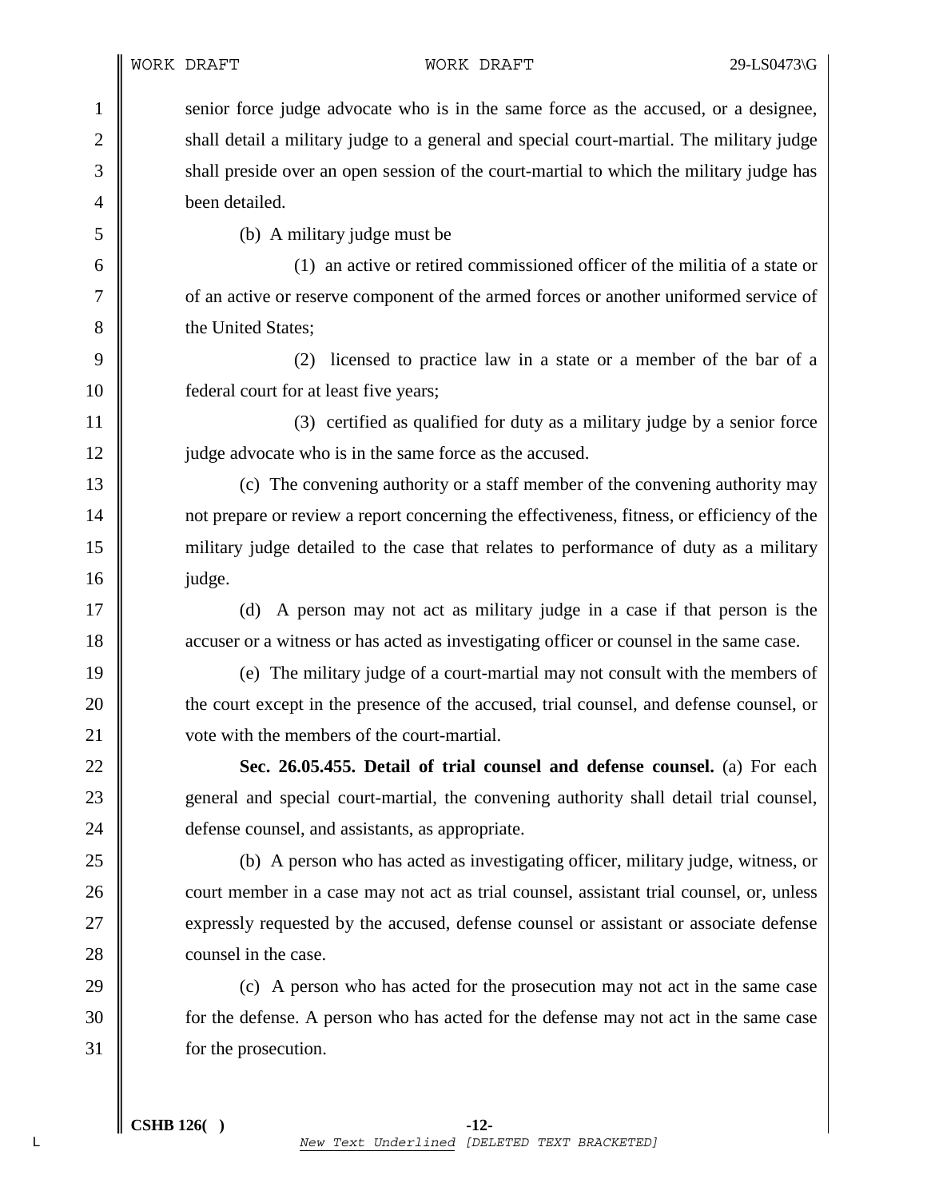senior force judge advocate who is in the same force as the accused, or a designee, shall detail a military judge to a general and special court-martial. The military judge shall preside over an open session of the court-martial to which the military judge has been detailed.

(b) A military judge must be

(1) an active or retired commissioned officer of the militia of a state or of an active or reserve component of the armed forces or another uniformed service of the United States;

(2) licensed to practice law in a state or a member of the bar of a federal court for at least five years;

(3) certified as qualified for duty as a military judge by a senior force judge advocate who is in the same force as the accused.

(c) The convening authority or a staff member of the convening authority may not prepare or review a report concerning the effectiveness, fitness, or efficiency of the military judge detailed to the case that relates to performance of duty as a military judge.

(d) A person may not act as military judge in a case if that person is the accuser or a witness or has acted as investigating officer or counsel in the same case.

(e) The military judge of a court-martial may not consult with the members of the court except in the presence of the accused, trial counsel, and defense counsel, or vote with the members of the court-martial.

**Sec. 26.05.455. Detail of trial counsel and defense counsel.** (a) For each general and special court-martial, the convening authority shall detail trial counsel, defense counsel, and assistants, as appropriate.

(b) A person who has acted as investigating officer, military judge, witness, or court member in a case may not act as trial counsel, assistant trial counsel, or, unless expressly requested by the accused, defense counsel or assistant or associate defense counsel in the case.

(c) A person who has acted for the prosecution may not act in the same case for the defense. A person who has acted for the defense may not act in the same case for the prosecution.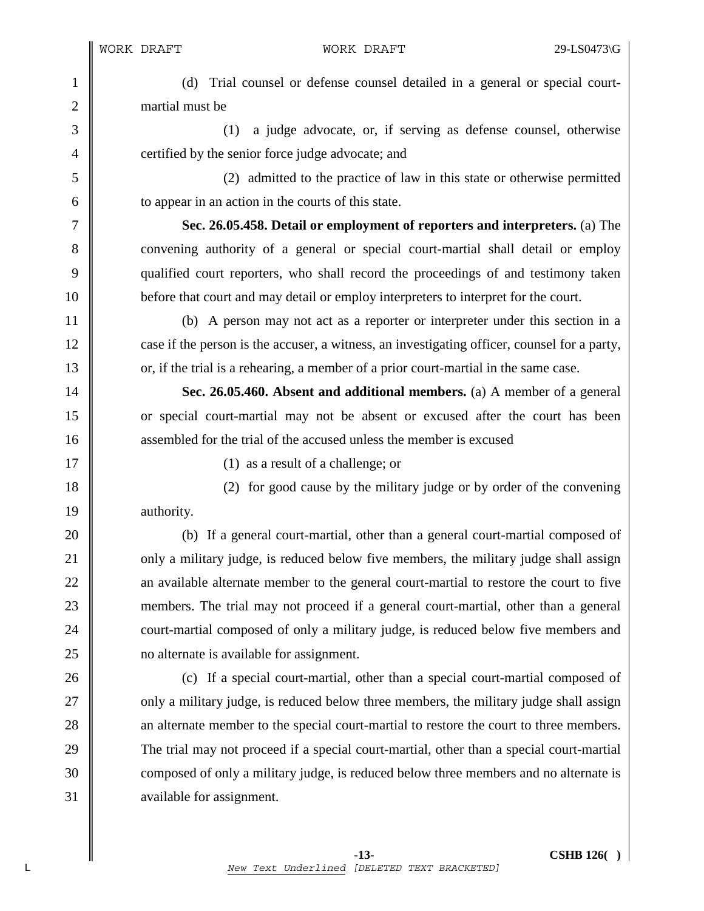(d) Trial counsel or defense counsel detailed in a general or special court-martial must be

(1) a judge advocate, or, if serving as defense counsel, otherwise certified by the senior force judge advocate; and

(2) admitted to the practice of law in this state or otherwise permitted to appear in an action in the courts of this state.

**Sec. 26.05.458. Detail or employment of reporters and interpreters.** (a) The convening authority of a general or special court-martial shall detail or employ qualified court reporters, who shall record the proceedings of and testimony taken before that court and may detail or employ interpreters to interpret for the court.

(b) A person may not act as a reporter or interpreter under this section in a case if the person is the accuser, a witness, an investigating officer, counsel for a party, or, if the trial is a rehearing, a member of a prior court-martial in the same case.

**Sec. 26.05.460. Absent and additional members.** (a) A member of a general or special court-martial may not be absent or excused after the court has been assembled for the trial of the accused unless the member is excused

(1) as a result of a challenge; or

(2) for good cause by the military judge or by order of the convening authority.

(b) If a general court-martial, other than a general court-martial composed of only a military judge, is reduced below five members, the military judge shall assign an available alternate member to the general court-martial to restore the court to five members. The trial may not proceed if a general court-martial, other than a general court-martial composed of only a military judge, is reduced below five members and no alternate is available for assignment.

(c) If a special court-martial, other than a special court-martial composed of only a military judge, is reduced below three members, the military judge shall assign an alternate member to the special court-martial to restore the court to three members. The trial may not proceed if a special court-martial, other than a special court-martial composed of only a military judge, is reduced below three members and no alternate is available for assignment.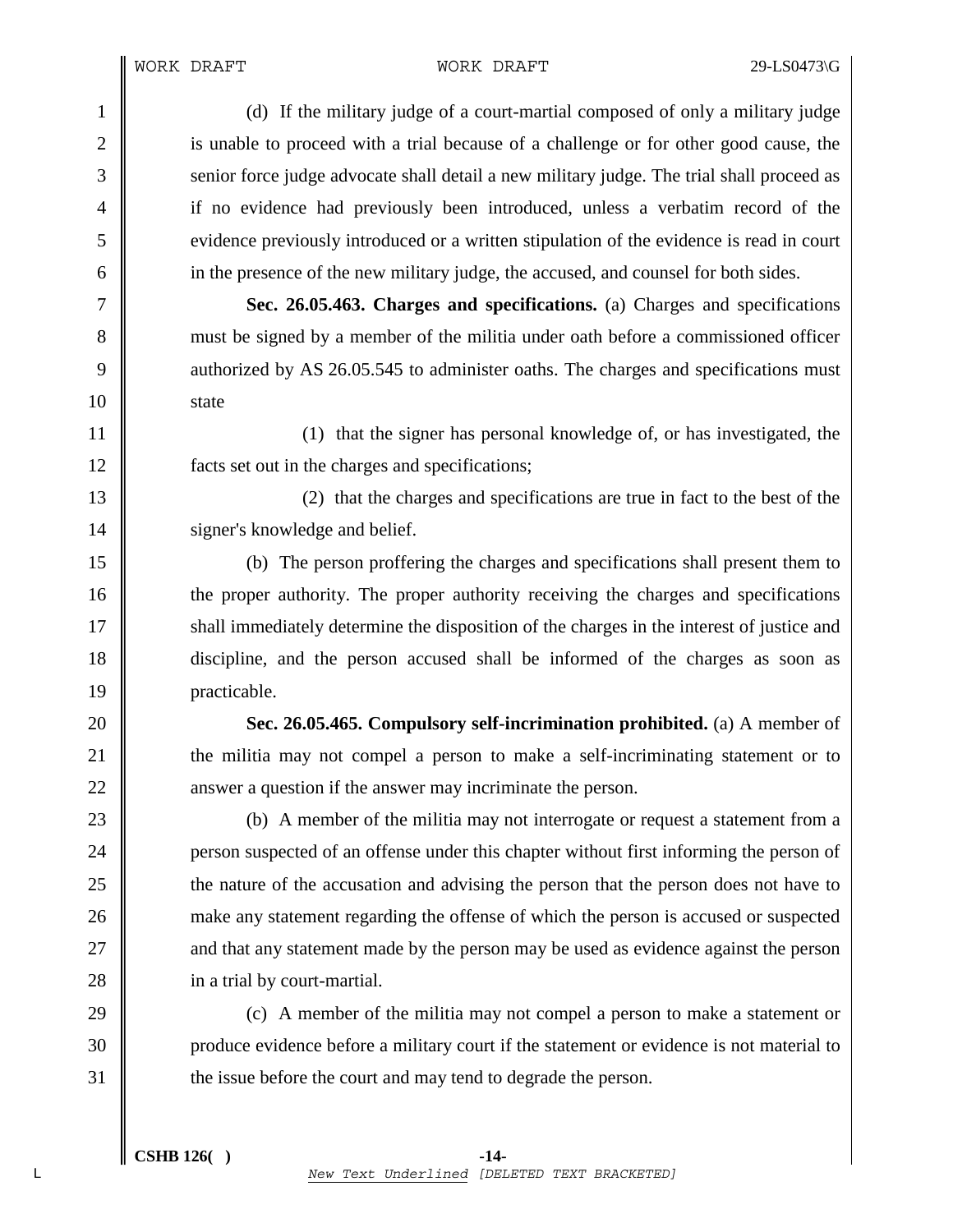(d) If the military judge of a court-martial composed of only a military judge is unable to proceed with a trial because of a challenge or for other good cause, the senior force judge advocate shall detail a new military judge. The trial shall proceed as if no evidence had previously been introduced, unless a verbatim record of the evidence previously introduced or a written stipulation of the evidence is read in court in the presence of the new military judge, the accused, and counsel for both sides.

**Sec. 26.05.463. Charges and specifications.** (a) Charges and specifications must be signed by a member of the militia under oath before a commissioned officer authorized by AS 26.05.545 to administer oaths. The charges and specifications must state

(1) that the signer has personal knowledge of, or has investigated, the facts set out in the charges and specifications;

(2) that the charges and specifications are true in fact to the best of the signer's knowledge and belief.

(b) The person proffering the charges and specifications shall present them to the proper authority. The proper authority receiving the charges and specifications shall immediately determine the disposition of the charges in the interest of justice and discipline, and the person accused shall be informed of the charges as soon as practicable.

**Sec. 26.05.465. Compulsory self-incrimination prohibited.** (a) A member of the militia may not compel a person to make a self-incriminating statement or to answer a question if the answer may incriminate the person.

(b) A member of the militia may not interrogate or request a statement from a person suspected of an offense under this chapter without first informing the person of the nature of the accusation and advising the person that the person does not have to make any statement regarding the offense of which the person is accused or suspected and that any statement made by the person may be used as evidence against the person in a trial by court-martial.

(c) A member of the militia may not compel a person to make a statement or produce evidence before a military court if the statement or evidence is not material to the issue before the court and may tend to degrade the person.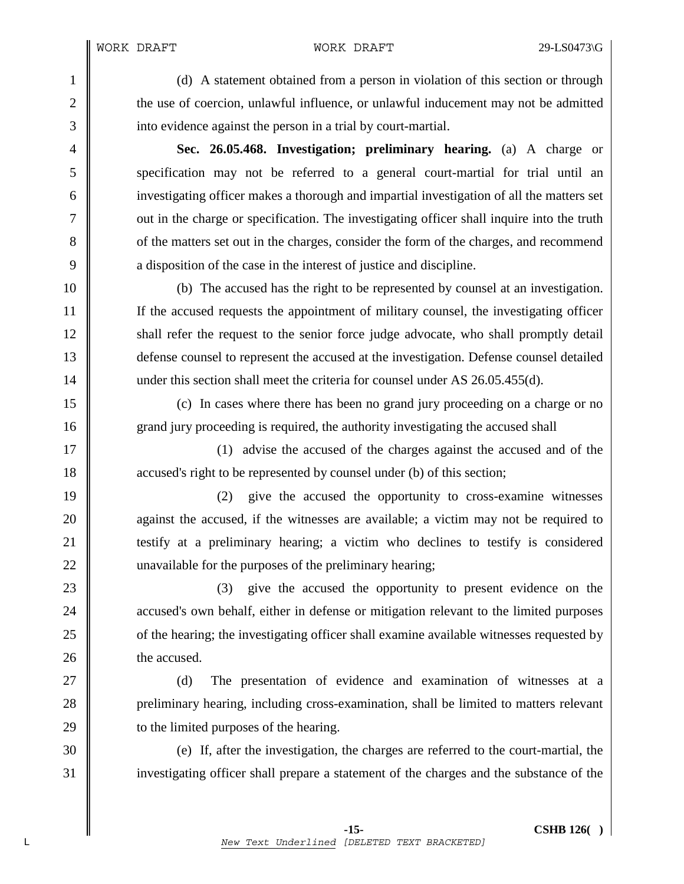(d) A statement obtained from a person in violation of this section or through the use of coercion, unlawful influence, or unlawful inducement may not be admitted into evidence against the person in a trial by court-martial.

**Sec. 26.05.468. Investigation; preliminary hearing.** (a) A charge or specification may not be referred to a general court-martial for trial until an investigating officer makes a thorough and impartial investigation of all the matters set out in the charge or specification. The investigating officer shall inquire into the truth of the matters set out in the charges, consider the form of the charges, and recommend a disposition of the case in the interest of justice and discipline.

(b) The accused has the right to be represented by counsel at an investigation. If the accused requests the appointment of military counsel, the investigating officer shall refer the request to the senior force judge advocate, who shall promptly detail defense counsel to represent the accused at the investigation. Defense counsel detailed under this section shall meet the criteria for counsel under AS 26.05.455(d).

(c) In cases where there has been no grand jury proceeding on a charge or no grand jury proceeding is required, the authority investigating the accused shall

(1) advise the accused of the charges against the accused and of the accused's right to be represented by counsel under (b) of this section;

(2) give the accused the opportunity to cross-examine witnesses against the accused, if the witnesses are available; a victim may not be required to testify at a preliminary hearing; a victim who declines to testify is considered unavailable for the purposes of the preliminary hearing;

(3) give the accused the opportunity to present evidence on the accused's own behalf, either in defense or mitigation relevant to the limited purposes of the hearing; the investigating officer shall examine available witnesses requested by the accused.

(d) The presentation of evidence and examination of witnesses at a preliminary hearing, including cross-examination, shall be limited to matters relevant to the limited purposes of the hearing.

(e) If, after the investigation, the charges are referred to the court-martial, the investigating officer shall prepare a statement of the charges and the substance of the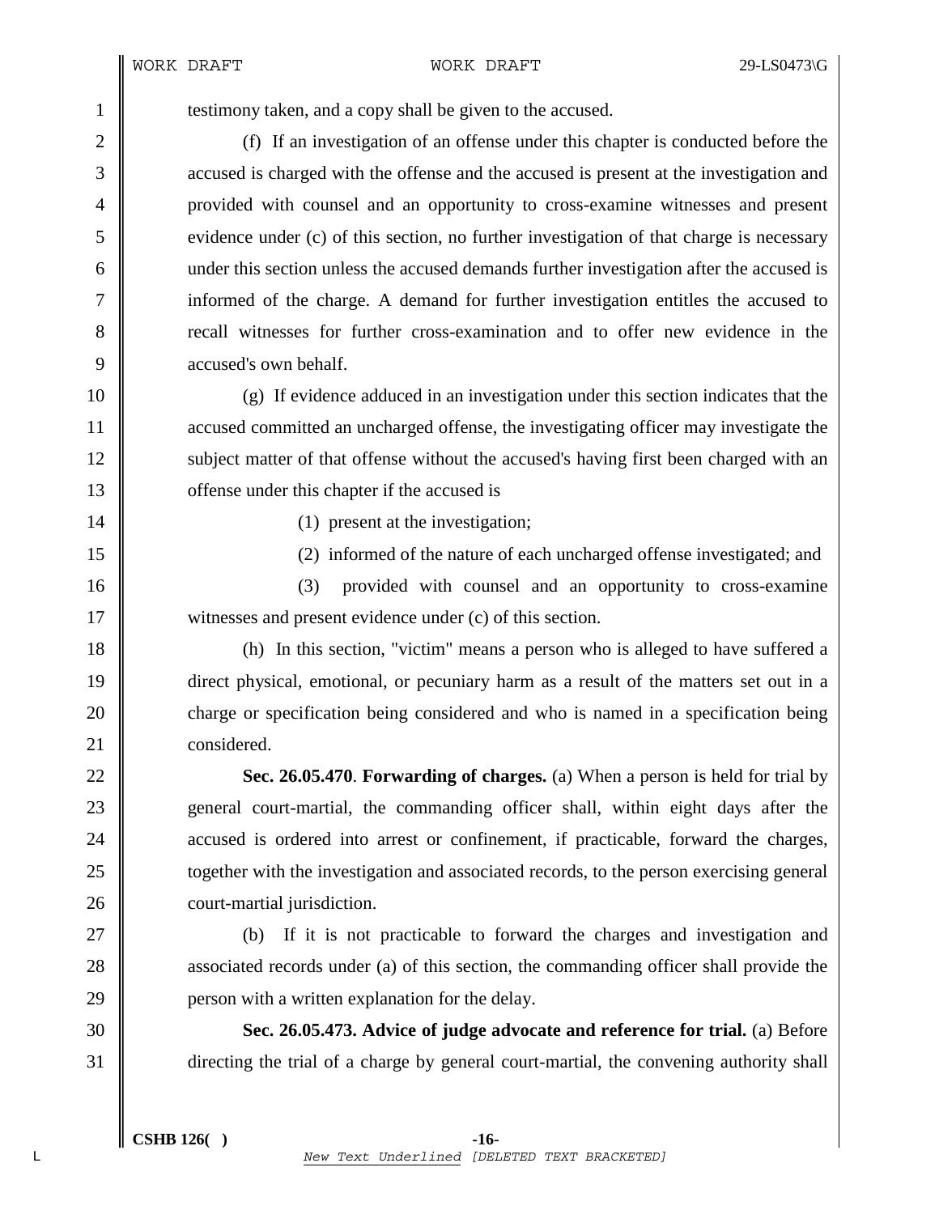testimony taken, and a copy shall be given to the accused.

(f) If an investigation of an offense under this chapter is conducted before the accused is charged with the offense and the accused is present at the investigation and provided with counsel and an opportunity to cross-examine witnesses and present evidence under (c) of this section, no further investigation of that charge is necessary under this section unless the accused demands further investigation after the accused is informed of the charge. A demand for further investigation entitles the accused to recall witnesses for further cross-examination and to offer new evidence in the accused's own behalf.

(g) If evidence adduced in an investigation under this section indicates that the accused committed an uncharged offense, the investigating officer may investigate the subject matter of that offense without the accused's having first been charged with an offense under this chapter if the accused is

(1) present at the investigation;

(2) informed of the nature of each uncharged offense investigated; and

(3) provided with counsel and an opportunity to cross-examine witnesses and present evidence under (c) of this section.

(h) In this section, "victim" means a person who is alleged to have suffered a direct physical, emotional, or pecuniary harm as a result of the matters set out in a charge or specification being considered and who is named in a specification being considered.

**Sec. 26.05.470**. **Forwarding of charges.** (a) When a person is held for trial by general court-martial, the commanding officer shall, within eight days after the accused is ordered into arrest or confinement, if practicable, forward the charges, together with the investigation and associated records, to the person exercising general court-martial jurisdiction.

(b) If it is not practicable to forward the charges and investigation and associated records under (a) of this section, the commanding officer shall provide the person with a written explanation for the delay.

**Sec. 26.05.473. Advice of judge advocate and reference for trial.** (a) Before directing the trial of a charge by general court-martial, the convening authority shall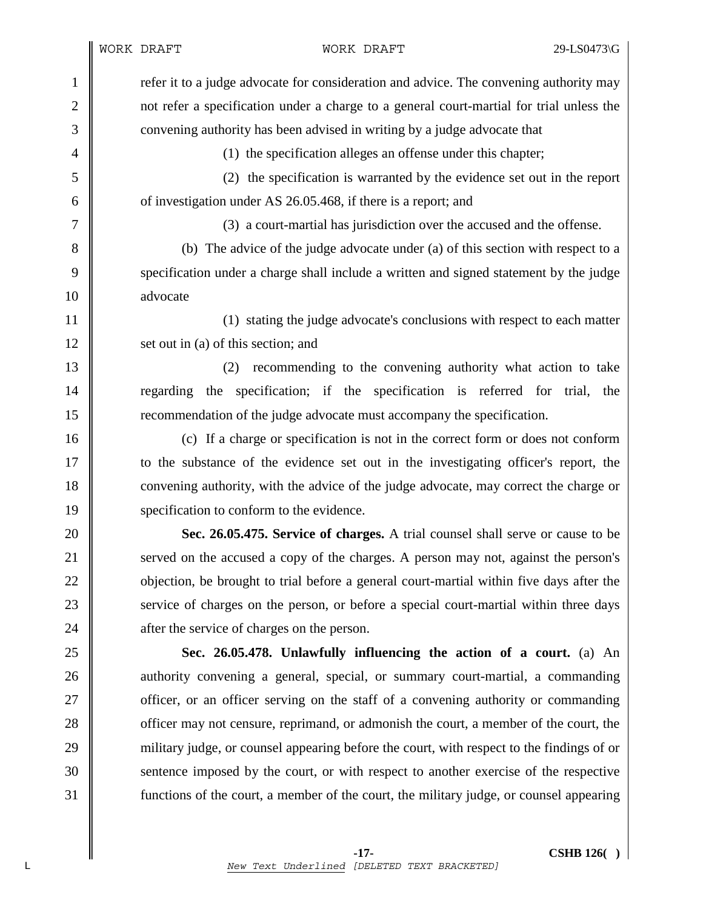refer it to a judge advocate for consideration and advice. The convening authority may not refer a specification under a charge to a general court-martial for trial unless the convening authority has been advised in writing by a judge advocate that

(1) the specification alleges an offense under this chapter;

(2) the specification is warranted by the evidence set out in the report of investigation under AS 26.05.468, if there is a report; and

(3) a court-martial has jurisdiction over the accused and the offense.

(b) The advice of the judge advocate under (a) of this section with respect to a specification under a charge shall include a written and signed statement by the judge advocate

(1) stating the judge advocate's conclusions with respect to each matter set out in (a) of this section; and

(2) recommending to the convening authority what action to take regarding the specification; if the specification is referred for trial, the recommendation of the judge advocate must accompany the specification.

(c) If a charge or specification is not in the correct form or does not conform to the substance of the evidence set out in the investigating officer's report, the convening authority, with the advice of the judge advocate, may correct the charge or specification to conform to the evidence.

**Sec. 26.05.475. Service of charges.** A trial counsel shall serve or cause to be served on the accused a copy of the charges. A person may not, against the person's objection, be brought to trial before a general court-martial within five days after the service of charges on the person, or before a special court-martial within three days after the service of charges on the person.

**Sec. 26.05.478. Unlawfully influencing the action of a court.** (a) An authority convening a general, special, or summary court-martial, a commanding officer, or an officer serving on the staff of a convening authority or commanding officer may not censure, reprimand, or admonish the court, a member of the court, the military judge, or counsel appearing before the court, with respect to the findings of or sentence imposed by the court, or with respect to another exercise of the respective functions of the court, a member of the court, the military judge, or counsel appearing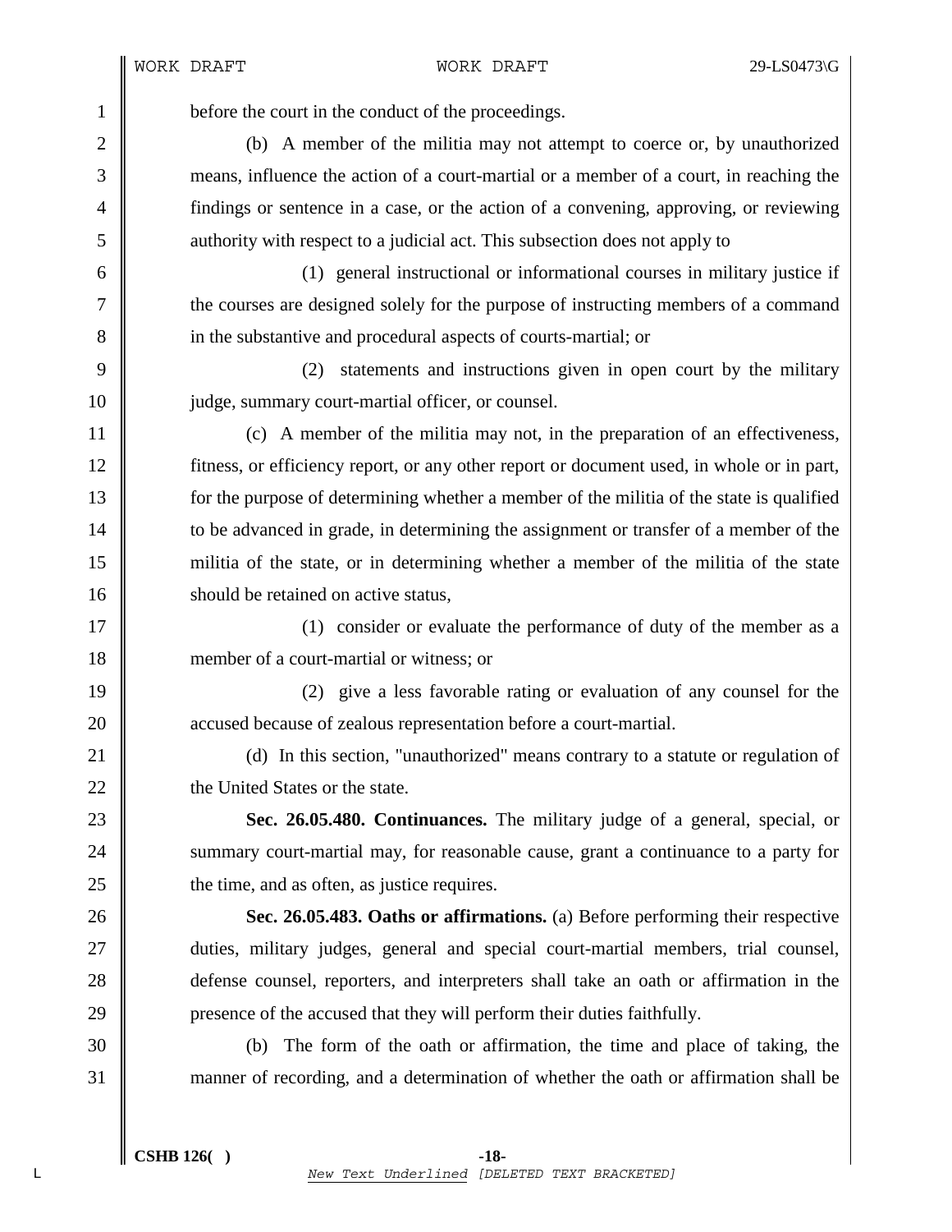before the court in the conduct of the proceedings.

(b) A member of the militia may not attempt to coerce or, by unauthorized means, influence the action of a court-martial or a member of a court, in reaching the findings or sentence in a case, or the action of a convening, approving, or reviewing authority with respect to a judicial act. This subsection does not apply to

(1) general instructional or informational courses in military justice if the courses are designed solely for the purpose of instructing members of a command in the substantive and procedural aspects of courts-martial; or

(2) statements and instructions given in open court by the military judge, summary court-martial officer, or counsel.

(c) A member of the militia may not, in the preparation of an effectiveness, fitness, or efficiency report, or any other report or document used, in whole or in part, for the purpose of determining whether a member of the militia of the state is qualified to be advanced in grade, in determining the assignment or transfer of a member of the militia of the state, or in determining whether a member of the militia of the state should be retained on active status,

(1) consider or evaluate the performance of duty of the member as a member of a court-martial or witness; or

(2) give a less favorable rating or evaluation of any counsel for the accused because of zealous representation before a court-martial.

(d) In this section, "unauthorized" means contrary to a statute or regulation of the United States or the state.

**Sec. 26.05.480. Continuances.** The military judge of a general, special, or summary court-martial may, for reasonable cause, grant a continuance to a party for the time, and as often, as justice requires.

**Sec. 26.05.483. Oaths or affirmations.** (a) Before performing their respective duties, military judges, general and special court-martial members, trial counsel, defense counsel, reporters, and interpreters shall take an oath or affirmation in the presence of the accused that they will perform their duties faithfully.

(b) The form of the oath or affirmation, the time and place of taking, the manner of recording, and a determination of whether the oath or affirmation shall be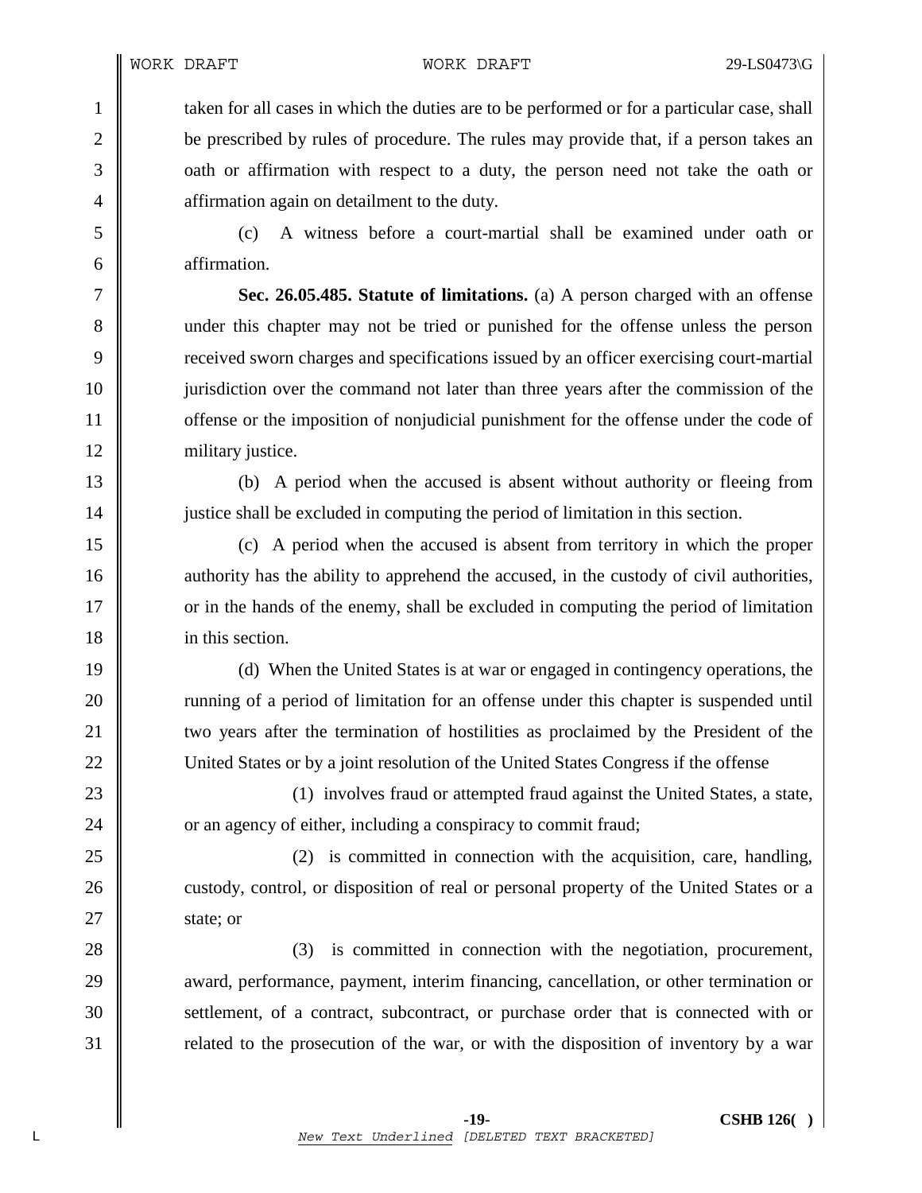taken for all cases in which the duties are to be performed or for a particular case, shall be prescribed by rules of procedure. The rules may provide that, if a person takes an oath or affirmation with respect to a duty, the person need not take the oath or affirmation again on detailment to the duty.

(c) A witness before a court-martial shall be examined under oath or affirmation.

**Sec. 26.05.485. Statute of limitations.** (a) A person charged with an offense under this chapter may not be tried or punished for the offense unless the person received sworn charges and specifications issued by an officer exercising court-martial jurisdiction over the command not later than three years after the commission of the offense or the imposition of nonjudicial punishment for the offense under the code of military justice.

(b) A period when the accused is absent without authority or fleeing from justice shall be excluded in computing the period of limitation in this section.

(c) A period when the accused is absent from territory in which the proper authority has the ability to apprehend the accused, in the custody of civil authorities, or in the hands of the enemy, shall be excluded in computing the period of limitation in this section.

(d) When the United States is at war or engaged in contingency operations, the running of a period of limitation for an offense under this chapter is suspended until two years after the termination of hostilities as proclaimed by the President of the United States or by a joint resolution of the United States Congress if the offense

(1) involves fraud or attempted fraud against the United States, a state, or an agency of either, including a conspiracy to commit fraud;

(2) is committed in connection with the acquisition, care, handling, custody, control, or disposition of real or personal property of the United States or a state; or

(3) is committed in connection with the negotiation, procurement, award, performance, payment, interim financing, cancellation, or other termination or settlement, of a contract, subcontract, or purchase order that is connected with or related to the prosecution of the war, or with the disposition of inventory by a war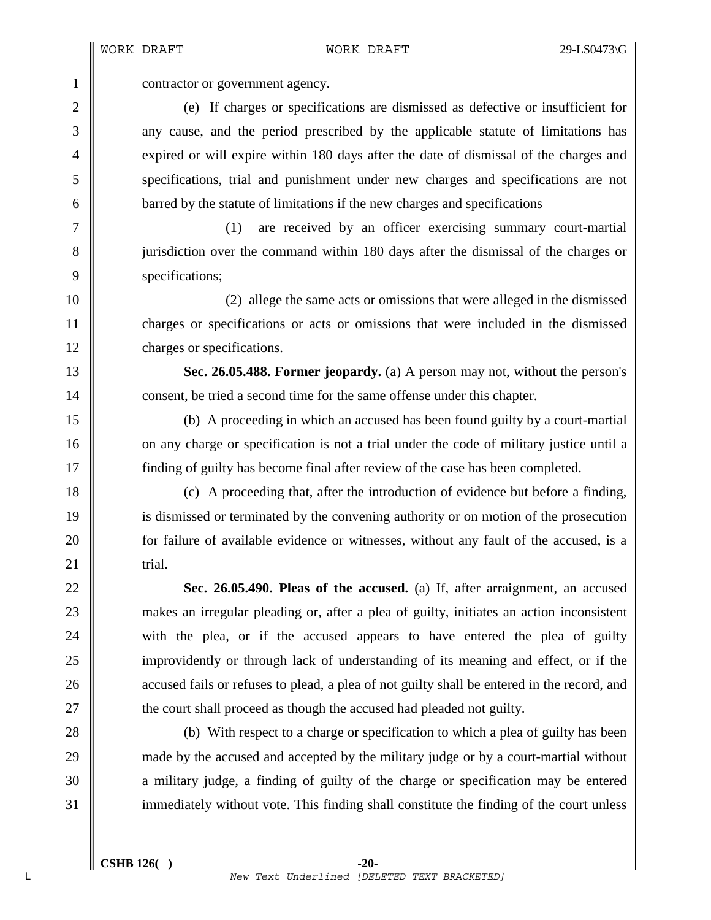contractor or government agency.

(e) If charges or specifications are dismissed as defective or insufficient for any cause, and the period prescribed by the applicable statute of limitations has expired or will expire within 180 days after the date of dismissal of the charges and specifications, trial and punishment under new charges and specifications are not barred by the statute of limitations if the new charges and specifications

(1) are received by an officer exercising summary court-martial jurisdiction over the command within 180 days after the dismissal of the charges or specifications;

(2) allege the same acts or omissions that were alleged in the dismissed charges or specifications or acts or omissions that were included in the dismissed charges or specifications.

**Sec. 26.05.488. Former jeopardy.** (a) A person may not, without the person's consent, be tried a second time for the same offense under this chapter.

(b) A proceeding in which an accused has been found guilty by a court-martial on any charge or specification is not a trial under the code of military justice until a finding of guilty has become final after review of the case has been completed.

(c) A proceeding that, after the introduction of evidence but before a finding, is dismissed or terminated by the convening authority or on motion of the prosecution for failure of available evidence or witnesses, without any fault of the accused, is a trial.

**Sec. 26.05.490. Pleas of the accused.** (a) If, after arraignment, an accused makes an irregular pleading or, after a plea of guilty, initiates an action inconsistent with the plea, or if the accused appears to have entered the plea of guilty improvidently or through lack of understanding of its meaning and effect, or if the accused fails or refuses to plead, a plea of not guilty shall be entered in the record, and the court shall proceed as though the accused had pleaded not guilty.

(b) With respect to a charge or specification to which a plea of guilty has been made by the accused and accepted by the military judge or by a court-martial without a military judge, a finding of guilty of the charge or specification may be entered immediately without vote. This finding shall constitute the finding of the court unless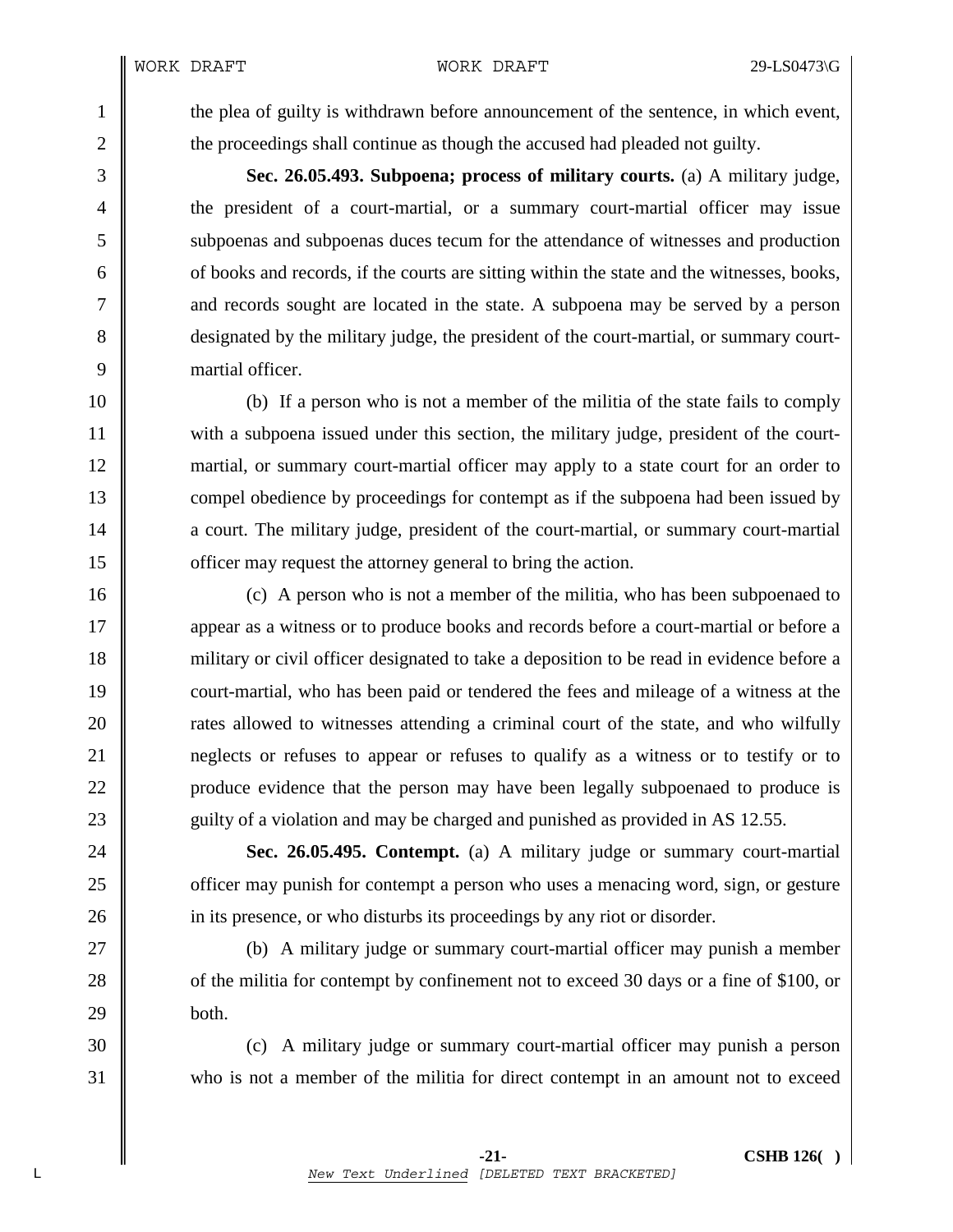the plea of guilty is withdrawn before announcement of the sentence, in which event, the proceedings shall continue as though the accused had pleaded not guilty.

**Sec. 26.05.493. Subpoena; process of military courts.** (a) A military judge, the president of a court-martial, or a summary court-martial officer may issue subpoenas and subpoenas duces tecum for the attendance of witnesses and production of books and records, if the courts are sitting within the state and the witnesses, books, and records sought are located in the state. A subpoena may be served by a person designated by the military judge, the president of the court-martial, or summary court-martial officer.

(b) If a person who is not a member of the militia of the state fails to comply with a subpoena issued under this section, the military judge, president of the court-martial, or summary court-martial officer may apply to a state court for an order to compel obedience by proceedings for contempt as if the subpoena had been issued by a court. The military judge, president of the court-martial, or summary court-martial officer may request the attorney general to bring the action.

(c) A person who is not a member of the militia, who has been subpoenaed to appear as a witness or to produce books and records before a court-martial or before a military or civil officer designated to take a deposition to be read in evidence before a court-martial, who has been paid or tendered the fees and mileage of a witness at the rates allowed to witnesses attending a criminal court of the state, and who wilfully neglects or refuses to appear or refuses to qualify as a witness or to testify or to produce evidence that the person may have been legally subpoenaed to produce is guilty of a violation and may be charged and punished as provided in AS 12.55.

**Sec. 26.05.495. Contempt.** (a) A military judge or summary court-martial officer may punish for contempt a person who uses a menacing word, sign, or gesture in its presence, or who disturbs its proceedings by any riot or disorder.

(b) A military judge or summary court-martial officer may punish a member of the militia for contempt by confinement not to exceed 30 days or a fine of $100, or both.

(c) A military judge or summary court-martial officer may punish a person who is not a member of the militia for direct contempt in an amount not to exceed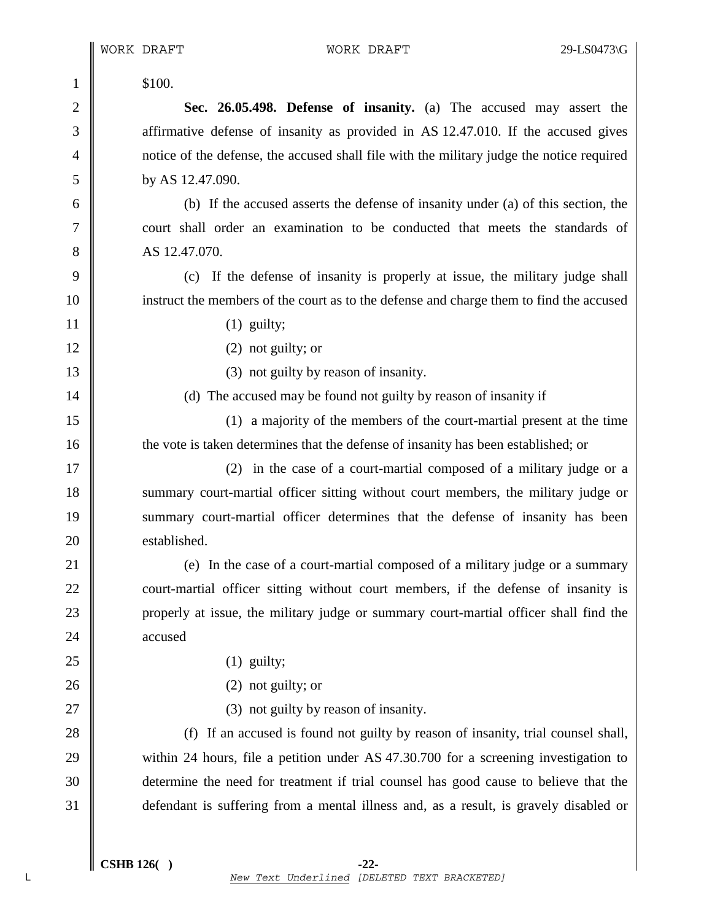$100.

**Sec. 26.05.498. Defense of insanity.** (a) The accused may assert the affirmative defense of insanity as provided in AS 12.47.010. If the accused gives notice of the defense, the accused shall file with the military judge the notice required by AS 12.47.090.

(b) If the accused asserts the defense of insanity under (a) of this section, the court shall order an examination to be conducted that meets the standards of AS 12.47.070.

(c) If the defense of insanity is properly at issue, the military judge shall instruct the members of the court as to the defense and charge them to find the accused

(1) guilty;

(2) not guilty; or

(3) not guilty by reason of insanity.

(d) The accused may be found not guilty by reason of insanity if

(1) a majority of the members of the court-martial present at the time the vote is taken determines that the defense of insanity has been established; or

(2) in the case of a court-martial composed of a military judge or a summary court-martial officer sitting without court members, the military judge or summary court-martial officer determines that the defense of insanity has been established.

(e) In the case of a court-martial composed of a military judge or a summary court-martial officer sitting without court members, if the defense of insanity is properly at issue, the military judge or summary court-martial officer shall find the accused

(1) guilty;

(2) not guilty; or

(3) not guilty by reason of insanity.

(f) If an accused is found not guilty by reason of insanity, trial counsel shall, within 24 hours, file a petition under AS 47.30.700 for a screening investigation to determine the need for treatment if trial counsel has good cause to believe that the defendant is suffering from a mental illness and, as a result, is gravely disabled or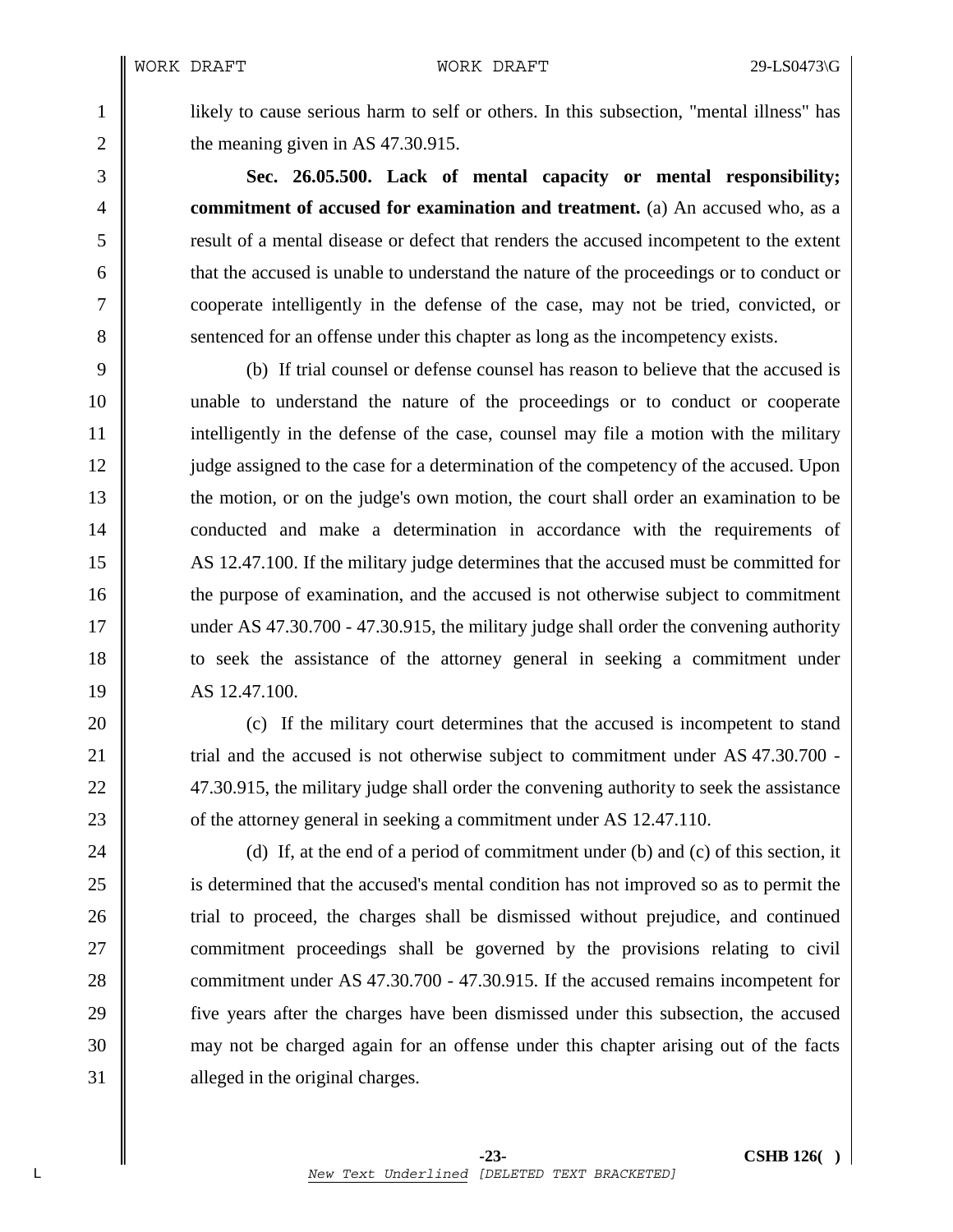likely to cause serious harm to self or others. In this subsection, "mental illness" has the meaning given in AS 47.30.915.

**Sec. 26.05.500. Lack of mental capacity or mental responsibility; commitment of accused for examination and treatment.** (a) An accused who, as a result of a mental disease or defect that renders the accused incompetent to the extent that the accused is unable to understand the nature of the proceedings or to conduct or cooperate intelligently in the defense of the case, may not be tried, convicted, or sentenced for an offense under this chapter as long as the incompetency exists.

(b) If trial counsel or defense counsel has reason to believe that the accused is unable to understand the nature of the proceedings or to conduct or cooperate intelligently in the defense of the case, counsel may file a motion with the military judge assigned to the case for a determination of the competency of the accused. Upon the motion, or on the judge's own motion, the court shall order an examination to be conducted and make a determination in accordance with the requirements of AS 12.47.100. If the military judge determines that the accused must be committed for the purpose of examination, and the accused is not otherwise subject to commitment under AS 47.30.700 - 47.30.915, the military judge shall order the convening authority to seek the assistance of the attorney general in seeking a commitment under AS 12.47.100.

(c) If the military court determines that the accused is incompetent to stand trial and the accused is not otherwise subject to commitment under AS 47.30.700 - 47.30.915, the military judge shall order the convening authority to seek the assistance of the attorney general in seeking a commitment under AS 12.47.110.

(d) If, at the end of a period of commitment under (b) and (c) of this section, it is determined that the accused's mental condition has not improved so as to permit the trial to proceed, the charges shall be dismissed without prejudice, and continued commitment proceedings shall be governed by the provisions relating to civil commitment under AS 47.30.700 - 47.30.915. If the accused remains incompetent for five years after the charges have been dismissed under this subsection, the accused may not be charged again for an offense under this chapter arising out of the facts alleged in the original charges.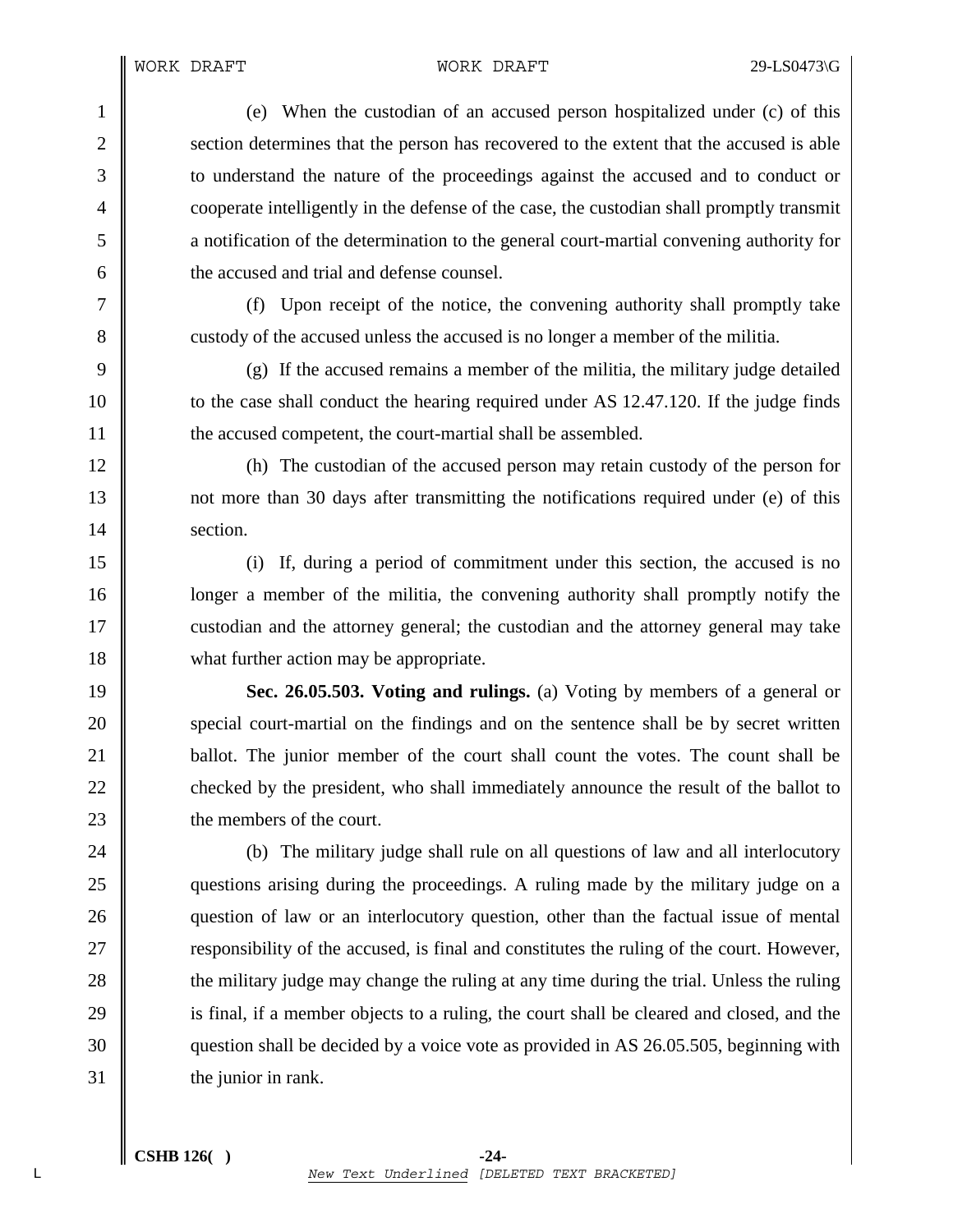(e) When the custodian of an accused person hospitalized under (c) of this section determines that the person has recovered to the extent that the accused is able to understand the nature of the proceedings against the accused and to conduct or cooperate intelligently in the defense of the case, the custodian shall promptly transmit a notification of the determination to the general court-martial convening authority for the accused and trial and defense counsel.

(f) Upon receipt of the notice, the convening authority shall promptly take custody of the accused unless the accused is no longer a member of the militia.

(g) If the accused remains a member of the militia, the military judge detailed to the case shall conduct the hearing required under AS 12.47.120. If the judge finds the accused competent, the court-martial shall be assembled.

(h) The custodian of the accused person may retain custody of the person for not more than 30 days after transmitting the notifications required under (e) of this section.

(i) If, during a period of commitment under this section, the accused is no longer a member of the militia, the convening authority shall promptly notify the custodian and the attorney general; the custodian and the attorney general may take what further action may be appropriate.

**Sec. 26.05.503. Voting and rulings.** (a) Voting by members of a general or special court-martial on the findings and on the sentence shall be by secret written ballot. The junior member of the court shall count the votes. The count shall be checked by the president, who shall immediately announce the result of the ballot to the members of the court.

(b) The military judge shall rule on all questions of law and all interlocutory questions arising during the proceedings. A ruling made by the military judge on a question of law or an interlocutory question, other than the factual issue of mental responsibility of the accused, is final and constitutes the ruling of the court. However, the military judge may change the ruling at any time during the trial. Unless the ruling is final, if a member objects to a ruling, the court shall be cleared and closed, and the question shall be decided by a voice vote as provided in AS 26.05.505, beginning with the junior in rank.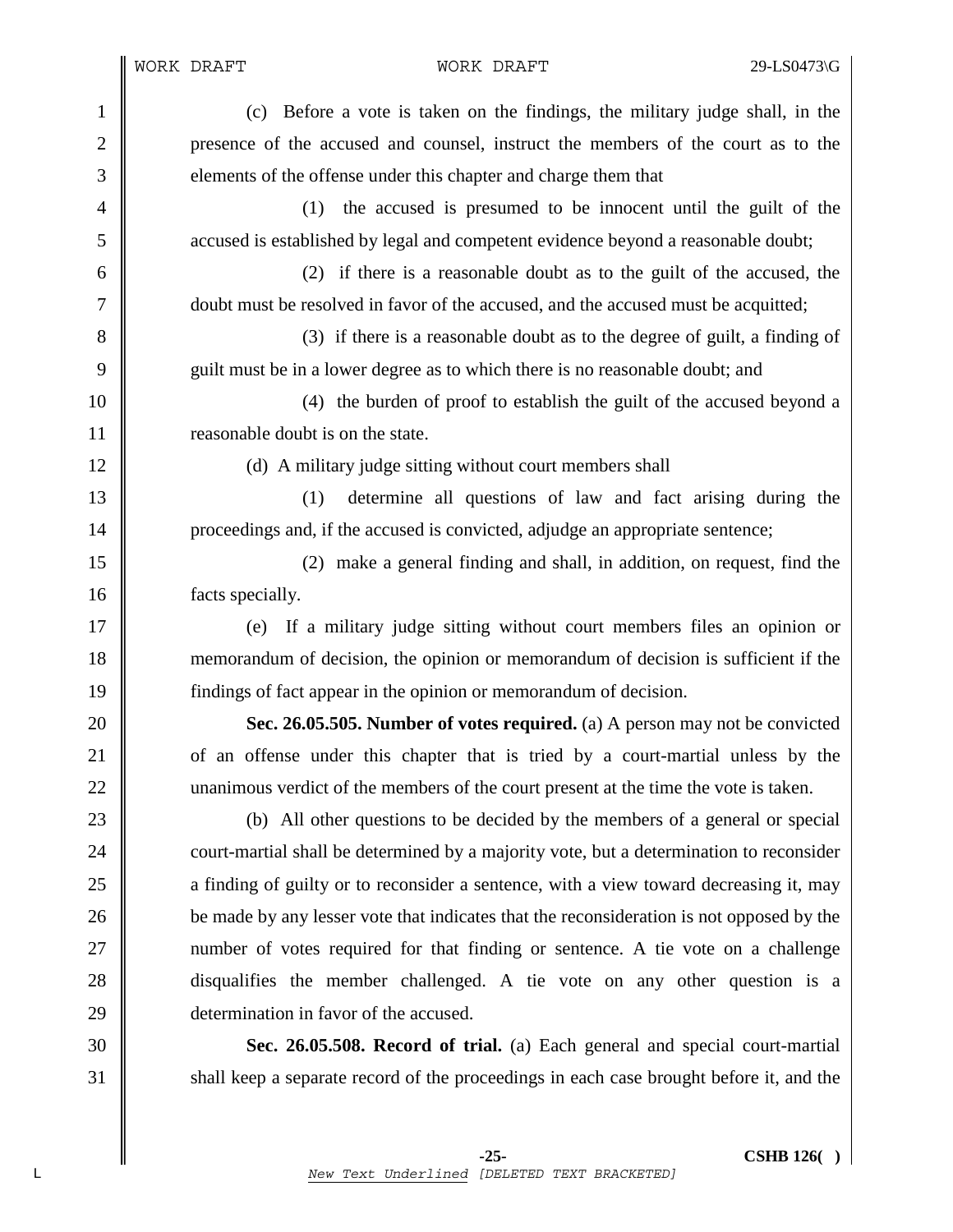(c) Before a vote is taken on the findings, the military judge shall, in the presence of the accused and counsel, instruct the members of the court as to the elements of the offense under this chapter and charge them that

(1) the accused is presumed to be innocent until the guilt of the accused is established by legal and competent evidence beyond a reasonable doubt;

(2) if there is a reasonable doubt as to the guilt of the accused, the doubt must be resolved in favor of the accused, and the accused must be acquitted;

(3) if there is a reasonable doubt as to the degree of guilt, a finding of guilt must be in a lower degree as to which there is no reasonable doubt; and

(4) the burden of proof to establish the guilt of the accused beyond a reasonable doubt is on the state.

(d) A military judge sitting without court members shall

(1) determine all questions of law and fact arising during the proceedings and, if the accused is convicted, adjudge an appropriate sentence;

(2) make a general finding and shall, in addition, on request, find the facts specially.

(e) If a military judge sitting without court members files an opinion or memorandum of decision, the opinion or memorandum of decision is sufficient if the findings of fact appear in the opinion or memorandum of decision.

**Sec. 26.05.505. Number of votes required.** (a) A person may not be convicted of an offense under this chapter that is tried by a court-martial unless by the unanimous verdict of the members of the court present at the time the vote is taken.

(b) All other questions to be decided by the members of a general or special court-martial shall be determined by a majority vote, but a determination to reconsider a finding of guilty or to reconsider a sentence, with a view toward decreasing it, may be made by any lesser vote that indicates that the reconsideration is not opposed by the number of votes required for that finding or sentence. A tie vote on a challenge disqualifies the member challenged. A tie vote on any other question is a determination in favor of the accused.

**Sec. 26.05.508. Record of trial.** (a) Each general and special court-martial shall keep a separate record of the proceedings in each case brought before it, and the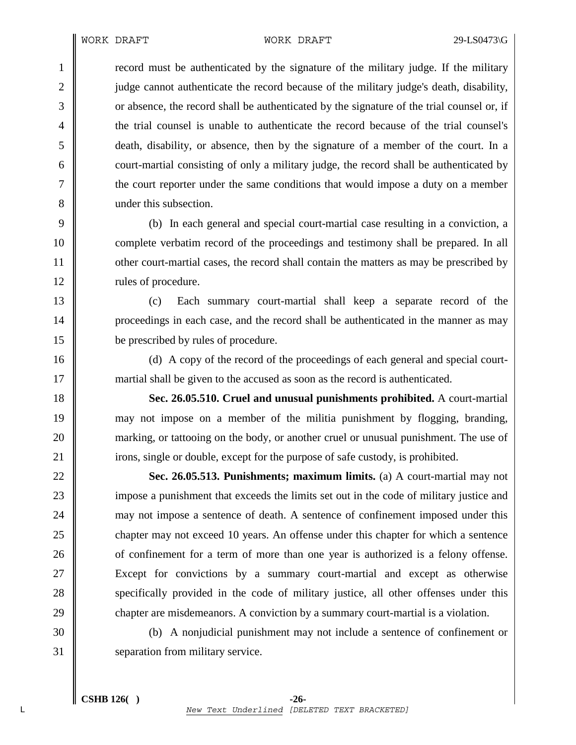record must be authenticated by the signature of the military judge. If the military judge cannot authenticate the record because of the military judge's death, disability, or absence, the record shall be authenticated by the signature of the trial counsel or, if the trial counsel is unable to authenticate the record because of the trial counsel's death, disability, or absence, then by the signature of a member of the court. In a court-martial consisting of only a military judge, the record shall be authenticated by the court reporter under the same conditions that would impose a duty on a member under this subsection.

(b) In each general and special court-martial case resulting in a conviction, a complete verbatim record of the proceedings and testimony shall be prepared. In all other court-martial cases, the record shall contain the matters as may be prescribed by rules of procedure.

(c) Each summary court-martial shall keep a separate record of the proceedings in each case, and the record shall be authenticated in the manner as may be prescribed by rules of procedure.

(d) A copy of the record of the proceedings of each general and special court-martial shall be given to the accused as soon as the record is authenticated.

**Sec. 26.05.510. Cruel and unusual punishments prohibited.** A court-martial may not impose on a member of the militia punishment by flogging, branding, marking, or tattooing on the body, or another cruel or unusual punishment. The use of irons, single or double, except for the purpose of safe custody, is prohibited.

**Sec. 26.05.513. Punishments; maximum limits.** (a) A court-martial may not impose a punishment that exceeds the limits set out in the code of military justice and may not impose a sentence of death. A sentence of confinement imposed under this chapter may not exceed 10 years. An offense under this chapter for which a sentence of confinement for a term of more than one year is authorized is a felony offense. Except for convictions by a summary court-martial and except as otherwise specifically provided in the code of military justice, all other offenses under this chapter are misdemeanors. A conviction by a summary court-martial is a violation.

(b) A nonjudicial punishment may not include a sentence of confinement or separation from military service.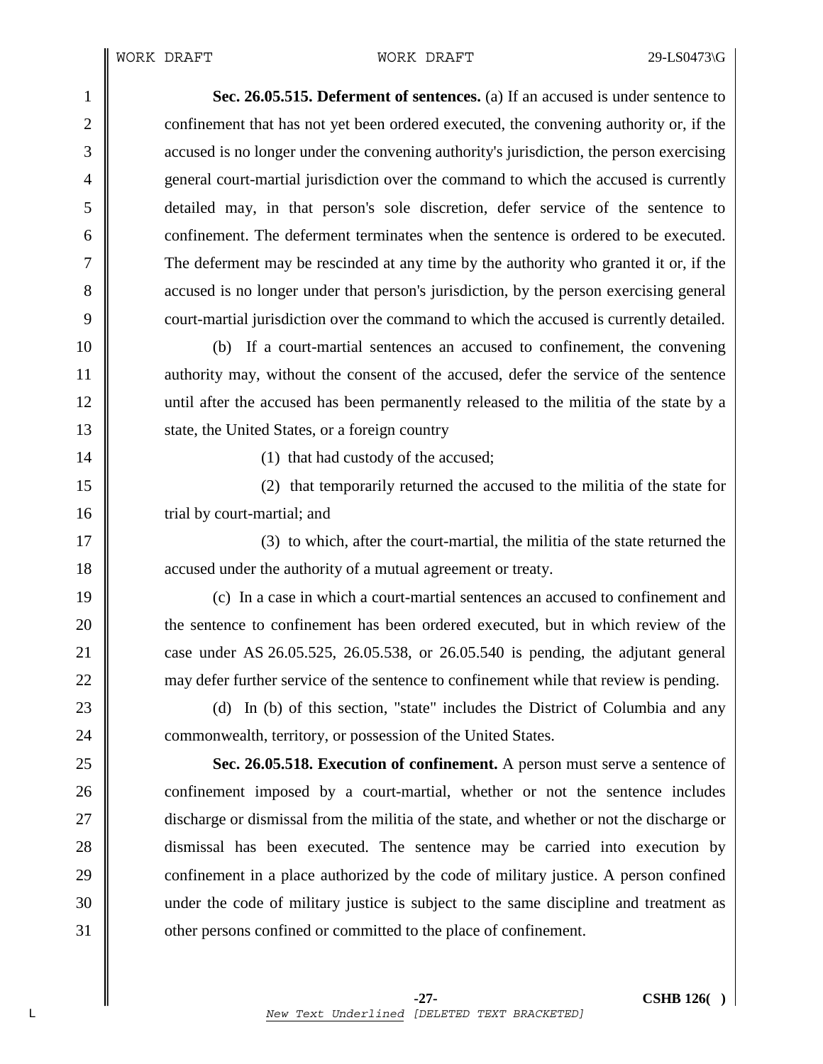**Sec. 26.05.515. Deferment of sentences.** (a) If an accused is under sentence to confinement that has not yet been ordered executed, the convening authority or, if the accused is no longer under the convening authority's jurisdiction, the person exercising general court-martial jurisdiction over the command to which the accused is currently detailed may, in that person's sole discretion, defer service of the sentence to confinement. The deferment terminates when the sentence is ordered to be executed. The deferment may be rescinded at any time by the authority who granted it or, if the accused is no longer under that person's jurisdiction, by the person exercising general court-martial jurisdiction over the command to which the accused is currently detailed.

(b) If a court-martial sentences an accused to confinement, the convening authority may, without the consent of the accused, defer the service of the sentence until after the accused has been permanently released to the militia of the state by a state, the United States, or a foreign country

(1) that had custody of the accused;

(2) that temporarily returned the accused to the militia of the state for trial by court-martial; and

(3) to which, after the court-martial, the militia of the state returned the accused under the authority of a mutual agreement or treaty.

(c) In a case in which a court-martial sentences an accused to confinement and the sentence to confinement has been ordered executed, but in which review of the case under AS 26.05.525, 26.05.538, or 26.05.540 is pending, the adjutant general may defer further service of the sentence to confinement while that review is pending.

(d) In (b) of this section, "state" includes the District of Columbia and any commonwealth, territory, or possession of the United States.

**Sec. 26.05.518. Execution of confinement.** A person must serve a sentence of confinement imposed by a court-martial, whether or not the sentence includes discharge or dismissal from the militia of the state, and whether or not the discharge or dismissal has been executed. The sentence may be carried into execution by confinement in a place authorized by the code of military justice. A person confined under the code of military justice is subject to the same discipline and treatment as other persons confined or committed to the place of confinement.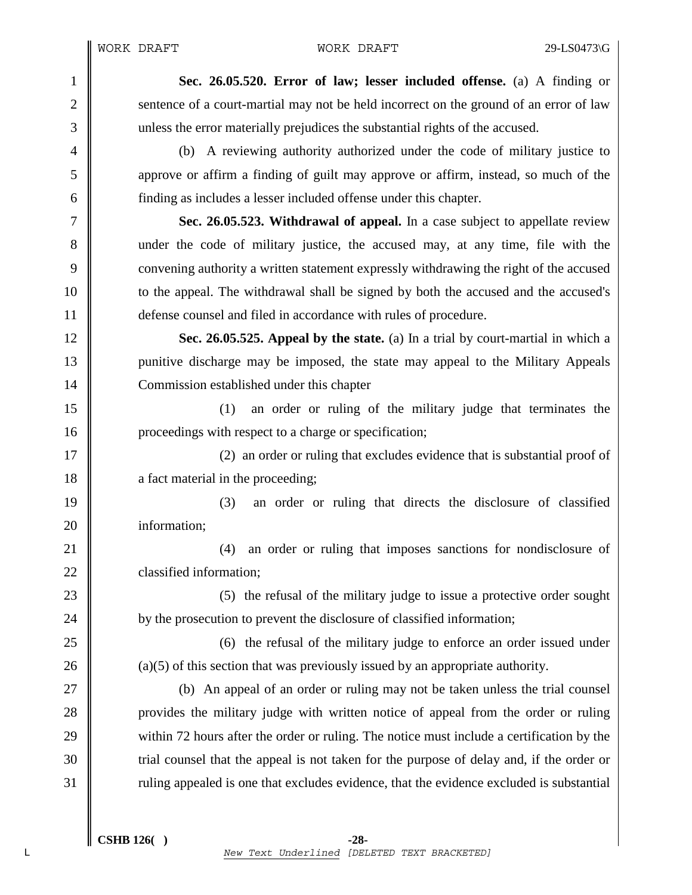**Sec. 26.05.520. Error of law; lesser included offense.** (a) A finding or sentence of a court-martial may not be held incorrect on the ground of an error of law unless the error materially prejudices the substantial rights of the accused.

(b) A reviewing authority authorized under the code of military justice to approve or affirm a finding of guilt may approve or affirm, instead, so much of the finding as includes a lesser included offense under this chapter.

**Sec. 26.05.523. Withdrawal of appeal.** In a case subject to appellate review under the code of military justice, the accused may, at any time, file with the convening authority a written statement expressly withdrawing the right of the accused to the appeal. The withdrawal shall be signed by both the accused and the accused's defense counsel and filed in accordance with rules of procedure.

**Sec. 26.05.525. Appeal by the state.** (a) In a trial by court-martial in which a punitive discharge may be imposed, the state may appeal to the Military Appeals Commission established under this chapter

(1) an order or ruling of the military judge that terminates the proceedings with respect to a charge or specification;

(2) an order or ruling that excludes evidence that is substantial proof of a fact material in the proceeding;

(3) an order or ruling that directs the disclosure of classified information;

(4) an order or ruling that imposes sanctions for nondisclosure of classified information;

(5) the refusal of the military judge to issue a protective order sought by the prosecution to prevent the disclosure of classified information;

(6) the refusal of the military judge to enforce an order issued under (a)(5) of this section that was previously issued by an appropriate authority.

(b) An appeal of an order or ruling may not be taken unless the trial counsel provides the military judge with written notice of appeal from the order or ruling within 72 hours after the order or ruling. The notice must include a certification by the trial counsel that the appeal is not taken for the purpose of delay and, if the order or ruling appealed is one that excludes evidence, that the evidence excluded is substantial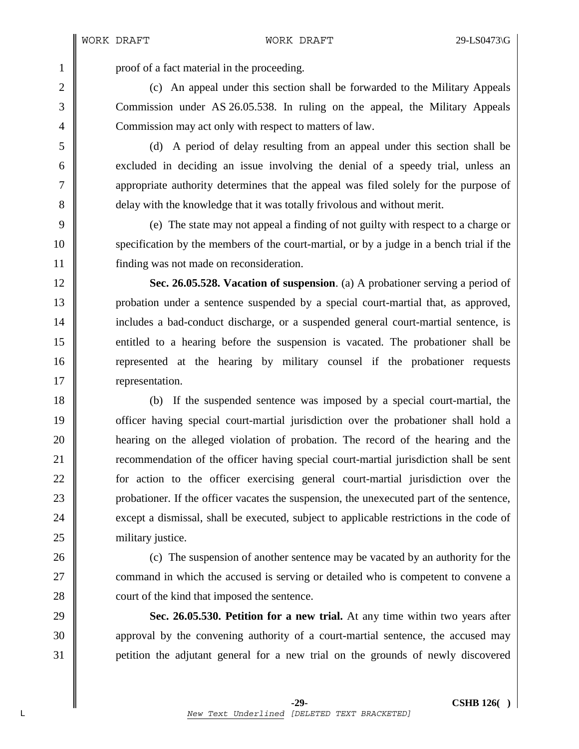proof of a fact material in the proceeding.

(c) An appeal under this section shall be forwarded to the Military Appeals Commission under AS 26.05.538. In ruling on the appeal, the Military Appeals Commission may act only with respect to matters of law.

(d) A period of delay resulting from an appeal under this section shall be excluded in deciding an issue involving the denial of a speedy trial, unless an appropriate authority determines that the appeal was filed solely for the purpose of delay with the knowledge that it was totally frivolous and without merit.

(e) The state may not appeal a finding of not guilty with respect to a charge or specification by the members of the court-martial, or by a judge in a bench trial if the finding was not made on reconsideration.

**Sec. 26.05.528. Vacation of suspension**. (a) A probationer serving a period of probation under a sentence suspended by a special court-martial that, as approved, includes a bad-conduct discharge, or a suspended general court-martial sentence, is entitled to a hearing before the suspension is vacated. The probationer shall be represented at the hearing by military counsel if the probationer requests representation.

(b) If the suspended sentence was imposed by a special court-martial, the officer having special court-martial jurisdiction over the probationer shall hold a hearing on the alleged violation of probation. The record of the hearing and the recommendation of the officer having special court-martial jurisdiction shall be sent for action to the officer exercising general court-martial jurisdiction over the probationer. If the officer vacates the suspension, the unexecuted part of the sentence, except a dismissal, shall be executed, subject to applicable restrictions in the code of military justice.

(c) The suspension of another sentence may be vacated by an authority for the command in which the accused is serving or detailed who is competent to convene a court of the kind that imposed the sentence.

**Sec. 26.05.530. Petition for a new trial.** At any time within two years after approval by the convening authority of a court-martial sentence, the accused may petition the adjutant general for a new trial on the grounds of newly discovered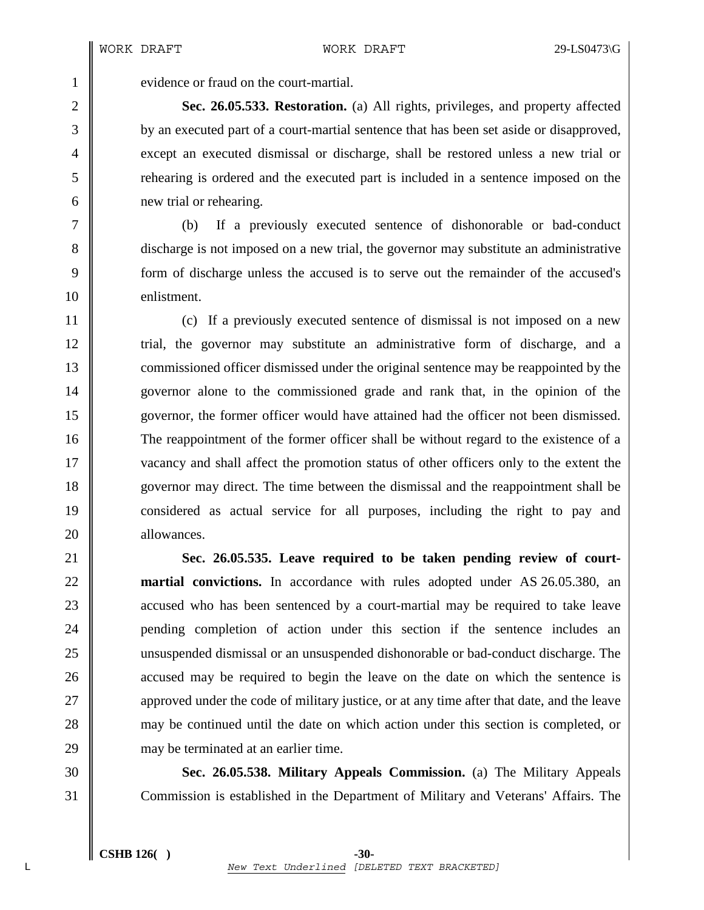evidence or fraud on the court-martial.

**Sec. 26.05.533. Restoration.** (a) All rights, privileges, and property affected by an executed part of a court-martial sentence that has been set aside or disapproved, except an executed dismissal or discharge, shall be restored unless a new trial or rehearing is ordered and the executed part is included in a sentence imposed on the new trial or rehearing.

(b) If a previously executed sentence of dishonorable or bad-conduct discharge is not imposed on a new trial, the governor may substitute an administrative form of discharge unless the accused is to serve out the remainder of the accused's enlistment.

(c) If a previously executed sentence of dismissal is not imposed on a new trial, the governor may substitute an administrative form of discharge, and a commissioned officer dismissed under the original sentence may be reappointed by the governor alone to the commissioned grade and rank that, in the opinion of the governor, the former officer would have attained had the officer not been dismissed. The reappointment of the former officer shall be without regard to the existence of a vacancy and shall affect the promotion status of other officers only to the extent the governor may direct. The time between the dismissal and the reappointment shall be considered as actual service for all purposes, including the right to pay and allowances.

**Sec. 26.05.535. Leave required to be taken pending review of court-martial convictions.** In accordance with rules adopted under AS 26.05.380, an accused who has been sentenced by a court-martial may be required to take leave pending completion of action under this section if the sentence includes an unsuspended dismissal or an unsuspended dishonorable or bad-conduct discharge. The accused may be required to begin the leave on the date on which the sentence is approved under the code of military justice, or at any time after that date, and the leave may be continued until the date on which action under this section is completed, or may be terminated at an earlier time.

**Sec. 26.05.538. Military Appeals Commission.** (a) The Military Appeals Commission is established in the Department of Military and Veterans' Affairs. The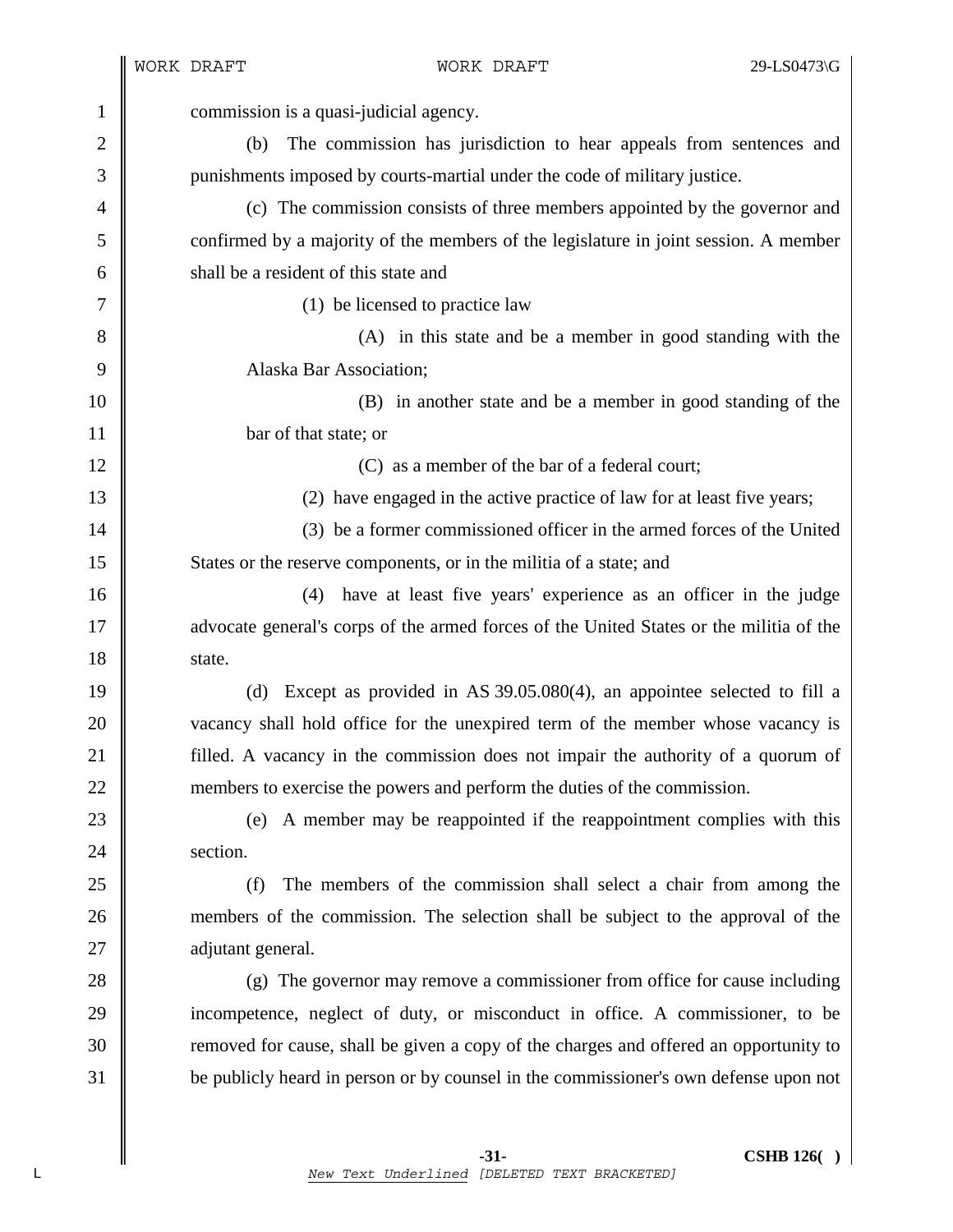commission is a quasi-judicial agency.

(b) The commission has jurisdiction to hear appeals from sentences and punishments imposed by courts-martial under the code of military justice.

(c) The commission consists of three members appointed by the governor and confirmed by a majority of the members of the legislature in joint session. A member shall be a resident of this state and

(1) be licensed to practice law

(A) in this state and be a member in good standing with the Alaska Bar Association;

(B) in another state and be a member in good standing of the bar of that state; or

(C) as a member of the bar of a federal court;

(2) have engaged in the active practice of law for at least five years;

(3) be a former commissioned officer in the armed forces of the United States or the reserve components, or in the militia of a state; and

(4) have at least five years' experience as an officer in the judge advocate general's corps of the armed forces of the United States or the militia of the state.

(d) Except as provided in AS 39.05.080(4), an appointee selected to fill a vacancy shall hold office for the unexpired term of the member whose vacancy is filled. A vacancy in the commission does not impair the authority of a quorum of members to exercise the powers and perform the duties of the commission.

(e) A member may be reappointed if the reappointment complies with this section.

(f) The members of the commission shall select a chair from among the members of the commission. The selection shall be subject to the approval of the adjutant general.

(g) The governor may remove a commissioner from office for cause including incompetence, neglect of duty, or misconduct in office. A commissioner, to be removed for cause, shall be given a copy of the charges and offered an opportunity to be publicly heard in person or by counsel in the commissioner's own defense upon not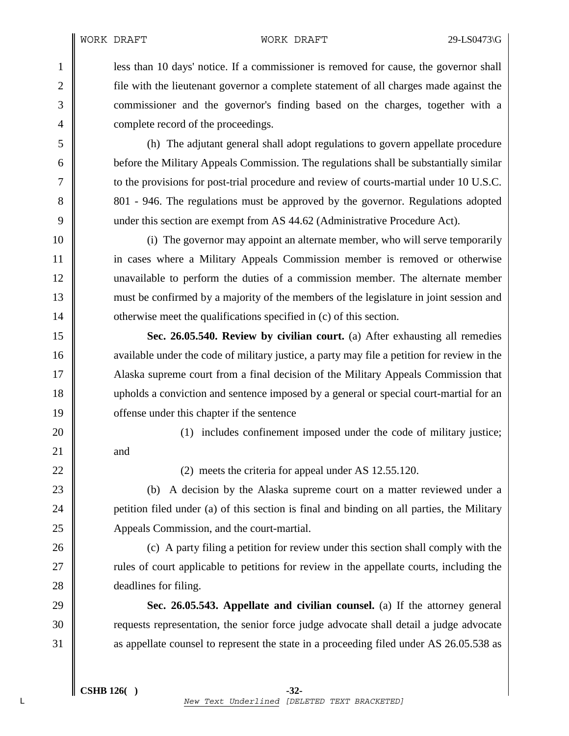less than 10 days' notice. If a commissioner is removed for cause, the governor shall file with the lieutenant governor a complete statement of all charges made against the commissioner and the governor's finding based on the charges, together with a complete record of the proceedings.

(h) The adjutant general shall adopt regulations to govern appellate procedure before the Military Appeals Commission. The regulations shall be substantially similar to the provisions for post-trial procedure and review of courts-martial under 10 U.S.C. 801 - 946. The regulations must be approved by the governor. Regulations adopted under this section are exempt from AS 44.62 (Administrative Procedure Act).

(i) The governor may appoint an alternate member, who will serve temporarily in cases where a Military Appeals Commission member is removed or otherwise unavailable to perform the duties of a commission member. The alternate member must be confirmed by a majority of the members of the legislature in joint session and otherwise meet the qualifications specified in (c) of this section.

**Sec. 26.05.540. Review by civilian court.** (a) After exhausting all remedies available under the code of military justice, a party may file a petition for review in the Alaska supreme court from a final decision of the Military Appeals Commission that upholds a conviction and sentence imposed by a general or special court-martial for an offense under this chapter if the sentence

(1) includes confinement imposed under the code of military justice; and

(2) meets the criteria for appeal under AS 12.55.120.

(b) A decision by the Alaska supreme court on a matter reviewed under a petition filed under (a) of this section is final and binding on all parties, the Military Appeals Commission, and the court-martial.

(c) A party filing a petition for review under this section shall comply with the rules of court applicable to petitions for review in the appellate courts, including the deadlines for filing.

**Sec. 26.05.543. Appellate and civilian counsel.** (a) If the attorney general requests representation, the senior force judge advocate shall detail a judge advocate as appellate counsel to represent the state in a proceeding filed under AS 26.05.538 as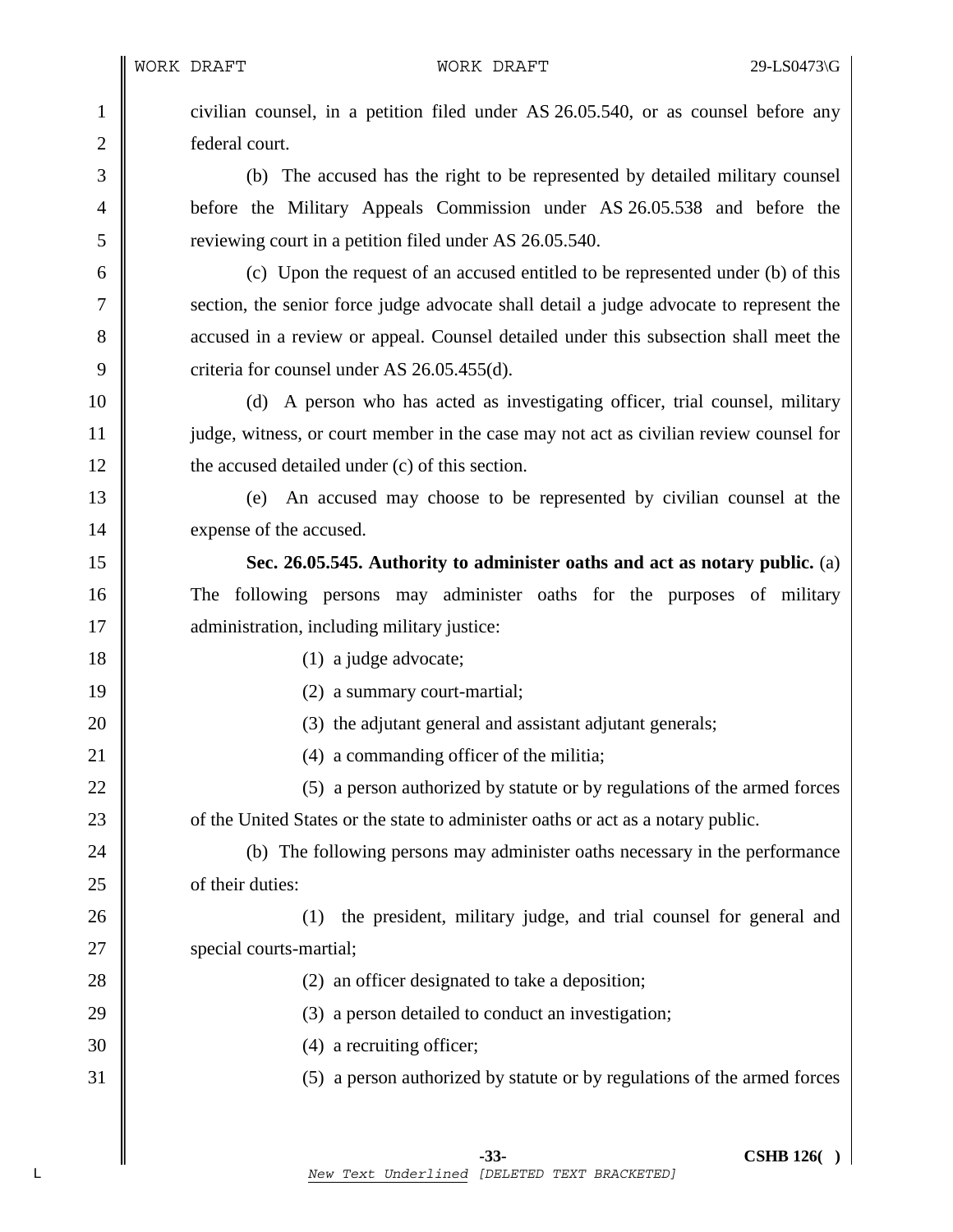civilian counsel, in a petition filed under AS 26.05.540, or as counsel before any federal court.

(b) The accused has the right to be represented by detailed military counsel before the Military Appeals Commission under AS 26.05.538 and before the reviewing court in a petition filed under AS 26.05.540.

(c) Upon the request of an accused entitled to be represented under (b) of this section, the senior force judge advocate shall detail a judge advocate to represent the accused in a review or appeal. Counsel detailed under this subsection shall meet the criteria for counsel under AS 26.05.455(d).

(d) A person who has acted as investigating officer, trial counsel, military judge, witness, or court member in the case may not act as civilian review counsel for the accused detailed under (c) of this section.

(e) An accused may choose to be represented by civilian counsel at the expense of the accused.

**Sec. 26.05.545. Authority to administer oaths and act as notary public.** (a) The following persons may administer oaths for the purposes of military administration, including military justice:

(1) a judge advocate;

(2) a summary court-martial;

(3) the adjutant general and assistant adjutant generals;

(4) a commanding officer of the militia;

(5) a person authorized by statute or by regulations of the armed forces of the United States or the state to administer oaths or act as a notary public.

(b) The following persons may administer oaths necessary in the performance of their duties:

(1) the president, military judge, and trial counsel for general and special courts-martial;

(2) an officer designated to take a deposition;

(3) a person detailed to conduct an investigation;

(4) a recruiting officer;

(5) a person authorized by statute or by regulations of the armed forces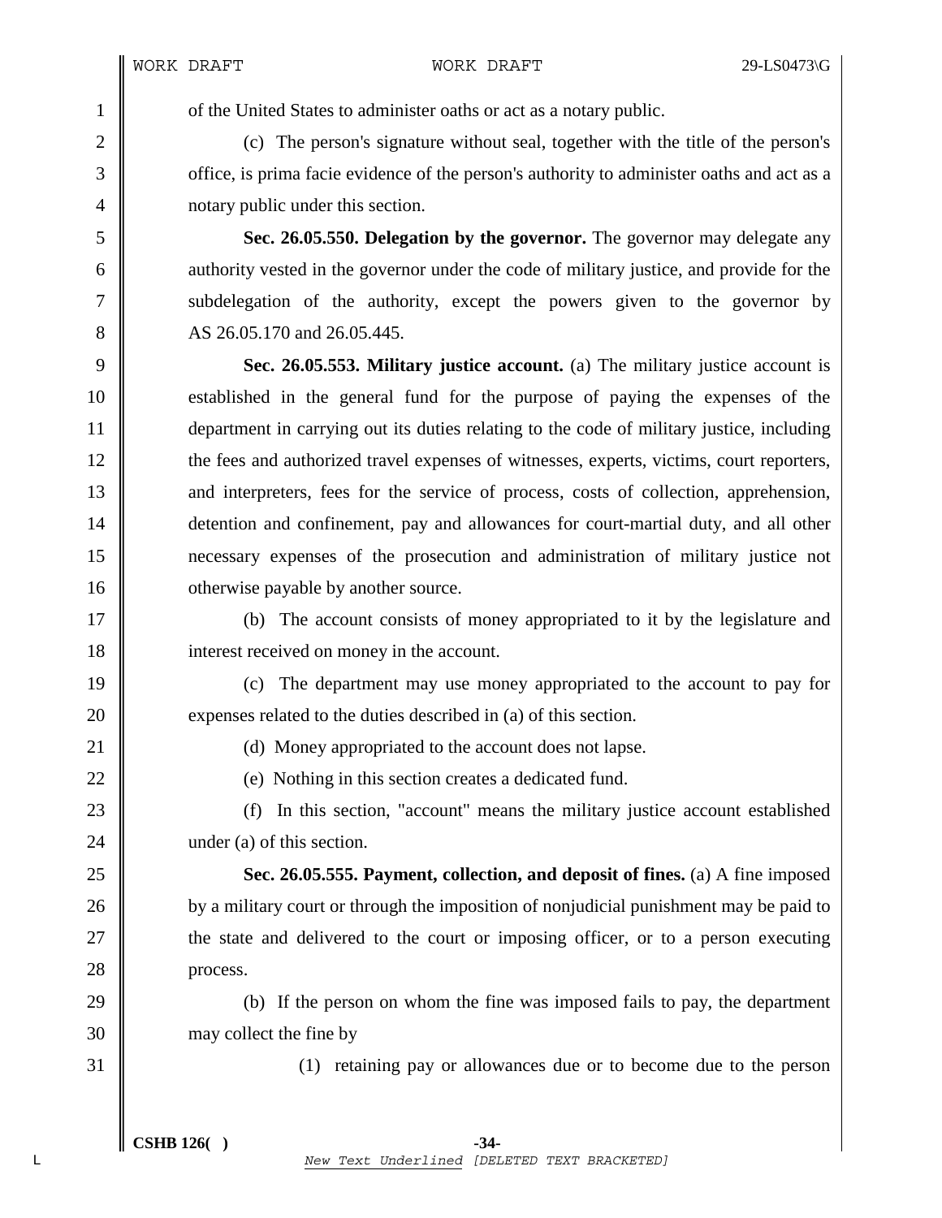of the United States to administer oaths or act as a notary public.

(c) The person's signature without seal, together with the title of the person's office, is prima facie evidence of the person's authority to administer oaths and act as a notary public under this section.

**Sec. 26.05.550. Delegation by the governor.** The governor may delegate any authority vested in the governor under the code of military justice, and provide for the subdelegation of the authority, except the powers given to the governor by AS 26.05.170 and 26.05.445.

**Sec. 26.05.553. Military justice account.** (a) The military justice account is established in the general fund for the purpose of paying the expenses of the department in carrying out its duties relating to the code of military justice, including the fees and authorized travel expenses of witnesses, experts, victims, court reporters, and interpreters, fees for the service of process, costs of collection, apprehension, detention and confinement, pay and allowances for court-martial duty, and all other necessary expenses of the prosecution and administration of military justice not otherwise payable by another source.

(b) The account consists of money appropriated to it by the legislature and interest received on money in the account.

(c) The department may use money appropriated to the account to pay for expenses related to the duties described in (a) of this section.

(d) Money appropriated to the account does not lapse.

(e) Nothing in this section creates a dedicated fund.

(f) In this section, "account" means the military justice account established under (a) of this section.

**Sec. 26.05.555. Payment, collection, and deposit of fines.** (a) A fine imposed by a military court or through the imposition of nonjudicial punishment may be paid to the state and delivered to the court or imposing officer, or to a person executing process.

(b) If the person on whom the fine was imposed fails to pay, the department may collect the fine by

(1) retaining pay or allowances due or to become due to the person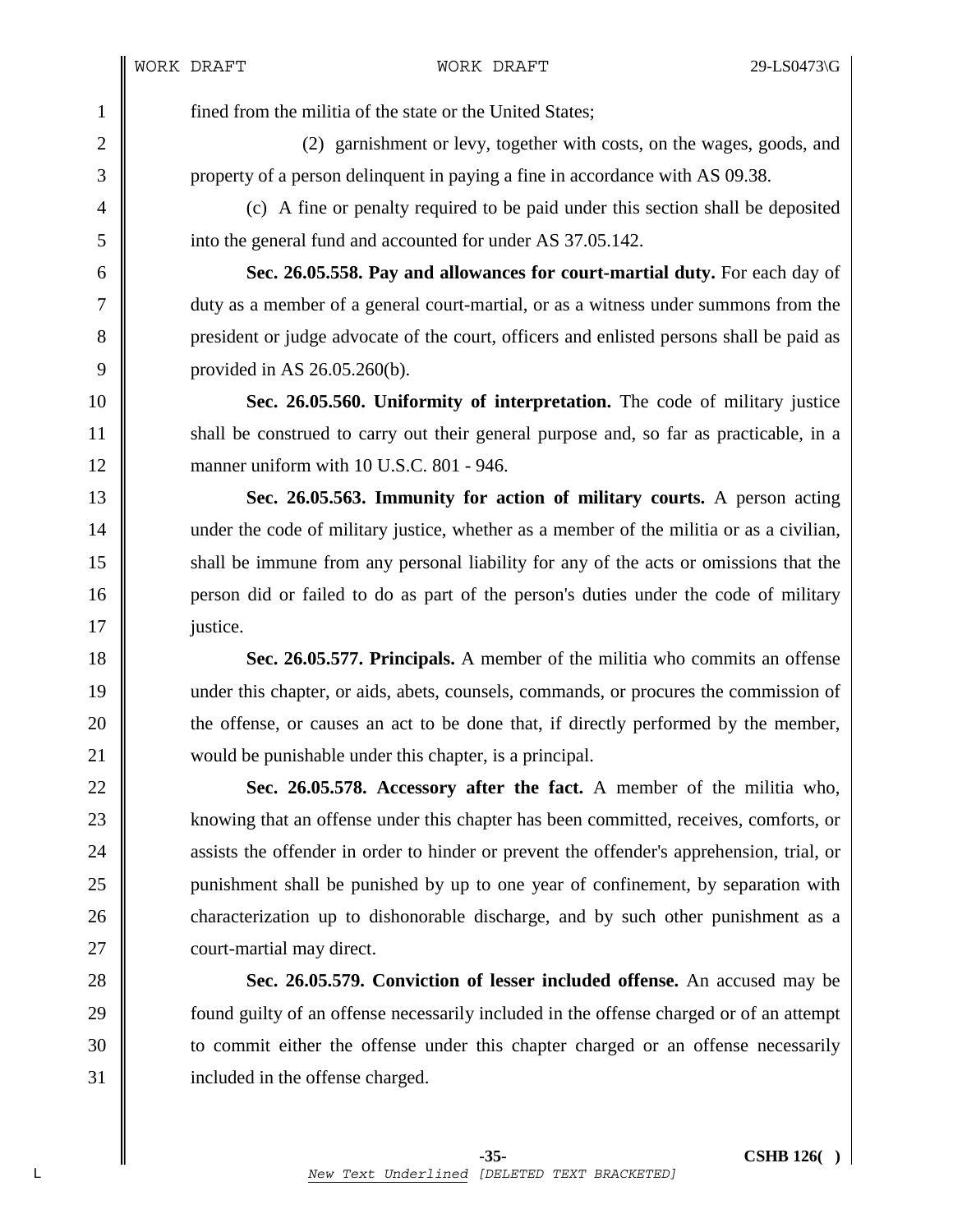fined from the militia of the state or the United States;

(2) garnishment or levy, together with costs, on the wages, goods, and property of a person delinquent in paying a fine in accordance with AS 09.38.

(c) A fine or penalty required to be paid under this section shall be deposited into the general fund and accounted for under AS 37.05.142.

**Sec. 26.05.558. Pay and allowances for court-martial duty.** For each day of duty as a member of a general court-martial, or as a witness under summons from the president or judge advocate of the court, officers and enlisted persons shall be paid as provided in AS 26.05.260(b).

**Sec. 26.05.560. Uniformity of interpretation.** The code of military justice shall be construed to carry out their general purpose and, so far as practicable, in a manner uniform with 10 U.S.C. 801 - 946.

**Sec. 26.05.563. Immunity for action of military courts.** A person acting under the code of military justice, whether as a member of the militia or as a civilian, shall be immune from any personal liability for any of the acts or omissions that the person did or failed to do as part of the person's duties under the code of military justice.

**Sec. 26.05.577. Principals.** A member of the militia who commits an offense under this chapter, or aids, abets, counsels, commands, or procures the commission of the offense, or causes an act to be done that, if directly performed by the member, would be punishable under this chapter, is a principal.

**Sec. 26.05.578. Accessory after the fact.** A member of the militia who, knowing that an offense under this chapter has been committed, receives, comforts, or assists the offender in order to hinder or prevent the offender's apprehension, trial, or punishment shall be punished by up to one year of confinement, by separation with characterization up to dishonorable discharge, and by such other punishment as a court-martial may direct.

**Sec. 26.05.579. Conviction of lesser included offense.** An accused may be found guilty of an offense necessarily included in the offense charged or of an attempt to commit either the offense under this chapter charged or an offense necessarily included in the offense charged.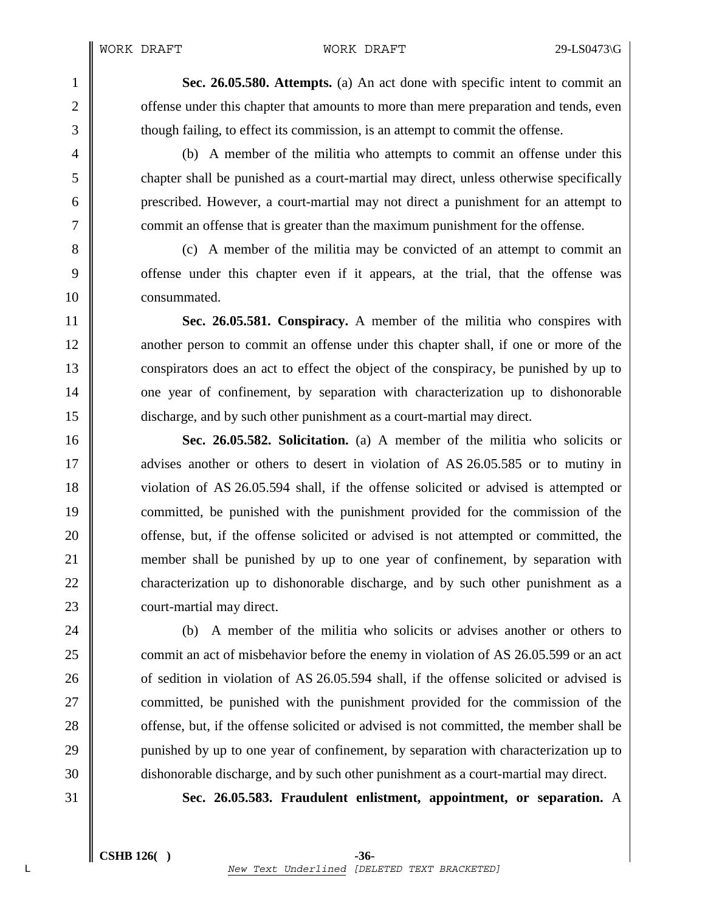**Sec. 26.05.580. Attempts.** (a) An act done with specific intent to commit an offense under this chapter that amounts to more than mere preparation and tends, even though failing, to effect its commission, is an attempt to commit the offense.

(b) A member of the militia who attempts to commit an offense under this chapter shall be punished as a court-martial may direct, unless otherwise specifically prescribed. However, a court-martial may not direct a punishment for an attempt to commit an offense that is greater than the maximum punishment for the offense.

(c) A member of the militia may be convicted of an attempt to commit an offense under this chapter even if it appears, at the trial, that the offense was consummated.

**Sec. 26.05.581. Conspiracy.** A member of the militia who conspires with another person to commit an offense under this chapter shall, if one or more of the conspirators does an act to effect the object of the conspiracy, be punished by up to one year of confinement, by separation with characterization up to dishonorable discharge, and by such other punishment as a court-martial may direct.

**Sec. 26.05.582. Solicitation.** (a) A member of the militia who solicits or advises another or others to desert in violation of AS 26.05.585 or to mutiny in violation of AS 26.05.594 shall, if the offense solicited or advised is attempted or committed, be punished with the punishment provided for the commission of the offense, but, if the offense solicited or advised is not attempted or committed, the member shall be punished by up to one year of confinement, by separation with characterization up to dishonorable discharge, and by such other punishment as a court-martial may direct.

(b) A member of the militia who solicits or advises another or others to commit an act of misbehavior before the enemy in violation of AS 26.05.599 or an act of sedition in violation of AS 26.05.594 shall, if the offense solicited or advised is committed, be punished with the punishment provided for the commission of the offense, but, if the offense solicited or advised is not committed, the member shall be punished by up to one year of confinement, by separation with characterization up to dishonorable discharge, and by such other punishment as a court-martial may direct.

**Sec. 26.05.583. Fraudulent enlistment, appointment, or separation.** A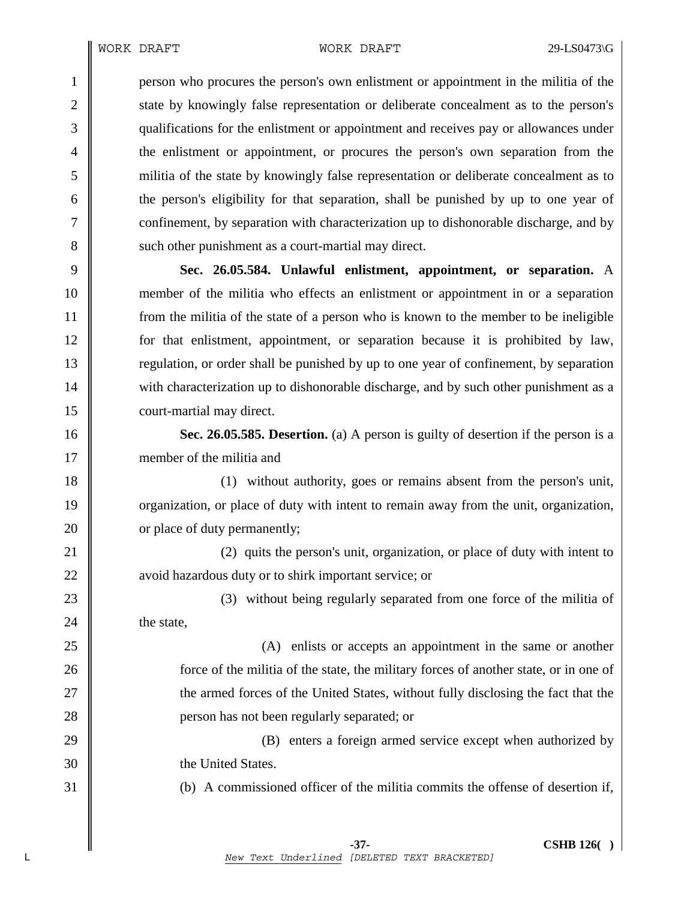person who procures the person's own enlistment or appointment in the militia of the state by knowingly false representation or deliberate concealment as to the person's qualifications for the enlistment or appointment and receives pay or allowances under the enlistment or appointment, or procures the person's own separation from the militia of the state by knowingly false representation or deliberate concealment as to the person's eligibility for that separation, shall be punished by up to one year of confinement, by separation with characterization up to dishonorable discharge, and by such other punishment as a court-martial may direct.

**Sec. 26.05.584. Unlawful enlistment, appointment, or separation.** A member of the militia who effects an enlistment or appointment in or a separation from the militia of the state of a person who is known to the member to be ineligible for that enlistment, appointment, or separation because it is prohibited by law, regulation, or order shall be punished by up to one year of confinement, by separation with characterization up to dishonorable discharge, and by such other punishment as a court-martial may direct.

**Sec. 26.05.585. Desertion.** (a) A person is guilty of desertion if the person is a member of the militia and

(1) without authority, goes or remains absent from the person's unit, organization, or place of duty with intent to remain away from the unit, organization, or place of duty permanently;

(2) quits the person's unit, organization, or place of duty with intent to avoid hazardous duty or to shirk important service; or

(3) without being regularly separated from one force of the militia of the state,

(A) enlists or accepts an appointment in the same or another force of the militia of the state, the military forces of another state, or in one of the armed forces of the United States, without fully disclosing the fact that the person has not been regularly separated; or

(B) enters a foreign armed service except when authorized by the United States.

(b) A commissioned officer of the militia commits the offense of desertion if,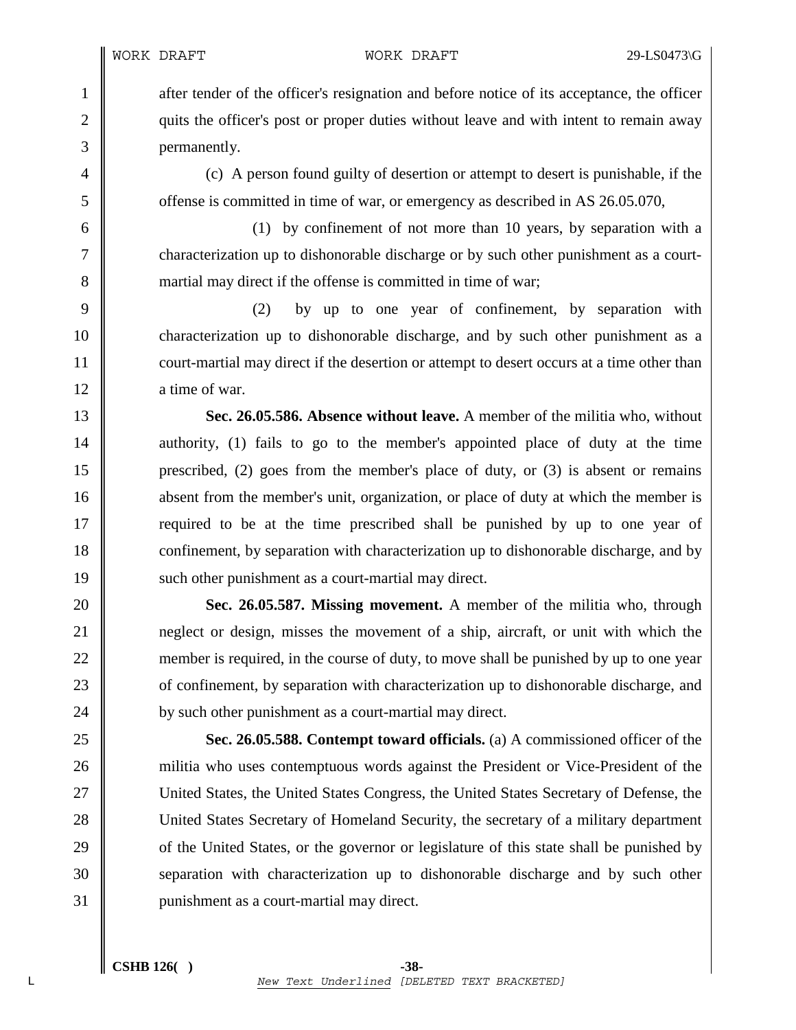after tender of the officer's resignation and before notice of its acceptance, the officer quits the officer's post or proper duties without leave and with intent to remain away permanently.

(c) A person found guilty of desertion or attempt to desert is punishable, if the offense is committed in time of war, or emergency as described in AS 26.05.070,

(1) by confinement of not more than 10 years, by separation with a characterization up to dishonorable discharge or by such other punishment as a court-martial may direct if the offense is committed in time of war;

(2) by up to one year of confinement, by separation with characterization up to dishonorable discharge, and by such other punishment as a court-martial may direct if the desertion or attempt to desert occurs at a time other than a time of war.

**Sec. 26.05.586. Absence without leave.** A member of the militia who, without authority, (1) fails to go to the member's appointed place of duty at the time prescribed, (2) goes from the member's place of duty, or (3) is absent or remains absent from the member's unit, organization, or place of duty at which the member is required to be at the time prescribed shall be punished by up to one year of confinement, by separation with characterization up to dishonorable discharge, and by such other punishment as a court-martial may direct.

**Sec. 26.05.587. Missing movement.** A member of the militia who, through neglect or design, misses the movement of a ship, aircraft, or unit with which the member is required, in the course of duty, to move shall be punished by up to one year of confinement, by separation with characterization up to dishonorable discharge, and by such other punishment as a court-martial may direct.

**Sec. 26.05.588. Contempt toward officials.** (a) A commissioned officer of the militia who uses contemptuous words against the President or Vice-President of the United States, the United States Congress, the United States Secretary of Defense, the United States Secretary of Homeland Security, the secretary of a military department of the United States, or the governor or legislature of this state shall be punished by separation with characterization up to dishonorable discharge and by such other punishment as a court-martial may direct.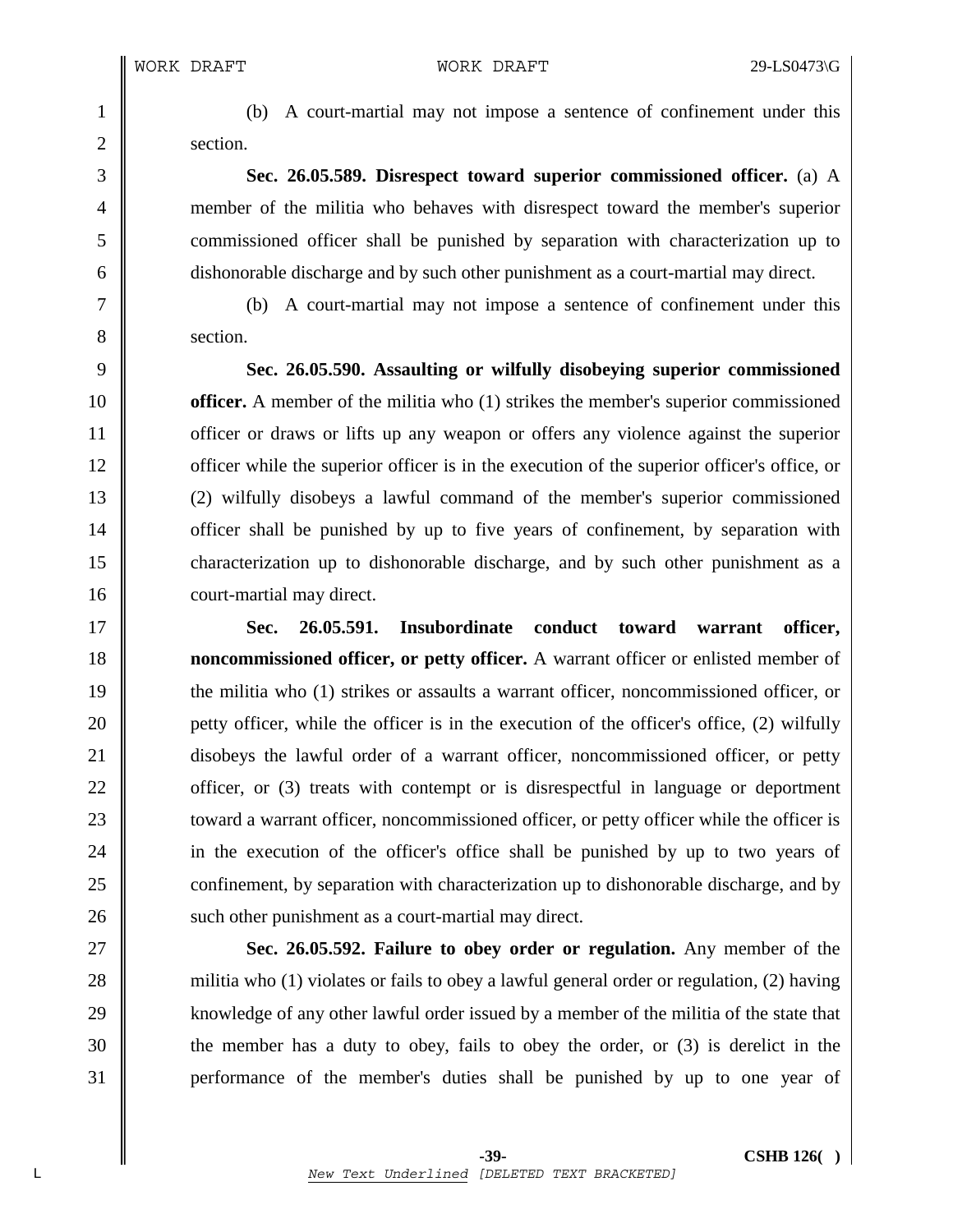(b) A court-martial may not impose a sentence of confinement under this section.

**Sec. 26.05.589. Disrespect toward superior commissioned officer.** (a) A member of the militia who behaves with disrespect toward the member's superior commissioned officer shall be punished by separation with characterization up to dishonorable discharge and by such other punishment as a court-martial may direct.

(b) A court-martial may not impose a sentence of confinement under this section.

**Sec. 26.05.590. Assaulting or wilfully disobeying superior commissioned officer.** A member of the militia who (1) strikes the member's superior commissioned officer or draws or lifts up any weapon or offers any violence against the superior officer while the superior officer is in the execution of the superior officer's office, or (2) wilfully disobeys a lawful command of the member's superior commissioned officer shall be punished by up to five years of confinement, by separation with characterization up to dishonorable discharge, and by such other punishment as a court-martial may direct.

**Sec. 26.05.591. Insubordinate conduct toward warrant officer, noncommissioned officer, or petty officer.** A warrant officer or enlisted member of the militia who (1) strikes or assaults a warrant officer, noncommissioned officer, or petty officer, while the officer is in the execution of the officer's office, (2) wilfully disobeys the lawful order of a warrant officer, noncommissioned officer, or petty officer, or (3) treats with contempt or is disrespectful in language or deportment toward a warrant officer, noncommissioned officer, or petty officer while the officer is in the execution of the officer's office shall be punished by up to two years of confinement, by separation with characterization up to dishonorable discharge, and by such other punishment as a court-martial may direct.

**Sec. 26.05.592. Failure to obey order or regulation.** Any member of the militia who (1) violates or fails to obey a lawful general order or regulation, (2) having knowledge of any other lawful order issued by a member of the militia of the state that the member has a duty to obey, fails to obey the order, or (3) is derelict in the performance of the member's duties shall be punished by up to one year of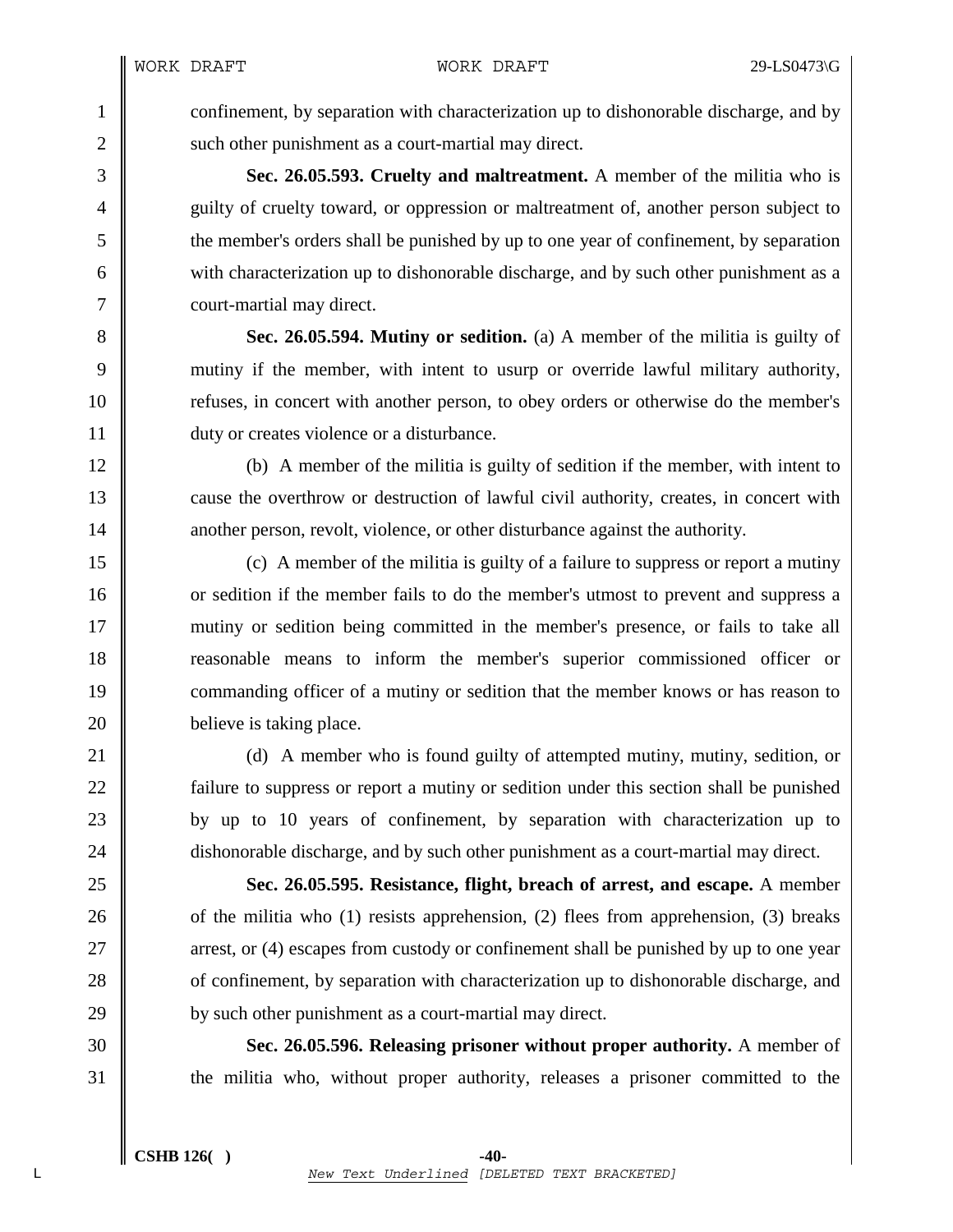confinement, by separation with characterization up to dishonorable discharge, and by such other punishment as a court-martial may direct.

**Sec. 26.05.593. Cruelty and maltreatment.** A member of the militia who is guilty of cruelty toward, or oppression or maltreatment of, another person subject to the member's orders shall be punished by up to one year of confinement, by separation with characterization up to dishonorable discharge, and by such other punishment as a court-martial may direct.

**Sec. 26.05.594. Mutiny or sedition.** (a) A member of the militia is guilty of mutiny if the member, with intent to usurp or override lawful military authority, refuses, in concert with another person, to obey orders or otherwise do the member's duty or creates violence or a disturbance.

(b) A member of the militia is guilty of sedition if the member, with intent to cause the overthrow or destruction of lawful civil authority, creates, in concert with another person, revolt, violence, or other disturbance against the authority.

(c) A member of the militia is guilty of a failure to suppress or report a mutiny or sedition if the member fails to do the member's utmost to prevent and suppress a mutiny or sedition being committed in the member's presence, or fails to take all reasonable means to inform the member's superior commissioned officer or commanding officer of a mutiny or sedition that the member knows or has reason to believe is taking place.

(d) A member who is found guilty of attempted mutiny, mutiny, sedition, or failure to suppress or report a mutiny or sedition under this section shall be punished by up to 10 years of confinement, by separation with characterization up to dishonorable discharge, and by such other punishment as a court-martial may direct.

**Sec. 26.05.595. Resistance, flight, breach of arrest, and escape.** A member of the militia who (1) resists apprehension, (2) flees from apprehension, (3) breaks arrest, or (4) escapes from custody or confinement shall be punished by up to one year of confinement, by separation with characterization up to dishonorable discharge, and by such other punishment as a court-martial may direct.

**Sec. 26.05.596. Releasing prisoner without proper authority.** A member of the militia who, without proper authority, releases a prisoner committed to the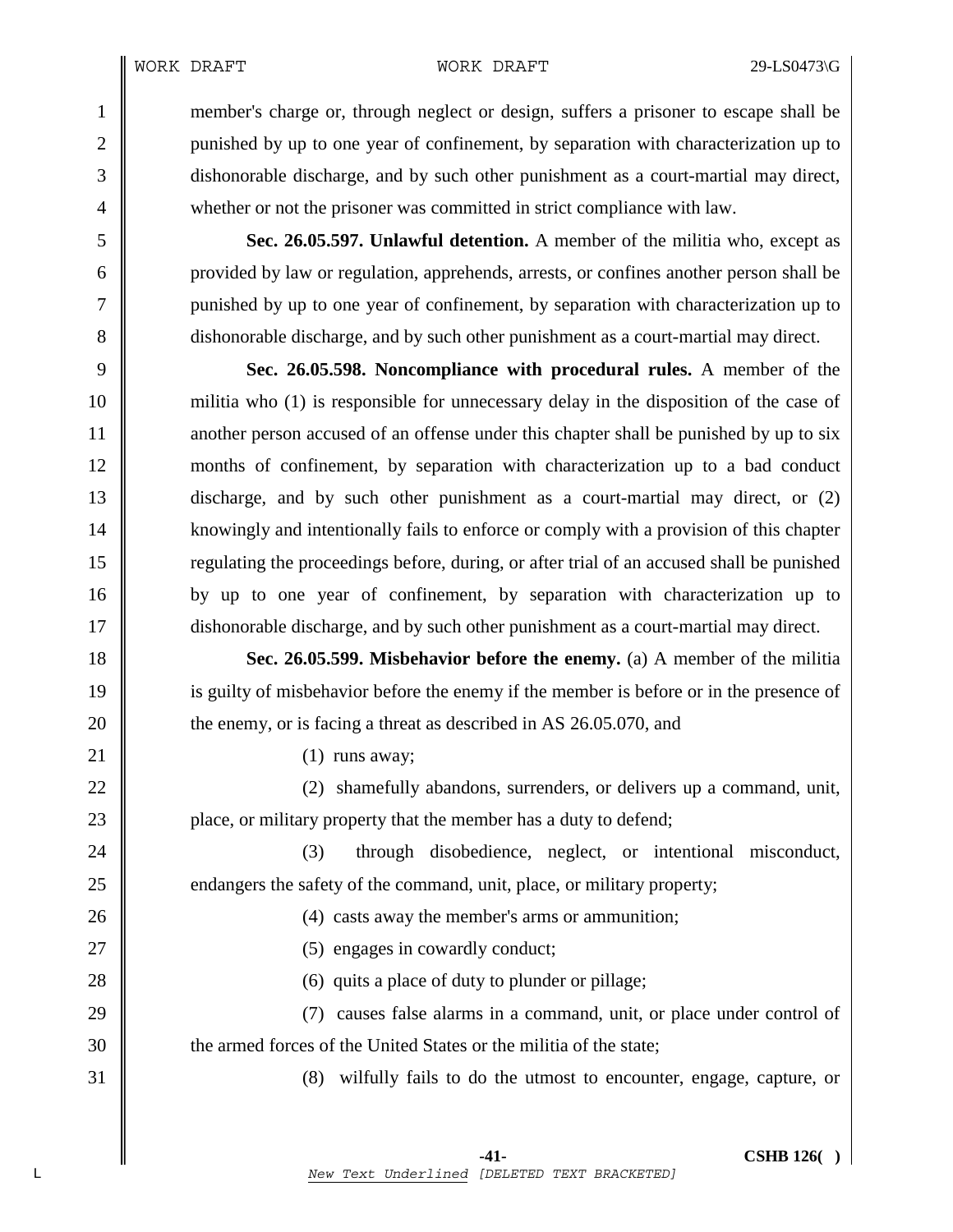member's charge or, through neglect or design, suffers a prisoner to escape shall be punished by up to one year of confinement, by separation with characterization up to dishonorable discharge, and by such other punishment as a court-martial may direct, whether or not the prisoner was committed in strict compliance with law.

**Sec. 26.05.597. Unlawful detention.** A member of the militia who, except as provided by law or regulation, apprehends, arrests, or confines another person shall be punished by up to one year of confinement, by separation with characterization up to dishonorable discharge, and by such other punishment as a court-martial may direct.

**Sec. 26.05.598. Noncompliance with procedural rules.** A member of the militia who (1) is responsible for unnecessary delay in the disposition of the case of another person accused of an offense under this chapter shall be punished by up to six months of confinement, by separation with characterization up to a bad conduct discharge, and by such other punishment as a court-martial may direct, or (2) knowingly and intentionally fails to enforce or comply with a provision of this chapter regulating the proceedings before, during, or after trial of an accused shall be punished by up to one year of confinement, by separation with characterization up to dishonorable discharge, and by such other punishment as a court-martial may direct.

**Sec. 26.05.599. Misbehavior before the enemy.** (a) A member of the militia is guilty of misbehavior before the enemy if the member is before or in the presence of the enemy, or is facing a threat as described in AS 26.05.070, and

(1) runs away;

(2) shamefully abandons, surrenders, or delivers up a command, unit, place, or military property that the member has a duty to defend;

(3) through disobedience, neglect, or intentional misconduct, endangers the safety of the command, unit, place, or military property;

(4) casts away the member's arms or ammunition;

(5) engages in cowardly conduct;

(6) quits a place of duty to plunder or pillage;

(7) causes false alarms in a command, unit, or place under control of the armed forces of the United States or the militia of the state;

(8) wilfully fails to do the utmost to encounter, engage, capture, or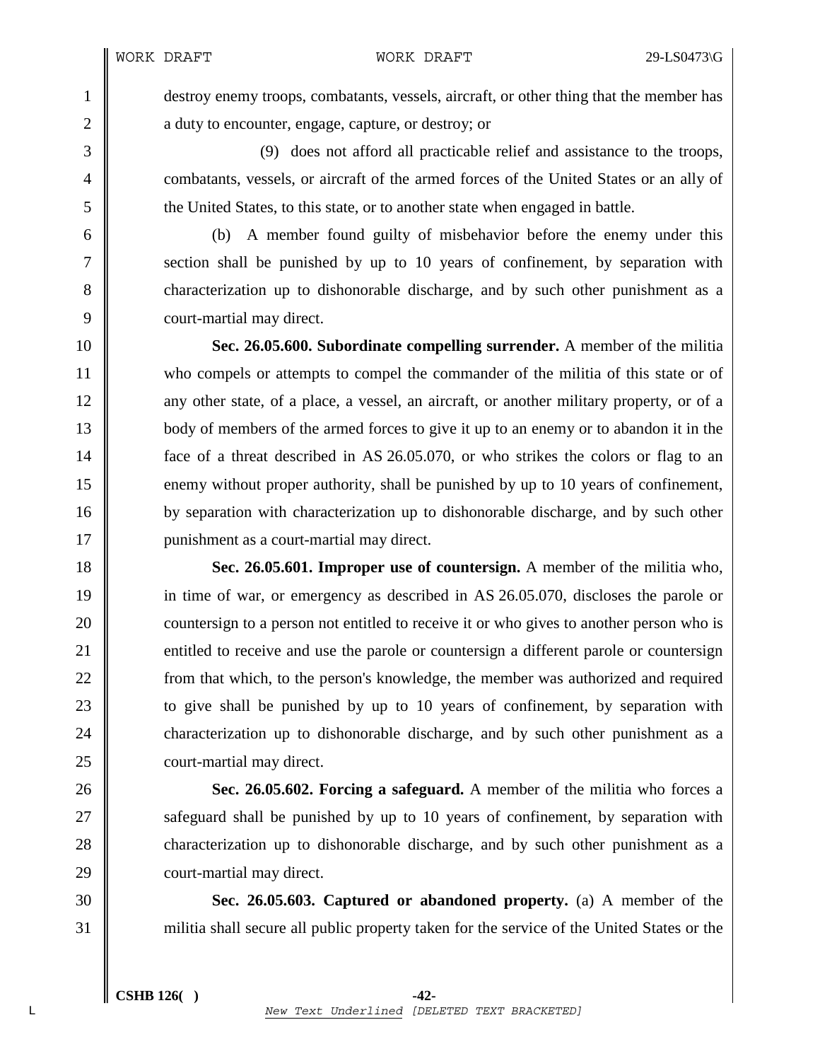destroy enemy troops, combatants, vessels, aircraft, or other thing that the member has a duty to encounter, engage, capture, or destroy; or

(9) does not afford all practicable relief and assistance to the troops, combatants, vessels, or aircraft of the armed forces of the United States or an ally of the United States, to this state, or to another state when engaged in battle.

(b) A member found guilty of misbehavior before the enemy under this section shall be punished by up to 10 years of confinement, by separation with characterization up to dishonorable discharge, and by such other punishment as a court-martial may direct.

**Sec. 26.05.600. Subordinate compelling surrender.** A member of the militia who compels or attempts to compel the commander of the militia of this state or of any other state, of a place, a vessel, an aircraft, or another military property, or of a body of members of the armed forces to give it up to an enemy or to abandon it in the face of a threat described in AS 26.05.070, or who strikes the colors or flag to an enemy without proper authority, shall be punished by up to 10 years of confinement, by separation with characterization up to dishonorable discharge, and by such other punishment as a court-martial may direct.

**Sec. 26.05.601. Improper use of countersign.** A member of the militia who, in time of war, or emergency as described in AS 26.05.070, discloses the parole or countersign to a person not entitled to receive it or who gives to another person who is entitled to receive and use the parole or countersign a different parole or countersign from that which, to the person's knowledge, the member was authorized and required to give shall be punished by up to 10 years of confinement, by separation with characterization up to dishonorable discharge, and by such other punishment as a court-martial may direct.

**Sec. 26.05.602. Forcing a safeguard.** A member of the militia who forces a safeguard shall be punished by up to 10 years of confinement, by separation with characterization up to dishonorable discharge, and by such other punishment as a court-martial may direct.

**Sec. 26.05.603. Captured or abandoned property.** (a) A member of the militia shall secure all public property taken for the service of the United States or the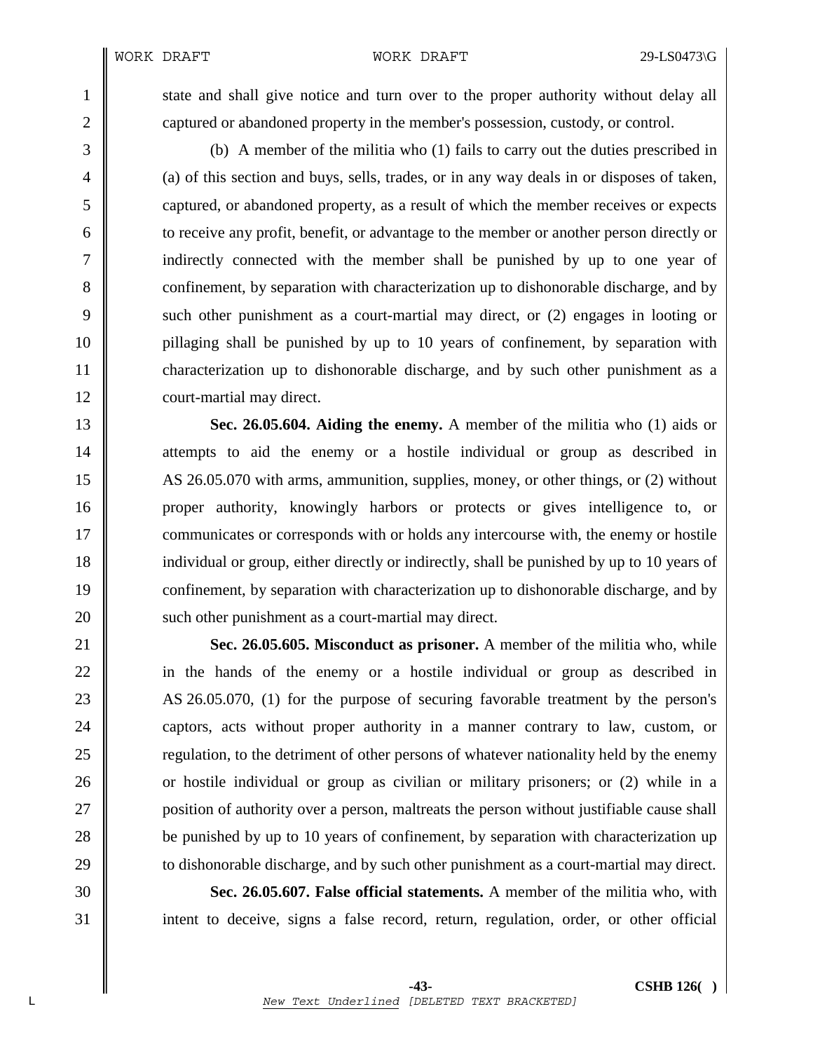state and shall give notice and turn over to the proper authority without delay all captured or abandoned property in the member's possession, custody, or control.

(b) A member of the militia who (1) fails to carry out the duties prescribed in (a) of this section and buys, sells, trades, or in any way deals in or disposes of taken, captured, or abandoned property, as a result of which the member receives or expects to receive any profit, benefit, or advantage to the member or another person directly or indirectly connected with the member shall be punished by up to one year of confinement, by separation with characterization up to dishonorable discharge, and by such other punishment as a court-martial may direct, or (2) engages in looting or pillaging shall be punished by up to 10 years of confinement, by separation with characterization up to dishonorable discharge, and by such other punishment as a court-martial may direct.

**Sec. 26.05.604. Aiding the enemy.** A member of the militia who (1) aids or attempts to aid the enemy or a hostile individual or group as described in AS 26.05.070 with arms, ammunition, supplies, money, or other things, or (2) without proper authority, knowingly harbors or protects or gives intelligence to, or communicates or corresponds with or holds any intercourse with, the enemy or hostile individual or group, either directly or indirectly, shall be punished by up to 10 years of confinement, by separation with characterization up to dishonorable discharge, and by such other punishment as a court-martial may direct.

**Sec. 26.05.605. Misconduct as prisoner.** A member of the militia who, while in the hands of the enemy or a hostile individual or group as described in AS 26.05.070, (1) for the purpose of securing favorable treatment by the person's captors, acts without proper authority in a manner contrary to law, custom, or regulation, to the detriment of other persons of whatever nationality held by the enemy or hostile individual or group as civilian or military prisoners; or (2) while in a position of authority over a person, maltreats the person without justifiable cause shall be punished by up to 10 years of confinement, by separation with characterization up to dishonorable discharge, and by such other punishment as a court-martial may direct.

**Sec. 26.05.607. False official statements.** A member of the militia who, with intent to deceive, signs a false record, return, regulation, order, or other official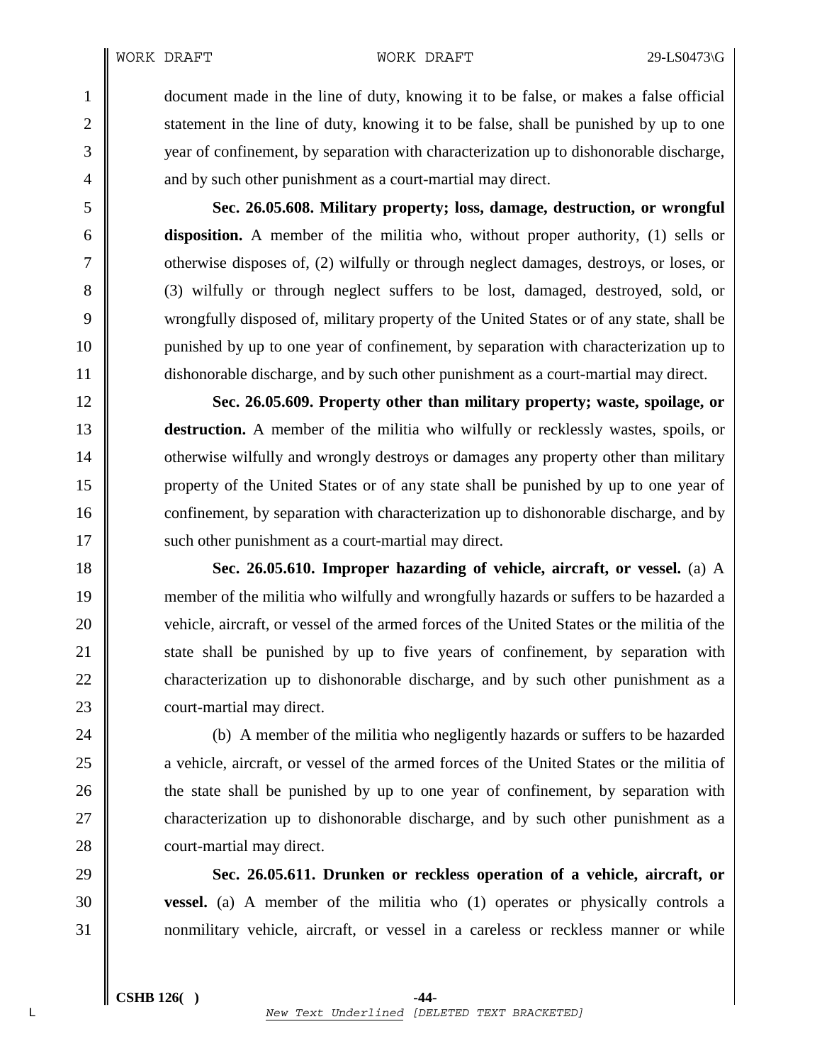document made in the line of duty, knowing it to be false, or makes a false official statement in the line of duty, knowing it to be false, shall be punished by up to one year of confinement, by separation with characterization up to dishonorable discharge, and by such other punishment as a court-martial may direct.

**Sec. 26.05.608. Military property; loss, damage, destruction, or wrongful disposition.** A member of the militia who, without proper authority, (1) sells or otherwise disposes of, (2) wilfully or through neglect damages, destroys, or loses, or (3) wilfully or through neglect suffers to be lost, damaged, destroyed, sold, or wrongfully disposed of, military property of the United States or of any state, shall be punished by up to one year of confinement, by separation with characterization up to dishonorable discharge, and by such other punishment as a court-martial may direct.

**Sec. 26.05.609. Property other than military property; waste, spoilage, or destruction.** A member of the militia who wilfully or recklessly wastes, spoils, or otherwise wilfully and wrongly destroys or damages any property other than military property of the United States or of any state shall be punished by up to one year of confinement, by separation with characterization up to dishonorable discharge, and by such other punishment as a court-martial may direct.

**Sec. 26.05.610. Improper hazarding of vehicle, aircraft, or vessel.** (a) A member of the militia who wilfully and wrongfully hazards or suffers to be hazarded a vehicle, aircraft, or vessel of the armed forces of the United States or the militia of the state shall be punished by up to five years of confinement, by separation with characterization up to dishonorable discharge, and by such other punishment as a court-martial may direct.

(b) A member of the militia who negligently hazards or suffers to be hazarded a vehicle, aircraft, or vessel of the armed forces of the United States or the militia of the state shall be punished by up to one year of confinement, by separation with characterization up to dishonorable discharge, and by such other punishment as a court-martial may direct.

**Sec. 26.05.611. Drunken or reckless operation of a vehicle, aircraft, or vessel.** (a) A member of the militia who (1) operates or physically controls a nonmilitary vehicle, aircraft, or vessel in a careless or reckless manner or while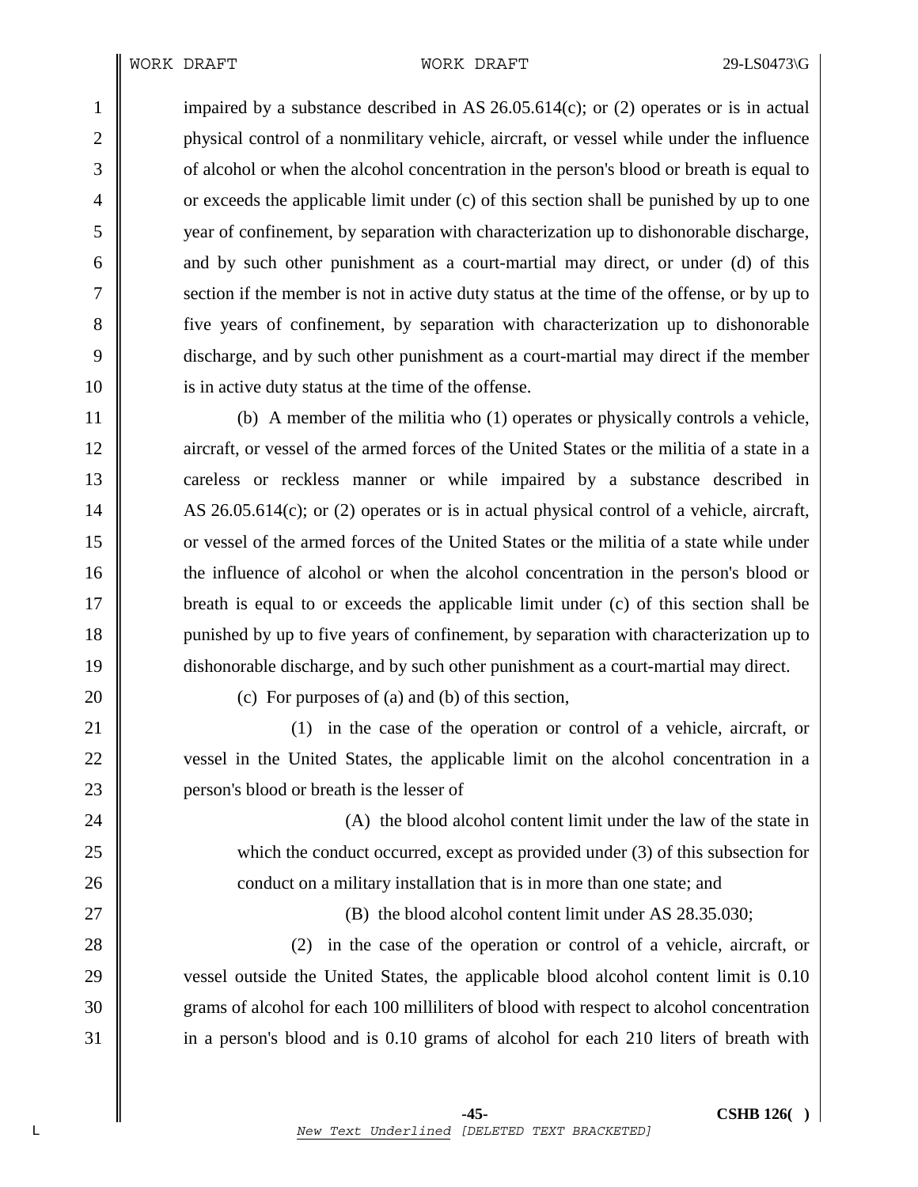impaired by a substance described in AS 26.05.614(c); or (2) operates or is in actual physical control of a nonmilitary vehicle, aircraft, or vessel while under the influence of alcohol or when the alcohol concentration in the person's blood or breath is equal to or exceeds the applicable limit under (c) of this section shall be punished by up to one year of confinement, by separation with characterization up to dishonorable discharge, and by such other punishment as a court-martial may direct, or under (d) of this section if the member is not in active duty status at the time of the offense, or by up to five years of confinement, by separation with characterization up to dishonorable discharge, and by such other punishment as a court-martial may direct if the member is in active duty status at the time of the offense.

(b) A member of the militia who (1) operates or physically controls a vehicle, aircraft, or vessel of the armed forces of the United States or the militia of a state in a careless or reckless manner or while impaired by a substance described in AS 26.05.614(c); or (2) operates or is in actual physical control of a vehicle, aircraft, or vessel of the armed forces of the United States or the militia of a state while under the influence of alcohol or when the alcohol concentration in the person's blood or breath is equal to or exceeds the applicable limit under (c) of this section shall be punished by up to five years of confinement, by separation with characterization up to dishonorable discharge, and by such other punishment as a court-martial may direct.

(c) For purposes of (a) and (b) of this section,

(1) in the case of the operation or control of a vehicle, aircraft, or vessel in the United States, the applicable limit on the alcohol concentration in a person's blood or breath is the lesser of

(A) the blood alcohol content limit under the law of the state in which the conduct occurred, except as provided under (3) of this subsection for conduct on a military installation that is in more than one state; and

(B) the blood alcohol content limit under AS 28.35.030;

(2) in the case of the operation or control of a vehicle, aircraft, or vessel outside the United States, the applicable blood alcohol content limit is 0.10 grams of alcohol for each 100 milliliters of blood with respect to alcohol concentration in a person's blood and is 0.10 grams of alcohol for each 210 liters of breath with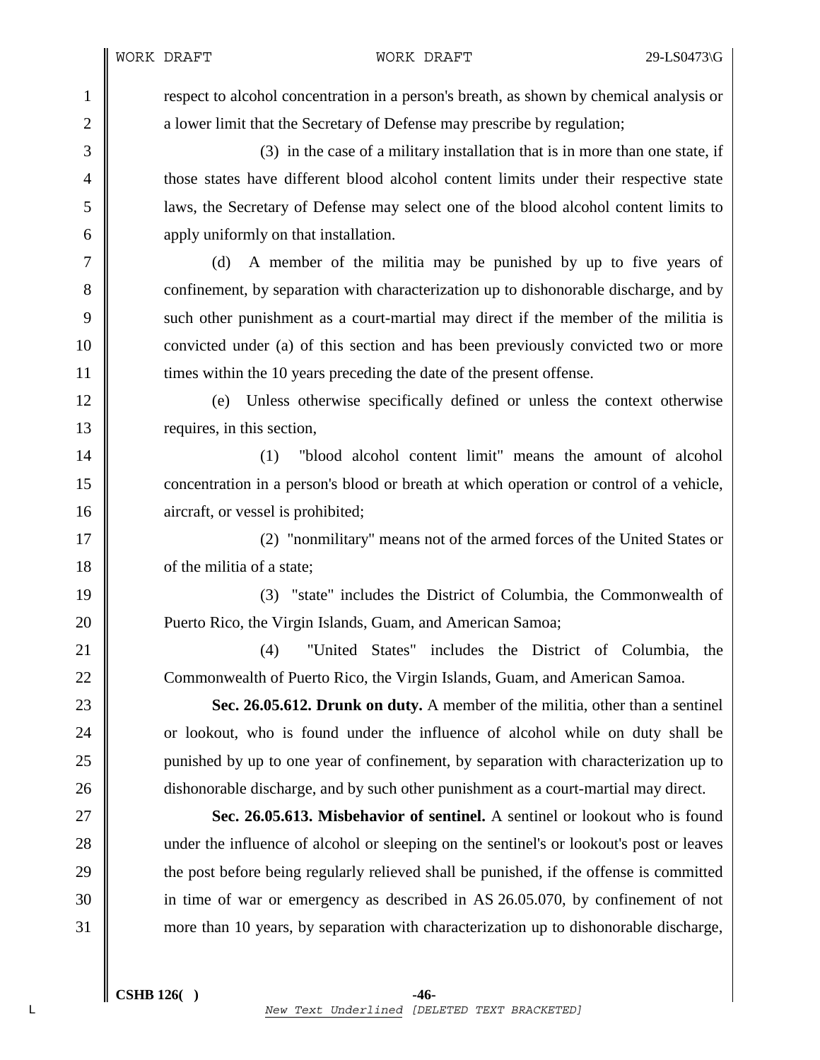respect to alcohol concentration in a person's breath, as shown by chemical analysis or a lower limit that the Secretary of Defense may prescribe by regulation;

(3) in the case of a military installation that is in more than one state, if those states have different blood alcohol content limits under their respective state laws, the Secretary of Defense may select one of the blood alcohol content limits to apply uniformly on that installation.

(d) A member of the militia may be punished by up to five years of confinement, by separation with characterization up to dishonorable discharge, and by such other punishment as a court-martial may direct if the member of the militia is convicted under (a) of this section and has been previously convicted two or more times within the 10 years preceding the date of the present offense.

(e) Unless otherwise specifically defined or unless the context otherwise requires, in this section,

(1) "blood alcohol content limit" means the amount of alcohol concentration in a person's blood or breath at which operation or control of a vehicle, aircraft, or vessel is prohibited;

(2) "nonmilitary" means not of the armed forces of the United States or of the militia of a state;

(3) "state" includes the District of Columbia, the Commonwealth of Puerto Rico, the Virgin Islands, Guam, and American Samoa;

(4) "United States" includes the District of Columbia, the Commonwealth of Puerto Rico, the Virgin Islands, Guam, and American Samoa.

**Sec. 26.05.612. Drunk on duty.** A member of the militia, other than a sentinel or lookout, who is found under the influence of alcohol while on duty shall be punished by up to one year of confinement, by separation with characterization up to dishonorable discharge, and by such other punishment as a court-martial may direct.

**Sec. 26.05.613. Misbehavior of sentinel.** A sentinel or lookout who is found under the influence of alcohol or sleeping on the sentinel's or lookout's post or leaves the post before being regularly relieved shall be punished, if the offense is committed in time of war or emergency as described in AS 26.05.070, by confinement of not more than 10 years, by separation with characterization up to dishonorable discharge,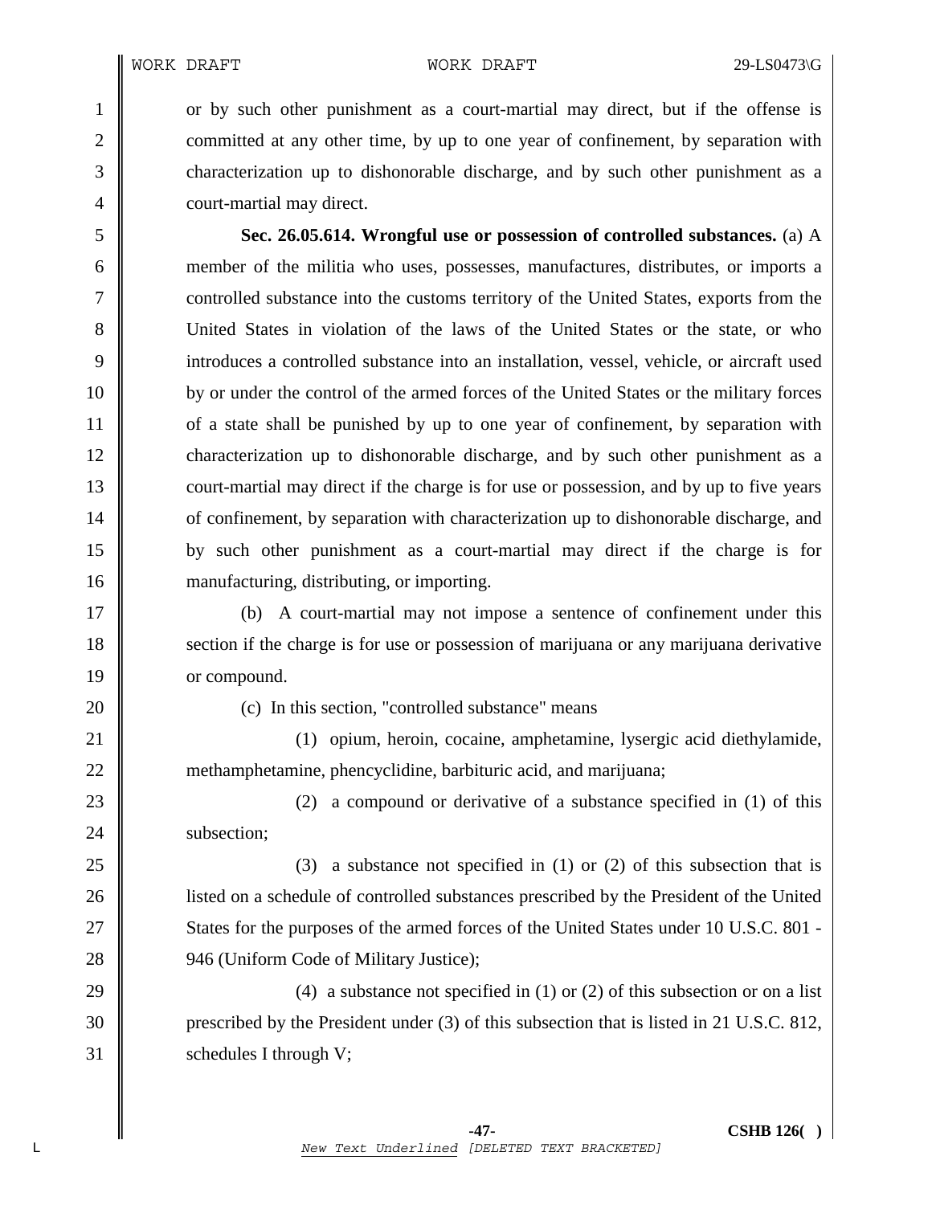or by such other punishment as a court-martial may direct, but if the offense is committed at any other time, by up to one year of confinement, by separation with characterization up to dishonorable discharge, and by such other punishment as a court-martial may direct.

**Sec. 26.05.614. Wrongful use or possession of controlled substances.** (a) A member of the militia who uses, possesses, manufactures, distributes, or imports a controlled substance into the customs territory of the United States, exports from the United States in violation of the laws of the United States or the state, or who introduces a controlled substance into an installation, vessel, vehicle, or aircraft used by or under the control of the armed forces of the United States or the military forces of a state shall be punished by up to one year of confinement, by separation with characterization up to dishonorable discharge, and by such other punishment as a court-martial may direct if the charge is for use or possession, and by up to five years of confinement, by separation with characterization up to dishonorable discharge, and by such other punishment as a court-martial may direct if the charge is for manufacturing, distributing, or importing.

(b) A court-martial may not impose a sentence of confinement under this section if the charge is for use or possession of marijuana or any marijuana derivative or compound.

(c) In this section, "controlled substance" means

(1) opium, heroin, cocaine, amphetamine, lysergic acid diethylamide, methamphetamine, phencyclidine, barbituric acid, and marijuana;

(2) a compound or derivative of a substance specified in (1) of this subsection;

(3) a substance not specified in (1) or (2) of this subsection that is listed on a schedule of controlled substances prescribed by the President of the United States for the purposes of the armed forces of the United States under 10 U.S.C. 801 - 946 (Uniform Code of Military Justice);

(4) a substance not specified in (1) or (2) of this subsection or on a list prescribed by the President under (3) of this subsection that is listed in 21 U.S.C. 812, schedules I through V;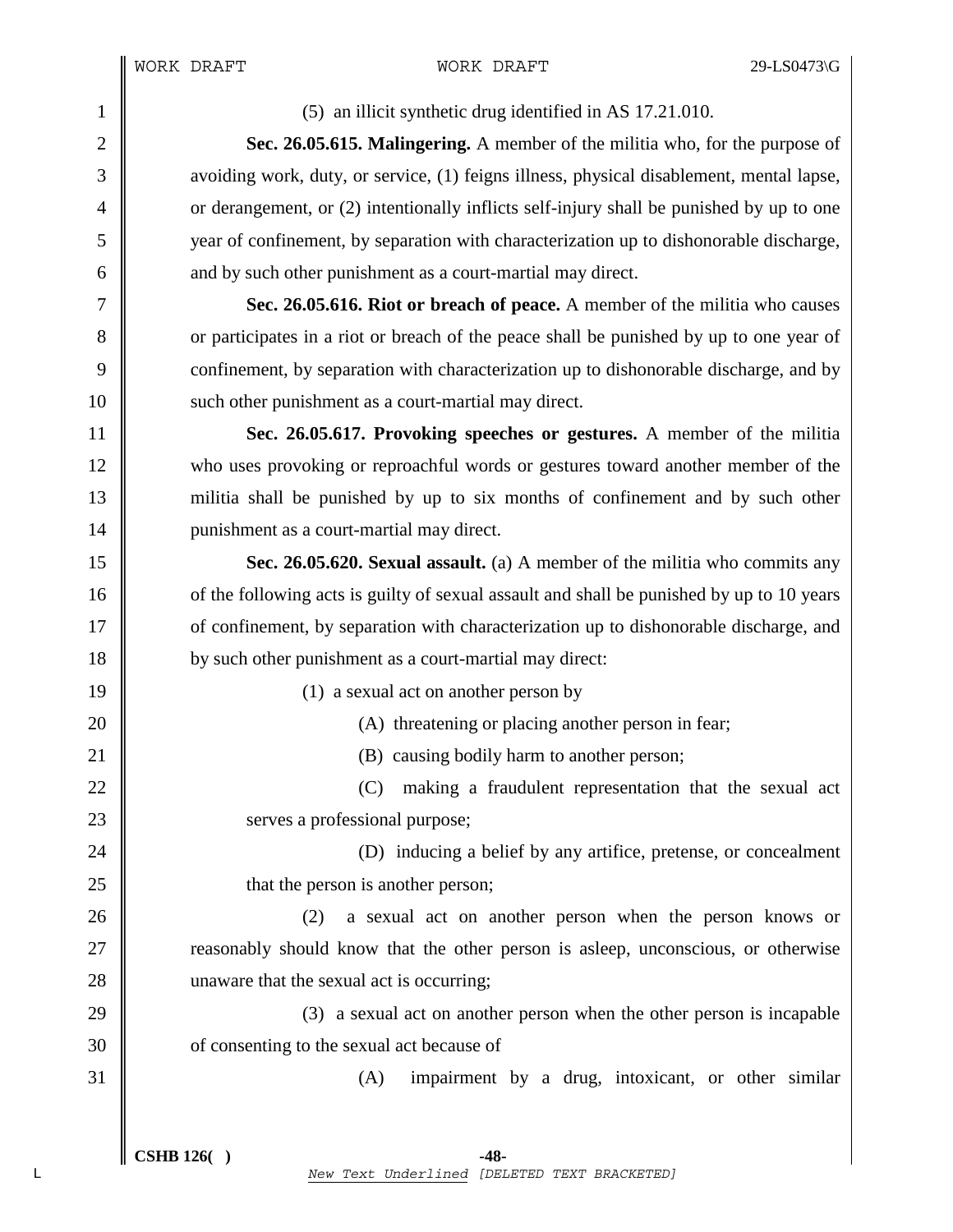(5) an illicit synthetic drug identified in AS 17.21.010.

**Sec. 26.05.615. Malingering.** A member of the militia who, for the purpose of avoiding work, duty, or service, (1) feigns illness, physical disablement, mental lapse, or derangement, or (2) intentionally inflicts self-injury shall be punished by up to one year of confinement, by separation with characterization up to dishonorable discharge, and by such other punishment as a court-martial may direct.

**Sec. 26.05.616. Riot or breach of peace.** A member of the militia who causes or participates in a riot or breach of the peace shall be punished by up to one year of confinement, by separation with characterization up to dishonorable discharge, and by such other punishment as a court-martial may direct.

**Sec. 26.05.617. Provoking speeches or gestures.** A member of the militia who uses provoking or reproachful words or gestures toward another member of the militia shall be punished by up to six months of confinement and by such other punishment as a court-martial may direct.

**Sec. 26.05.620. Sexual assault.** (a) A member of the militia who commits any of the following acts is guilty of sexual assault and shall be punished by up to 10 years of confinement, by separation with characterization up to dishonorable discharge, and by such other punishment as a court-martial may direct:

(1) a sexual act on another person by

(A) threatening or placing another person in fear;

(B) causing bodily harm to another person;

(C) making a fraudulent representation that the sexual act serves a professional purpose;

(D) inducing a belief by any artifice, pretense, or concealment that the person is another person;

(2) a sexual act on another person when the person knows or reasonably should know that the other person is asleep, unconscious, or otherwise unaware that the sexual act is occurring;

(3) a sexual act on another person when the other person is incapable of consenting to the sexual act because of

(A) impairment by a drug, intoxicant, or other similar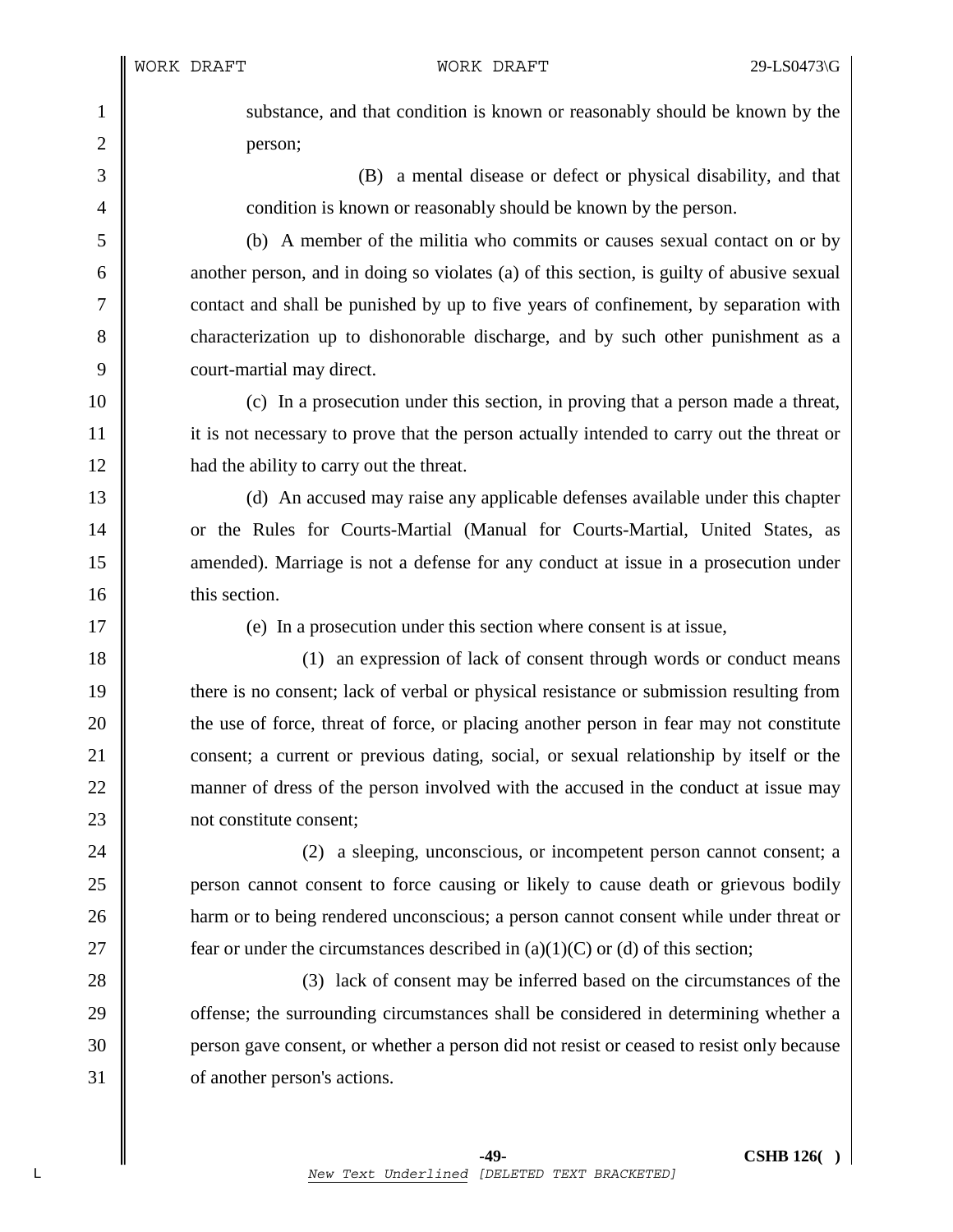substance, and that condition is known or reasonably should be known by the person;

(B) a mental disease or defect or physical disability, and that condition is known or reasonably should be known by the person.

(b) A member of the militia who commits or causes sexual contact on or by another person, and in doing so violates (a) of this section, is guilty of abusive sexual contact and shall be punished by up to five years of confinement, by separation with characterization up to dishonorable discharge, and by such other punishment as a court-martial may direct.

(c) In a prosecution under this section, in proving that a person made a threat, it is not necessary to prove that the person actually intended to carry out the threat or had the ability to carry out the threat.

(d) An accused may raise any applicable defenses available under this chapter or the Rules for Courts-Martial (Manual for Courts-Martial, United States, as amended). Marriage is not a defense for any conduct at issue in a prosecution under this section.

(e) In a prosecution under this section where consent is at issue,

(1) an expression of lack of consent through words or conduct means there is no consent; lack of verbal or physical resistance or submission resulting from the use of force, threat of force, or placing another person in fear may not constitute consent; a current or previous dating, social, or sexual relationship by itself or the manner of dress of the person involved with the accused in the conduct at issue may not constitute consent;

(2) a sleeping, unconscious, or incompetent person cannot consent; a person cannot consent to force causing or likely to cause death or grievous bodily harm or to being rendered unconscious; a person cannot consent while under threat or fear or under the circumstances described in (a)(1)(C) or (d) of this section;

(3) lack of consent may be inferred based on the circumstances of the offense; the surrounding circumstances shall be considered in determining whether a person gave consent, or whether a person did not resist or ceased to resist only because of another person's actions.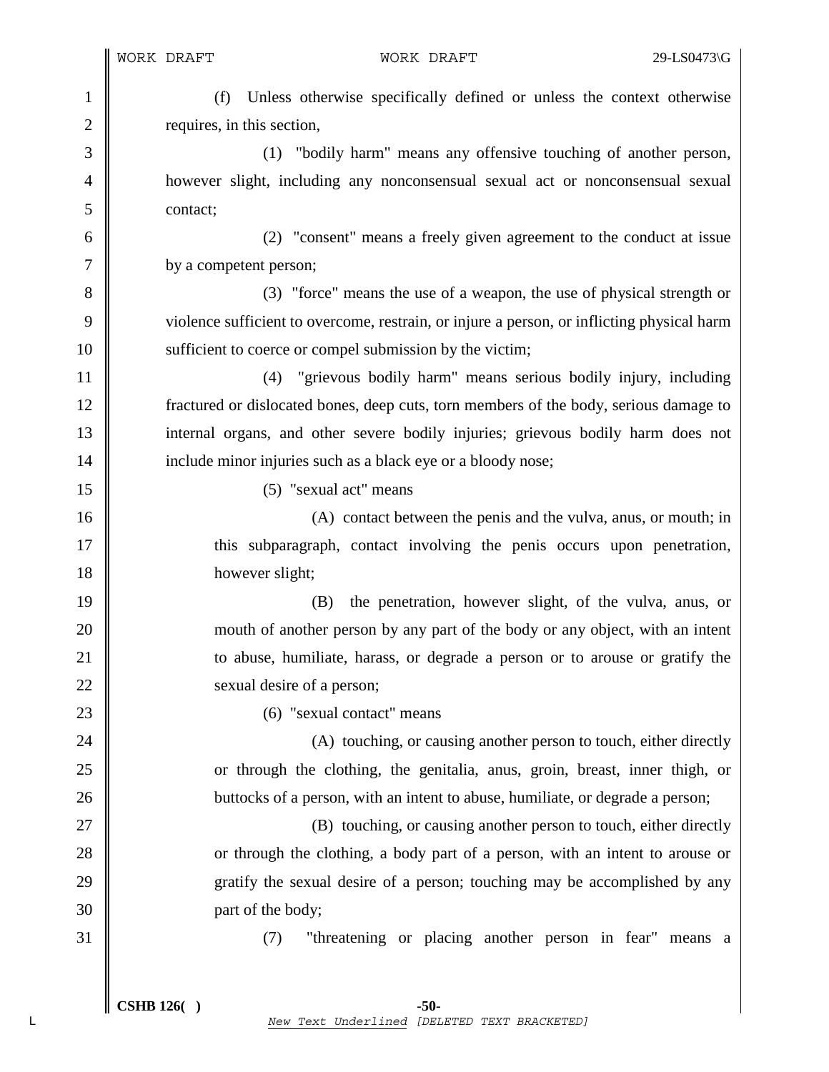(f) Unless otherwise specifically defined or unless the context otherwise requires, in this section,

(1) "bodily harm" means any offensive touching of another person, however slight, including any nonconsensual sexual act or nonconsensual sexual contact;

(2) "consent" means a freely given agreement to the conduct at issue by a competent person;

(3) "force" means the use of a weapon, the use of physical strength or violence sufficient to overcome, restrain, or injure a person, or inflicting physical harm sufficient to coerce or compel submission by the victim;

(4) "grievous bodily harm" means serious bodily injury, including fractured or dislocated bones, deep cuts, torn members of the body, serious damage to internal organs, and other severe bodily injuries; grievous bodily harm does not include minor injuries such as a black eye or a bloody nose;

(5) "sexual act" means

(A) contact between the penis and the vulva, anus, or mouth; in this subparagraph, contact involving the penis occurs upon penetration, however slight;

(B) the penetration, however slight, of the vulva, anus, or mouth of another person by any part of the body or any object, with an intent to abuse, humiliate, harass, or degrade a person or to arouse or gratify the sexual desire of a person;

(6) "sexual contact" means

(A) touching, or causing another person to touch, either directly or through the clothing, the genitalia, anus, groin, breast, inner thigh, or buttocks of a person, with an intent to abuse, humiliate, or degrade a person;

(B) touching, or causing another person to touch, either directly or through the clothing, a body part of a person, with an intent to arouse or gratify the sexual desire of a person; touching may be accomplished by any part of the body;

(7) "threatening or placing another person in fear" means a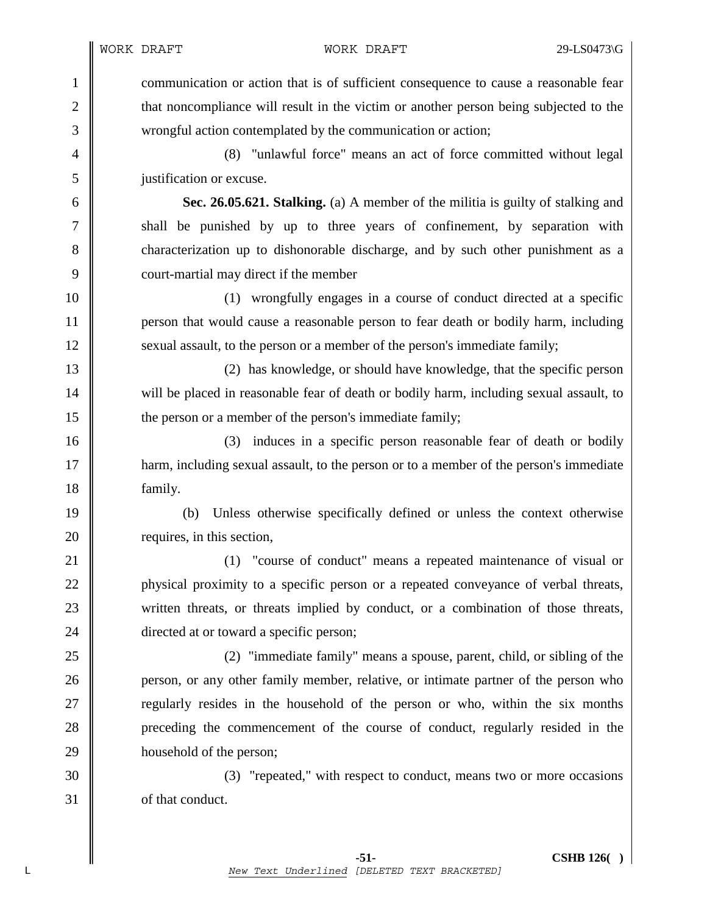communication or action that is of sufficient consequence to cause a reasonable fear that noncompliance will result in the victim or another person being subjected to the wrongful action contemplated by the communication or action;

(8) "unlawful force" means an act of force committed without legal justification or excuse.

**Sec. 26.05.621. Stalking.** (a) A member of the militia is guilty of stalking and shall be punished by up to three years of confinement, by separation with characterization up to dishonorable discharge, and by such other punishment as a court-martial may direct if the member

(1) wrongfully engages in a course of conduct directed at a specific person that would cause a reasonable person to fear death or bodily harm, including sexual assault, to the person or a member of the person's immediate family;

(2) has knowledge, or should have knowledge, that the specific person will be placed in reasonable fear of death or bodily harm, including sexual assault, to the person or a member of the person's immediate family;

(3) induces in a specific person reasonable fear of death or bodily harm, including sexual assault, to the person or to a member of the person's immediate family.

(b) Unless otherwise specifically defined or unless the context otherwise requires, in this section,

(1) "course of conduct" means a repeated maintenance of visual or physical proximity to a specific person or a repeated conveyance of verbal threats, written threats, or threats implied by conduct, or a combination of those threats, directed at or toward a specific person;

(2) "immediate family" means a spouse, parent, child, or sibling of the person, or any other family member, relative, or intimate partner of the person who regularly resides in the household of the person or who, within the six months preceding the commencement of the course of conduct, regularly resided in the household of the person;

(3) "repeated," with respect to conduct, means two or more occasions of that conduct.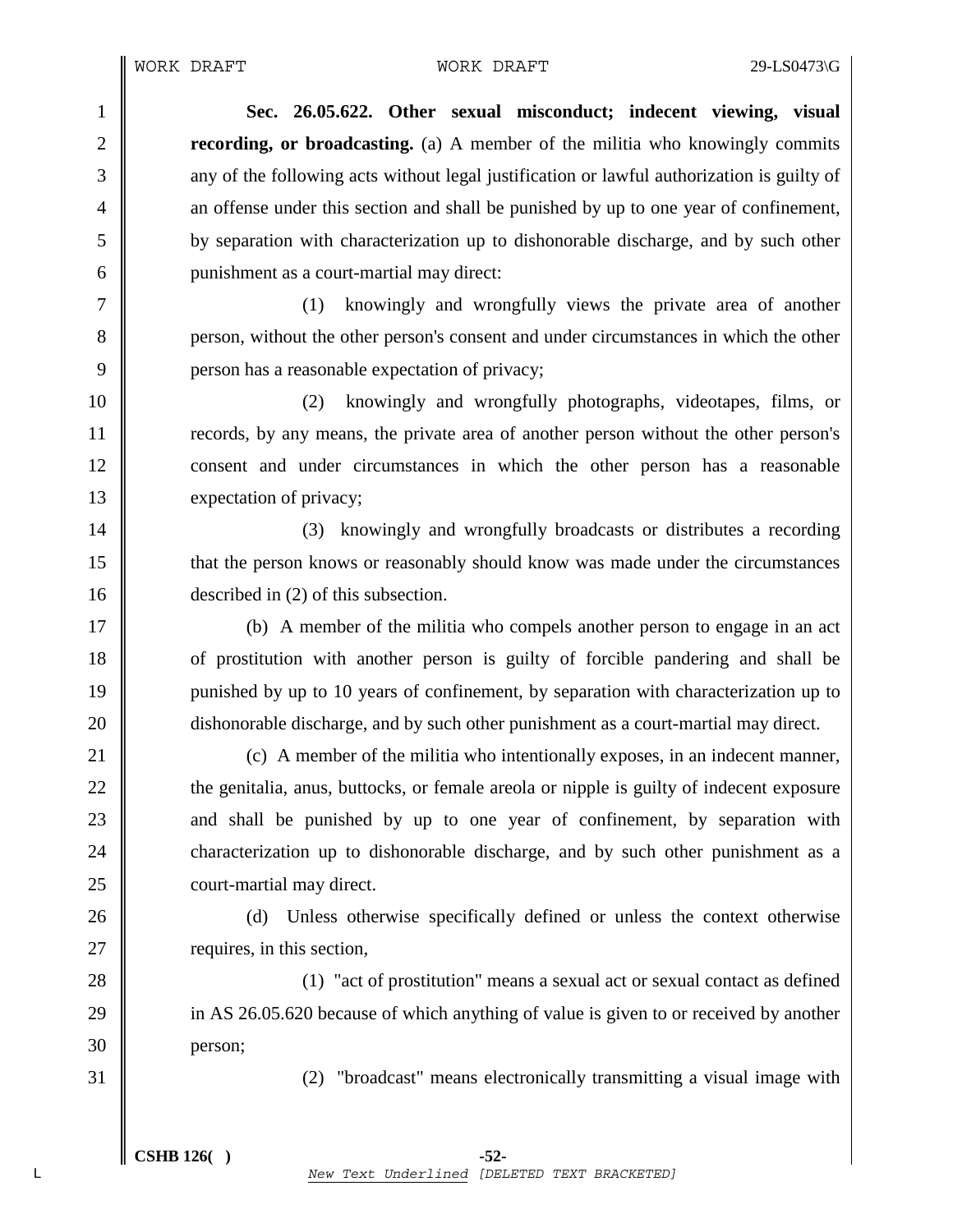**Sec. 26.05.622. Other sexual misconduct; indecent viewing, visual recording, or broadcasting.** (a) A member of the militia who knowingly commits any of the following acts without legal justification or lawful authorization is guilty of an offense under this section and shall be punished by up to one year of confinement, by separation with characterization up to dishonorable discharge, and by such other punishment as a court-martial may direct:

(1) knowingly and wrongfully views the private area of another person, without the other person's consent and under circumstances in which the other person has a reasonable expectation of privacy;

(2) knowingly and wrongfully photographs, videotapes, films, or records, by any means, the private area of another person without the other person's consent and under circumstances in which the other person has a reasonable expectation of privacy;

(3) knowingly and wrongfully broadcasts or distributes a recording that the person knows or reasonably should know was made under the circumstances described in (2) of this subsection.

(b) A member of the militia who compels another person to engage in an act of prostitution with another person is guilty of forcible pandering and shall be punished by up to 10 years of confinement, by separation with characterization up to dishonorable discharge, and by such other punishment as a court-martial may direct.

(c) A member of the militia who intentionally exposes, in an indecent manner, the genitalia, anus, buttocks, or female areola or nipple is guilty of indecent exposure and shall be punished by up to one year of confinement, by separation with characterization up to dishonorable discharge, and by such other punishment as a court-martial may direct.

(d) Unless otherwise specifically defined or unless the context otherwise requires, in this section,

(1) "act of prostitution" means a sexual act or sexual contact as defined in AS 26.05.620 because of which anything of value is given to or received by another person;

(2) "broadcast" means electronically transmitting a visual image with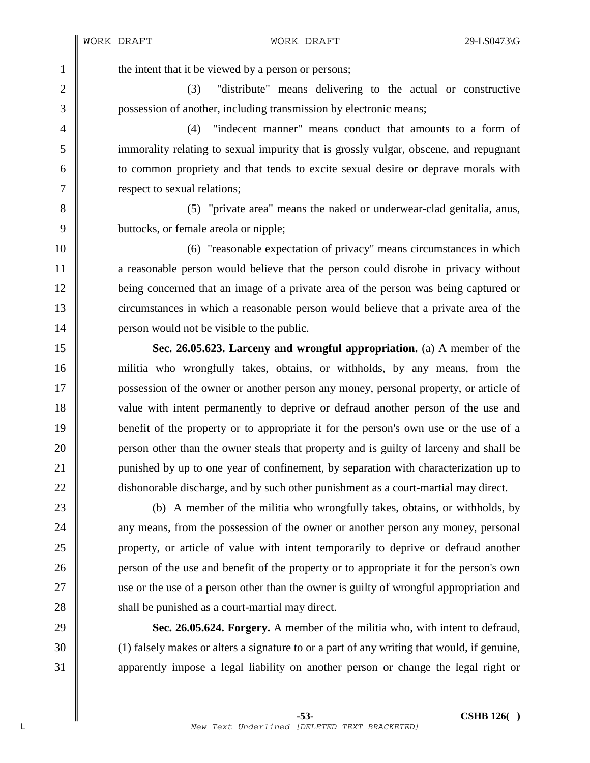the intent that it be viewed by a person or persons;

(3) "distribute" means delivering to the actual or constructive possession of another, including transmission by electronic means;

(4) "indecent manner" means conduct that amounts to a form of immorality relating to sexual impurity that is grossly vulgar, obscene, and repugnant to common propriety and that tends to excite sexual desire or deprave morals with respect to sexual relations;

(5) "private area" means the naked or underwear-clad genitalia, anus, buttocks, or female areola or nipple;

(6) "reasonable expectation of privacy" means circumstances in which a reasonable person would believe that the person could disrobe in privacy without being concerned that an image of a private area of the person was being captured or circumstances in which a reasonable person would believe that a private area of the person would not be visible to the public.

**Sec. 26.05.623. Larceny and wrongful appropriation.** (a) A member of the militia who wrongfully takes, obtains, or withholds, by any means, from the possession of the owner or another person any money, personal property, or article of value with intent permanently to deprive or defraud another person of the use and benefit of the property or to appropriate it for the person's own use or the use of a person other than the owner steals that property and is guilty of larceny and shall be punished by up to one year of confinement, by separation with characterization up to dishonorable discharge, and by such other punishment as a court-martial may direct.

(b) A member of the militia who wrongfully takes, obtains, or withholds, by any means, from the possession of the owner or another person any money, personal property, or article of value with intent temporarily to deprive or defraud another person of the use and benefit of the property or to appropriate it for the person's own use or the use of a person other than the owner is guilty of wrongful appropriation and shall be punished as a court-martial may direct.

**Sec. 26.05.624. Forgery.** A member of the militia who, with intent to defraud, (1) falsely makes or alters a signature to or a part of any writing that would, if genuine, apparently impose a legal liability on another person or change the legal right or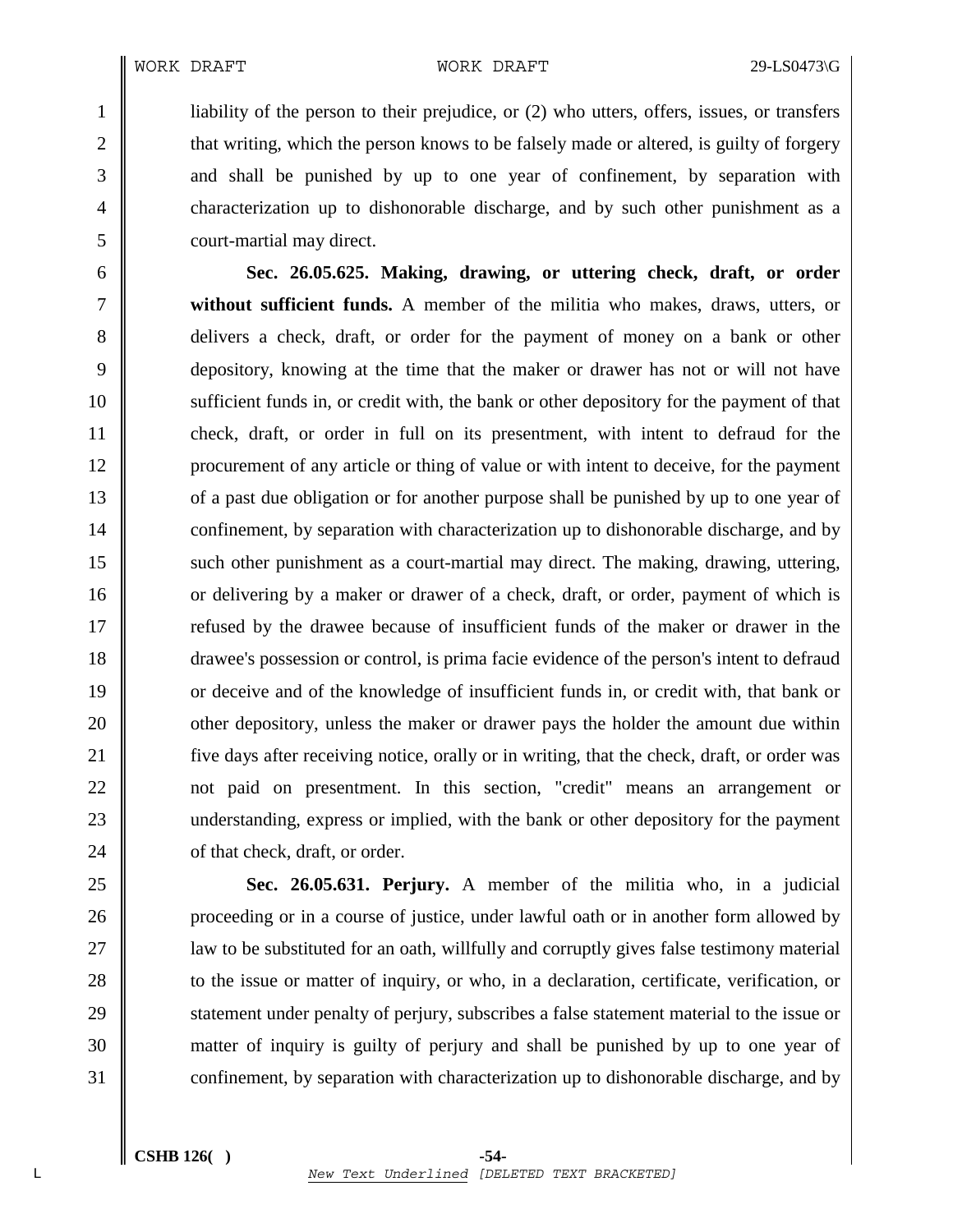liability of the person to their prejudice, or (2) who utters, offers, issues, or transfers that writing, which the person knows to be falsely made or altered, is guilty of forgery and shall be punished by up to one year of confinement, by separation with characterization up to dishonorable discharge, and by such other punishment as a court-martial may direct.

**Sec. 26.05.625. Making, drawing, or uttering check, draft, or order without sufficient funds.** A member of the militia who makes, draws, utters, or delivers a check, draft, or order for the payment of money on a bank or other depository, knowing at the time that the maker or drawer has not or will not have sufficient funds in, or credit with, the bank or other depository for the payment of that check, draft, or order in full on its presentment, with intent to defraud for the procurement of any article or thing of value or with intent to deceive, for the payment of a past due obligation or for another purpose shall be punished by up to one year of confinement, by separation with characterization up to dishonorable discharge, and by such other punishment as a court-martial may direct. The making, drawing, uttering, or delivering by a maker or drawer of a check, draft, or order, payment of which is refused by the drawee because of insufficient funds of the maker or drawer in the drawee's possession or control, is prima facie evidence of the person's intent to defraud or deceive and of the knowledge of insufficient funds in, or credit with, that bank or other depository, unless the maker or drawer pays the holder the amount due within five days after receiving notice, orally or in writing, that the check, draft, or order was not paid on presentment. In this section, "credit" means an arrangement or understanding, express or implied, with the bank or other depository for the payment of that check, draft, or order.

**Sec. 26.05.631. Perjury.** A member of the militia who, in a judicial proceeding or in a course of justice, under lawful oath or in another form allowed by law to be substituted for an oath, willfully and corruptly gives false testimony material to the issue or matter of inquiry, or who, in a declaration, certificate, verification, or statement under penalty of perjury, subscribes a false statement material to the issue or matter of inquiry is guilty of perjury and shall be punished by up to one year of confinement, by separation with characterization up to dishonorable discharge, and by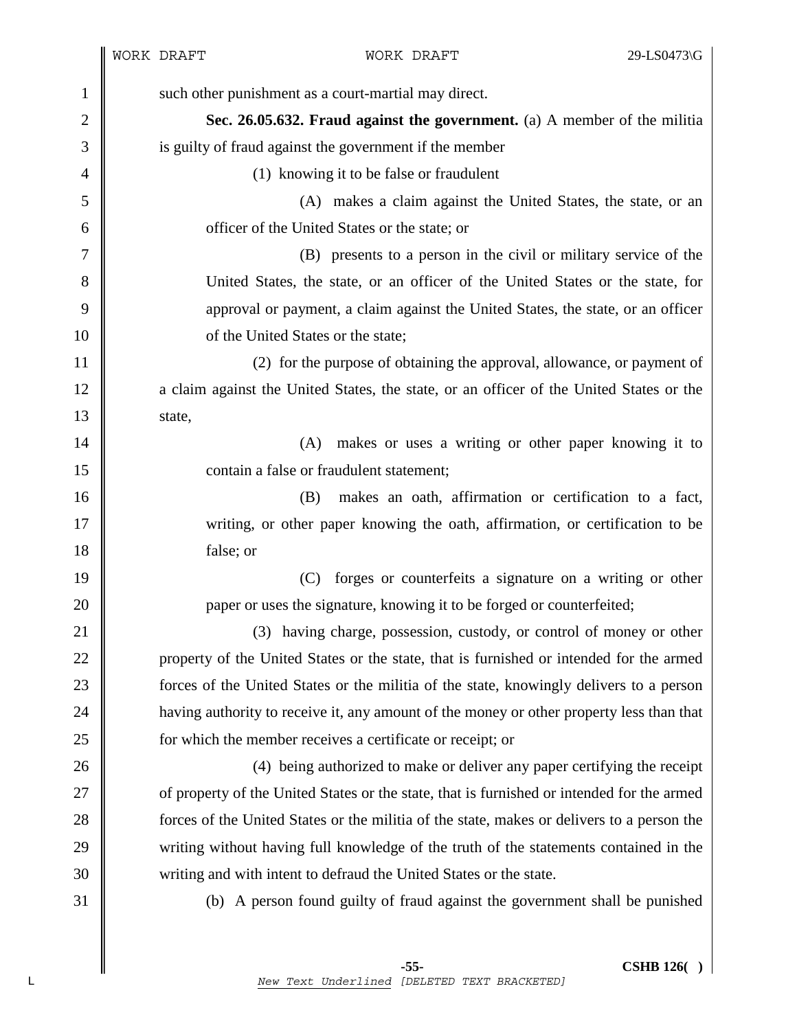such other punishment as a court-martial may direct.

**Sec. 26.05.632. Fraud against the government.** (a) A member of the militia is guilty of fraud against the government if the member

(1) knowing it to be false or fraudulent

(A) makes a claim against the United States, the state, or an officer of the United States or the state; or

(B) presents to a person in the civil or military service of the United States, the state, or an officer of the United States or the state, for approval or payment, a claim against the United States, the state, or an officer of the United States or the state;

(2) for the purpose of obtaining the approval, allowance, or payment of a claim against the United States, the state, or an officer of the United States or the state,

(A) makes or uses a writing or other paper knowing it to contain a false or fraudulent statement;

(B) makes an oath, affirmation or certification to a fact, writing, or other paper knowing the oath, affirmation, or certification to be false; or

(C) forges or counterfeits a signature on a writing or other paper or uses the signature, knowing it to be forged or counterfeited;

(3) having charge, possession, custody, or control of money or other property of the United States or the state, that is furnished or intended for the armed forces of the United States or the militia of the state, knowingly delivers to a person having authority to receive it, any amount of the money or other property less than that for which the member receives a certificate or receipt; or

(4) being authorized to make or deliver any paper certifying the receipt of property of the United States or the state, that is furnished or intended for the armed forces of the United States or the militia of the state, makes or delivers to a person the writing without having full knowledge of the truth of the statements contained in the writing and with intent to defraud the United States or the state.

(b) A person found guilty of fraud against the government shall be punished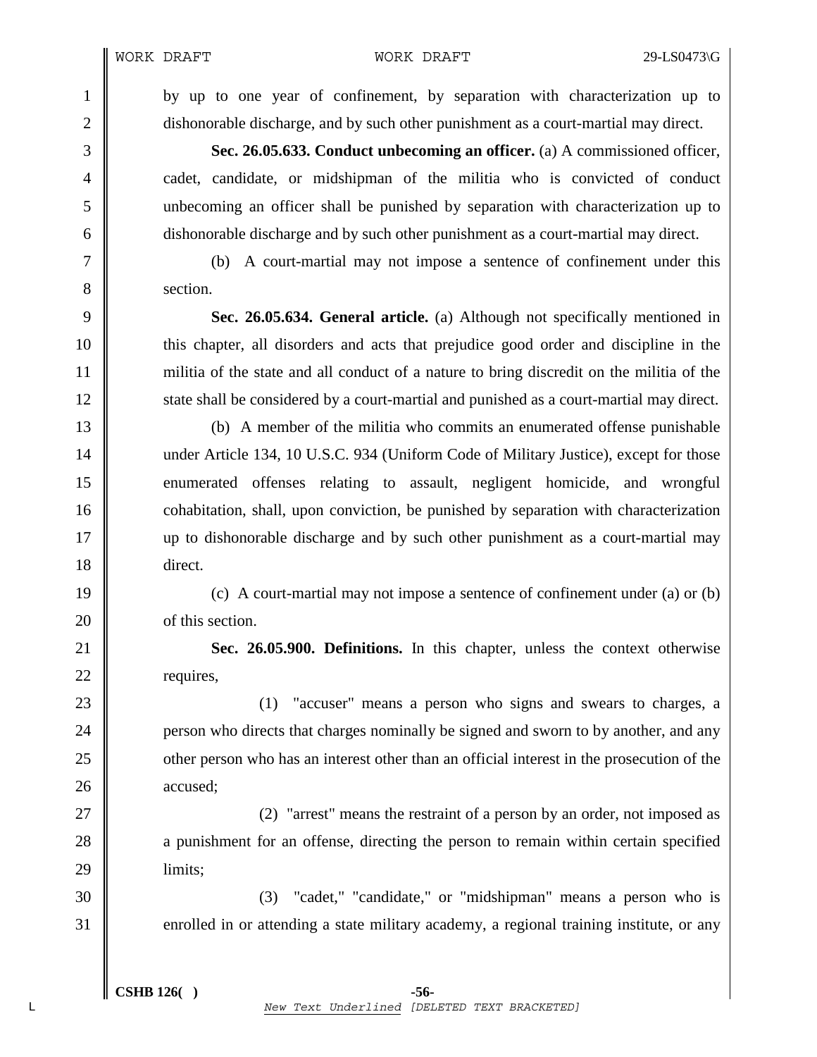by up to one year of confinement, by separation with characterization up to dishonorable discharge, and by such other punishment as a court-martial may direct.

**Sec. 26.05.633. Conduct unbecoming an officer.** (a) A commissioned officer, cadet, candidate, or midshipman of the militia who is convicted of conduct unbecoming an officer shall be punished by separation with characterization up to dishonorable discharge and by such other punishment as a court-martial may direct.

(b) A court-martial may not impose a sentence of confinement under this section.

**Sec. 26.05.634. General article.** (a) Although not specifically mentioned in this chapter, all disorders and acts that prejudice good order and discipline in the militia of the state and all conduct of a nature to bring discredit on the militia of the state shall be considered by a court-martial and punished as a court-martial may direct.

(b) A member of the militia who commits an enumerated offense punishable under Article 134, 10 U.S.C. 934 (Uniform Code of Military Justice), except for those enumerated offenses relating to assault, negligent homicide, and wrongful cohabitation, shall, upon conviction, be punished by separation with characterization up to dishonorable discharge and by such other punishment as a court-martial may direct.

(c) A court-martial may not impose a sentence of confinement under (a) or (b) of this section.

**Sec. 26.05.900. Definitions.** In this chapter, unless the context otherwise requires,

(1) "accuser" means a person who signs and swears to charges, a person who directs that charges nominally be signed and sworn to by another, and any other person who has an interest other than an official interest in the prosecution of the accused;

(2) "arrest" means the restraint of a person by an order, not imposed as a punishment for an offense, directing the person to remain within certain specified limits;

(3) "cadet," "candidate," or "midshipman" means a person who is enrolled in or attending a state military academy, a regional training institute, or any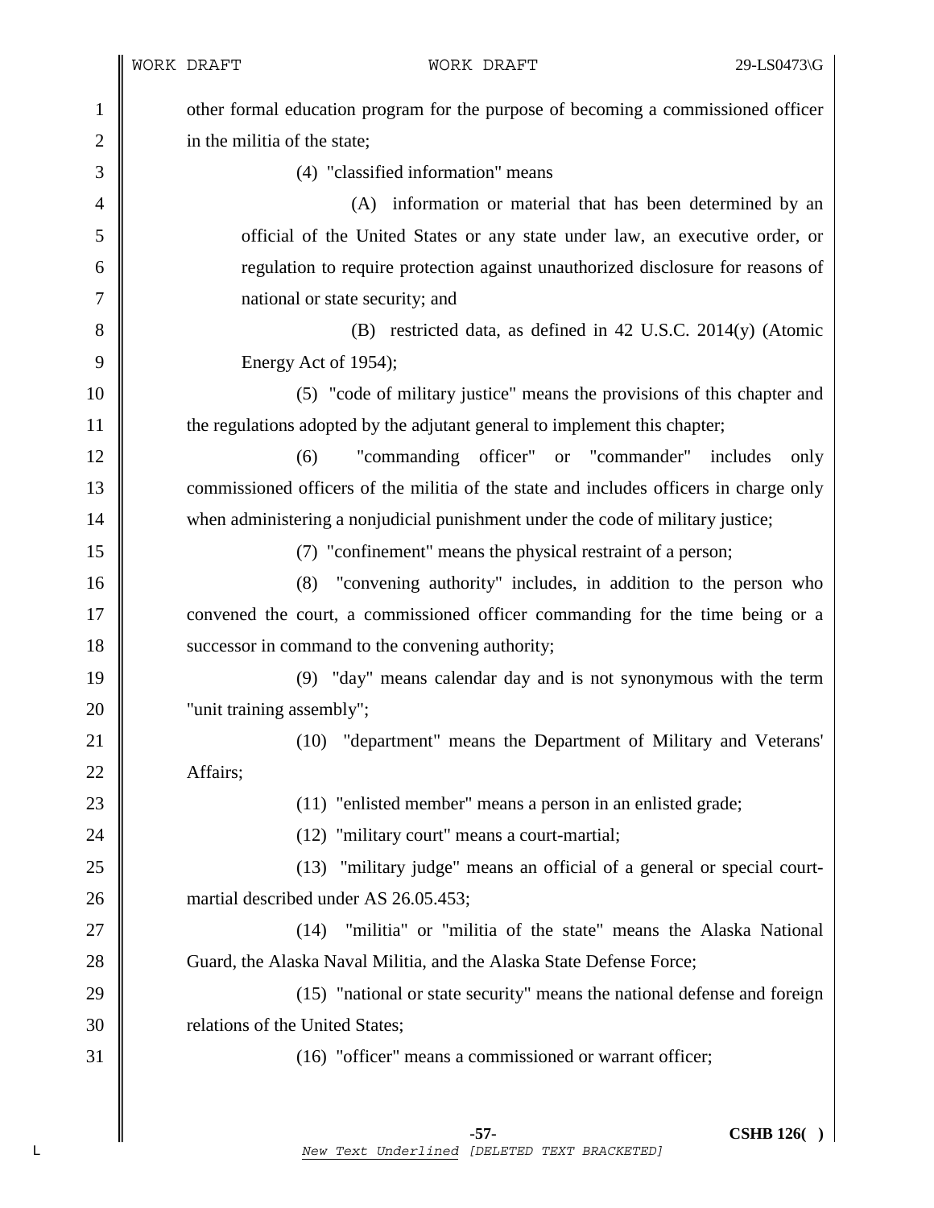other formal education program for the purpose of becoming a commissioned officer in the militia of the state;

(4) "classified information" means

(A) information or material that has been determined by an official of the United States or any state under law, an executive order, or regulation to require protection against unauthorized disclosure for reasons of national or state security; and

(B) restricted data, as defined in 42 U.S.C. 2014(y) (Atomic Energy Act of 1954);

(5) "code of military justice" means the provisions of this chapter and the regulations adopted by the adjutant general to implement this chapter;

(6) "commanding officer" or "commander" includes only commissioned officers of the militia of the state and includes officers in charge only when administering a nonjudicial punishment under the code of military justice;

(7) "confinement" means the physical restraint of a person;

(8) "convening authority" includes, in addition to the person who convened the court, a commissioned officer commanding for the time being or a successor in command to the convening authority;

(9) "day" means calendar day and is not synonymous with the term "unit training assembly";

(10) "department" means the Department of Military and Veterans' Affairs;

(11) "enlisted member" means a person in an enlisted grade;

(12) "military court" means a court-martial;

(13) "military judge" means an official of a general or special court-martial described under AS 26.05.453;

(14) "militia" or "militia of the state" means the Alaska National Guard, the Alaska Naval Militia, and the Alaska State Defense Force;

(15) "national or state security" means the national defense and foreign relations of the United States;

(16) "officer" means a commissioned or warrant officer;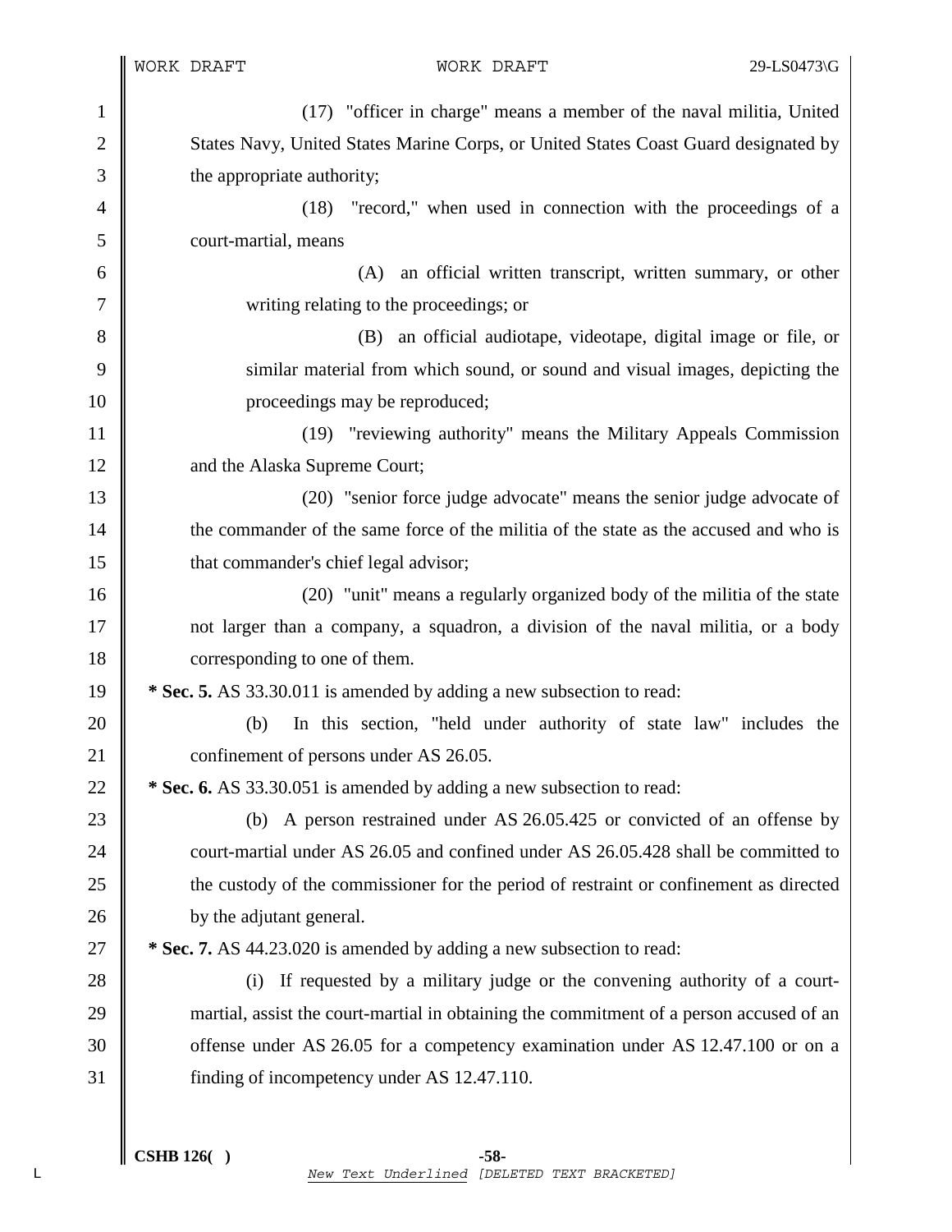(17) "officer in charge" means a member of the naval militia, United States Navy, United States Marine Corps, or United States Coast Guard designated by the appropriate authority;

(18) "record," when used in connection with the proceedings of a court-martial, means

(A) an official written transcript, written summary, or other writing relating to the proceedings; or

(B) an official audiotape, videotape, digital image or file, or similar material from which sound, or sound and visual images, depicting the proceedings may be reproduced;

(19) "reviewing authority" means the Military Appeals Commission and the Alaska Supreme Court;

(20) "senior force judge advocate" means the senior judge advocate of the commander of the same force of the militia of the state as the accused and who is that commander's chief legal advisor;

(20) "unit" means a regularly organized body of the militia of the state not larger than a company, a squadron, a division of the naval militia, or a body corresponding to one of them.

**\* Sec. 5.** AS 33.30.011 is amended by adding a new subsection to read:

(b) In this section, "held under authority of state law" includes the confinement of persons under AS 26.05.

**\* Sec. 6.** AS 33.30.051 is amended by adding a new subsection to read:

(b) A person restrained under AS 26.05.425 or convicted of an offense by court-martial under AS 26.05 and confined under AS 26.05.428 shall be committed to the custody of the commissioner for the period of restraint or confinement as directed by the adjutant general.

**\* Sec. 7.** AS 44.23.020 is amended by adding a new subsection to read:

(i) If requested by a military judge or the convening authority of a court-martial, assist the court-martial in obtaining the commitment of a person accused of an offense under AS 26.05 for a competency examination under AS 12.47.100 or on a finding of incompetency under AS 12.47.110.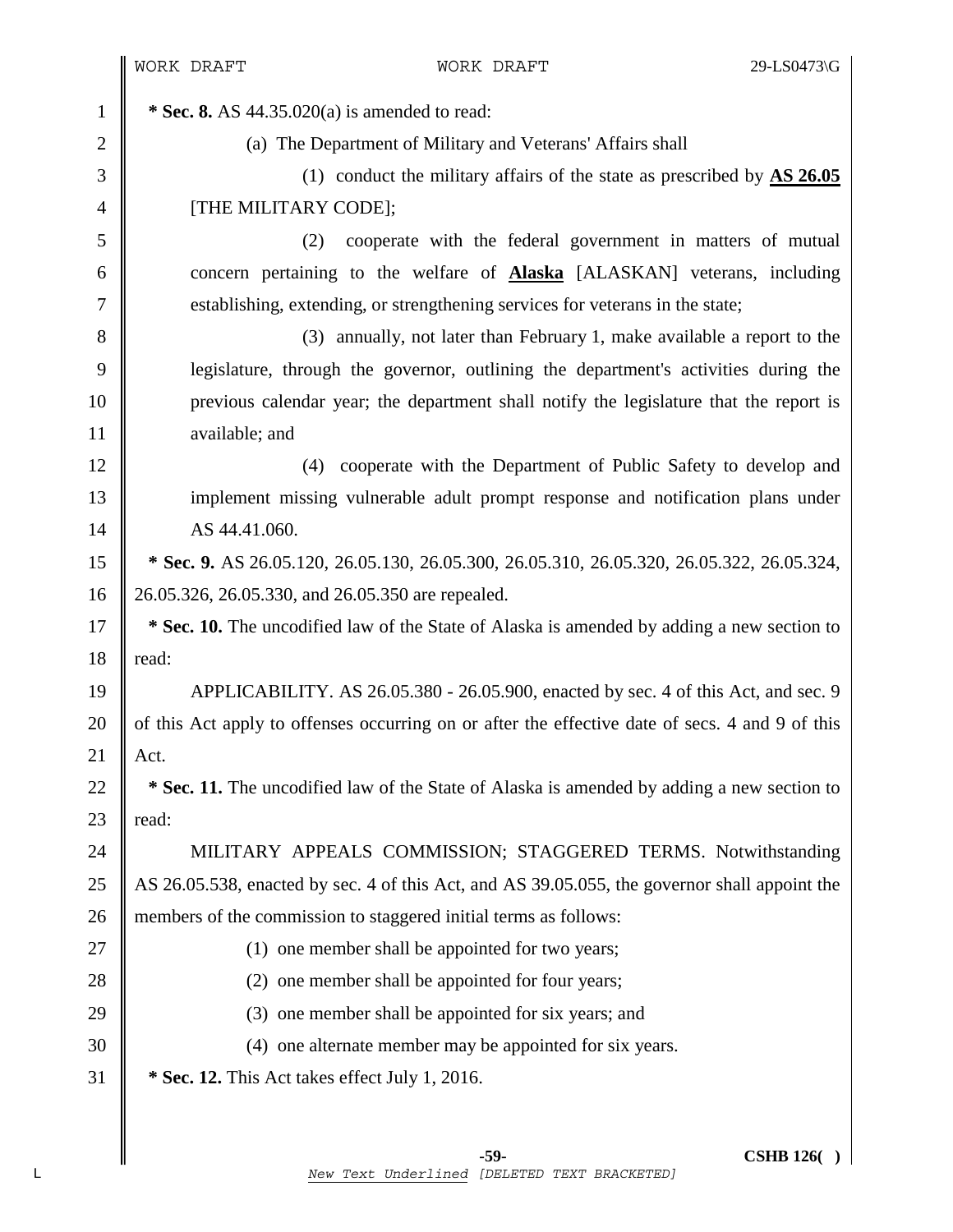**\* Sec. 8.** AS 44.35.020(a) is amended to read:

(a) The Department of Military and Veterans' Affairs shall

(1) conduct the military affairs of the state as prescribed by **AS 26.05** [THE MILITARY CODE];

(2) cooperate with the federal government in matters of mutual concern pertaining to the welfare of **Alaska** [ALASKAN] veterans, including establishing, extending, or strengthening services for veterans in the state;

(3) annually, not later than February 1, make available a report to the legislature, through the governor, outlining the department's activities during the previous calendar year; the department shall notify the legislature that the report is available; and

(4) cooperate with the Department of Public Safety to develop and implement missing vulnerable adult prompt response and notification plans under AS 44.41.060.

**\* Sec. 9.** AS 26.05.120, 26.05.130, 26.05.300, 26.05.310, 26.05.320, 26.05.322, 26.05.324, 26.05.326, 26.05.330, and 26.05.350 are repealed.

**\* Sec. 10.** The uncodified law of the State of Alaska is amended by adding a new section to read:

APPLICABILITY. AS 26.05.380 - 26.05.900, enacted by sec. 4 of this Act, and sec. 9 of this Act apply to offenses occurring on or after the effective date of secs. 4 and 9 of this Act.

**\* Sec. 11.** The uncodified law of the State of Alaska is amended by adding a new section to read:

MILITARY APPEALS COMMISSION; STAGGERED TERMS. Notwithstanding AS 26.05.538, enacted by sec. 4 of this Act, and AS 39.05.055, the governor shall appoint the members of the commission to staggered initial terms as follows:

(1) one member shall be appointed for two years;

(2) one member shall be appointed for four years;

(3) one member shall be appointed for six years; and

(4) one alternate member may be appointed for six years.

**\* Sec. 12.** This Act takes effect July 1, 2016.